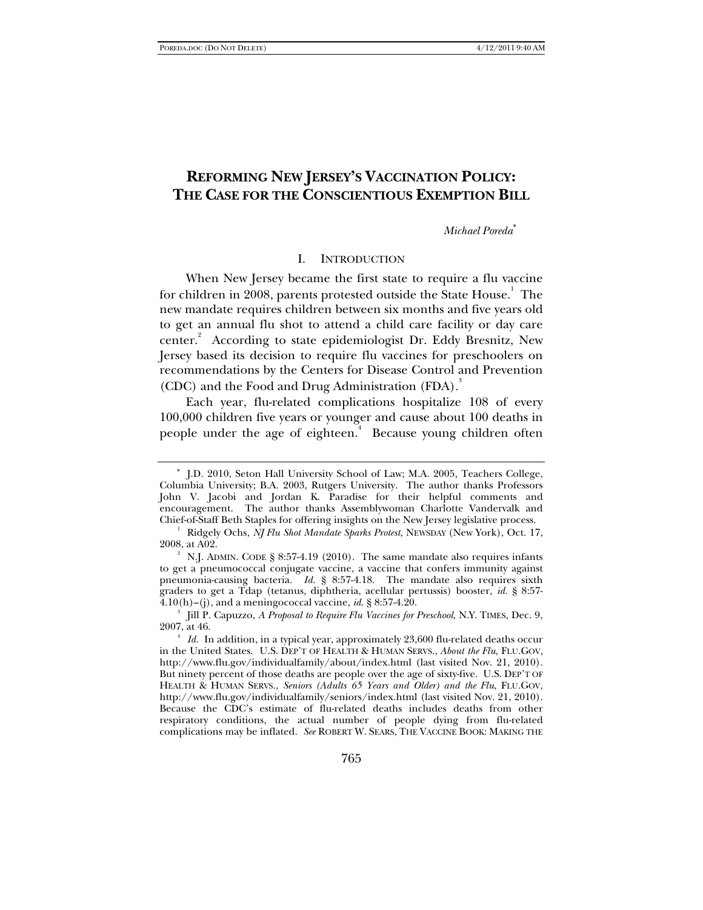# REFORMING NEW JERSEY'S VACCINATION POLICY: THE CASE FOR THE CONSCIENTIOUS EXEMPTION BILL

*Michael Poreda*[*]

## I. INTRODUCTION

When New Jersey became the first state to require a flu vaccine for children in 2008, parents protested outside the State House.[1] The new mandate requires children between six months and five years old to get an annual flu shot to attend a child care facility or day care center.[2] According to state epidemiologist Dr. Eddy Bresnitz, New Jersey based its decision to require flu vaccines for preschoolers on recommendations by the Centers for Disease Control and Prevention (CDC) and the Food and Drug Administration (FDA).[3]

Each year, flu-related complications hospitalize 108 of every 100,000 children five years or younger and cause about 100 deaths in people under the age of eighteen.[4] Because young children often

---

[*] J.D. 2010, Seton Hall University School of Law; M.A. 2005, Teachers College, Columbia University; B.A. 2003, Rutgers University. The author thanks Professors John V. Jacobi and Jordan K. Paradise for their helpful comments and encouragement. The author thanks Assemblywoman Charlotte Vandervalk and Chief-of-Staff Beth Staples for offering insights on the New Jersey legislative process.

[1] Ridgely Ochs, *NJ Flu Shot Mandate Sparks Protest*, NEWSDAY (New York), Oct. 17, 2008, at A02.

[2] N.J. ADMIN. CODE § 8:57-4.19 (2010). The same mandate also requires infants to get a pneumococcal conjugate vaccine, a vaccine that confers immunity against pneumonia-causing bacteria. *Id.* § 8:57-4.18. The mandate also requires sixth graders to get a Tdap (tetanus, diphtheria, acellular pertussis) booster, *id.* § 8:57-4.10(h)–(j), and a meningococcal vaccine, *id.* § 8:57-4.20.

[3] Jill P. Capuzzo, *A Proposal to Require Flu Vaccines for Preschool*, N.Y. TIMES, Dec. 9, 2007, at 46.

[4] *Id.* In addition, in a typical year, approximately 23,600 flu-related deaths occur in the United States. U.S. DEP'T OF HEALTH & HUMAN SERVS., *About the Flu*, FLU.GOV, http://www.flu.gov/individualfamily/about/index.html (last visited Nov. 21, 2010). But ninety percent of those deaths are people over the age of sixty-five. U.S. DEP'T OF HEALTH & HUMAN SERVS., *Seniors (Adults 65 Years and Older) and the Flu*, FLU.GOV, http://www.flu.gov/individualfamily/seniors/index.html (last visited Nov. 21, 2010). Because the CDC's estimate of flu-related deaths includes deaths from other respiratory conditions, the actual number of people dying from flu-related complications may be inflated. *See* ROBERT W. SEARS, THE VACCINE BOOK: MAKING THE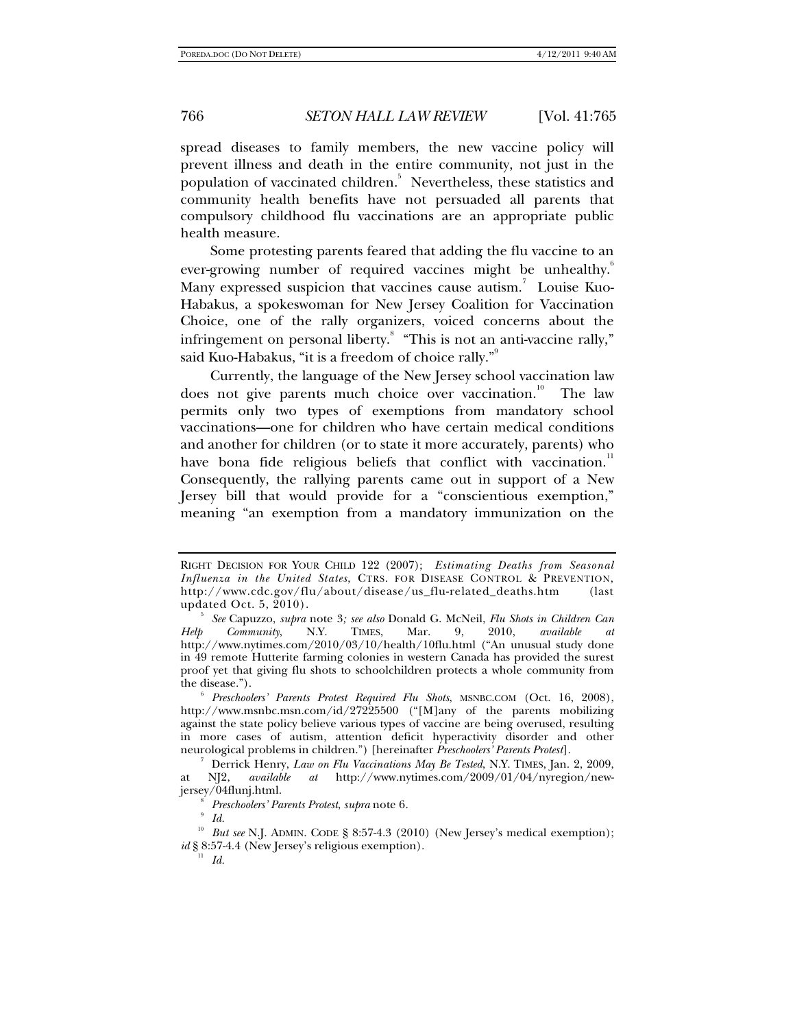spread diseases to family members, the new vaccine policy will prevent illness and death in the entire community, not just in the population of vaccinated children.[5] Nevertheless, these statistics and community health benefits have not persuaded all parents that compulsory childhood flu vaccinations are an appropriate public health measure.

Some protesting parents feared that adding the flu vaccine to an ever-growing number of required vaccines might be unhealthy.[6] Many expressed suspicion that vaccines cause autism.[7] Louise Kuo-Habakus, a spokeswoman for New Jersey Coalition for Vaccination Choice, one of the rally organizers, voiced concerns about the infringement on personal liberty.[8] "This is not an anti-vaccine rally," said Kuo-Habakus, "it is a freedom of choice rally."[9]

Currently, the language of the New Jersey school vaccination law does not give parents much choice over vaccination.[10] The law permits only two types of exemptions from mandatory school vaccinations—one for children who have certain medical conditions and another for children (or to state it more accurately, parents) who have bona fide religious beliefs that conflict with vaccination.[11] Consequently, the rallying parents came out in support of a New Jersey bill that would provide for a "conscientious exemption," meaning "an exemption from a mandatory immunization on the

---

RIGHT DECISION FOR YOUR CHILD 122 (2007); *Estimating Deaths from Seasonal Influenza in the United States*, CTRS. FOR DISEASE CONTROL & PREVENTION, http://www.cdc.gov/flu/about/disease/us_flu-related_deaths.htm (last updated Oct. 5, 2010).

[5] *See* Capuzzo, *supra* note 3*; see also* Donald G. McNeil, *Flu Shots in Children Can Help Community*, N.Y. TIMES, Mar. 9, 2010, *available at* http://www.nytimes.com/2010/03/10/health/10flu.html ("An unusual study done in 49 remote Hutterite farming colonies in western Canada has provided the surest proof yet that giving flu shots to schoolchildren protects a whole community from the disease.").

[6] *Preschoolers' Parents Protest Required Flu Shots*, MSNBC.COM (Oct. 16, 2008), http://www.msnbc.msn.com/id/27225500 ("[M]any of the parents mobilizing against the state policy believe various types of vaccine are being overused, resulting in more cases of autism, attention deficit hyperactivity disorder and other neurological problems in children.") [hereinafter *Preschoolers' Parents Protest*].

[7] Derrick Henry, *Law on Flu Vaccinations May Be Tested*, N.Y. TIMES, Jan. 2, 2009, at NJ2, *available at* http://www.nytimes.com/2009/01/04/nyregion/new-jersey/04flunj.html.

[8] *Preschoolers' Parents Protest*, *supra* note 6.

[9] *Id.*

[10] *But see* N.J. ADMIN. CODE § 8:57-4.3 (2010) (New Jersey's medical exemption); *id* § 8:57-4.4 (New Jersey's religious exemption).

[11] *Id.*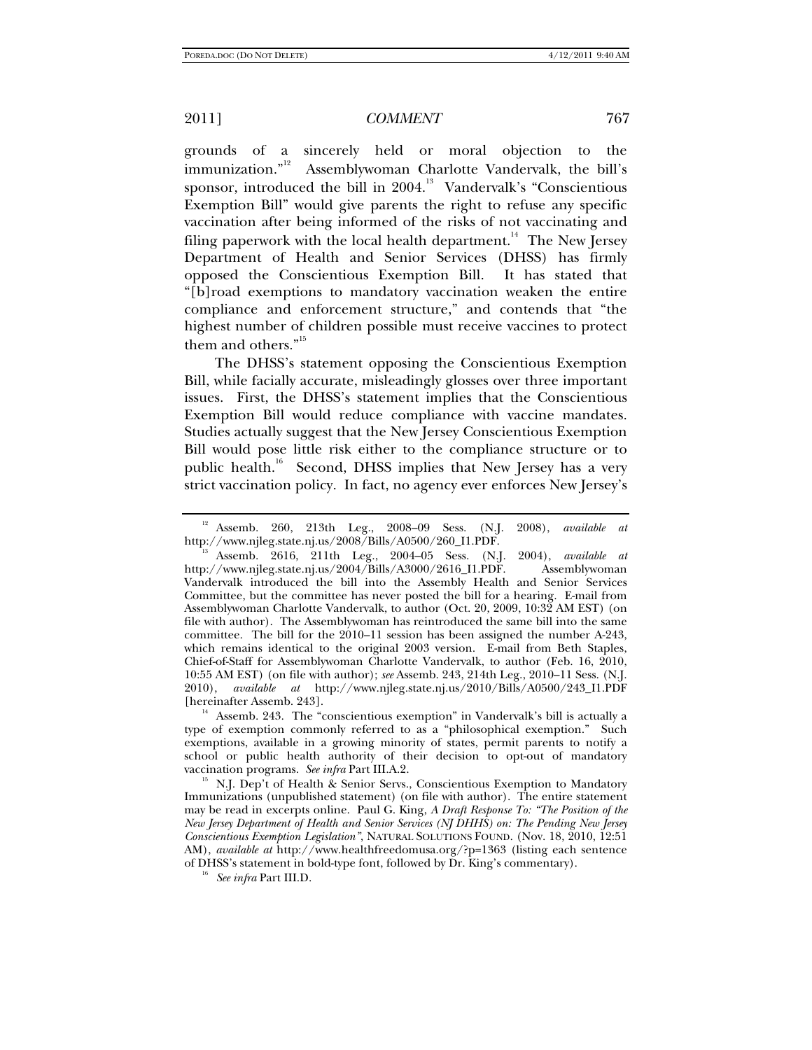grounds of a sincerely held or moral objection to the immunization."[12] Assemblywoman Charlotte Vandervalk, the bill's sponsor, introduced the bill in 2004.[13] Vandervalk's "Conscientious Exemption Bill" would give parents the right to refuse any specific vaccination after being informed of the risks of not vaccinating and filing paperwork with the local health department.[14] The New Jersey Department of Health and Senior Services (DHSS) has firmly opposed the Conscientious Exemption Bill. It has stated that "[b]road exemptions to mandatory vaccination weaken the entire compliance and enforcement structure," and contends that "the highest number of children possible must receive vaccines to protect them and others."[15]

The DHSS's statement opposing the Conscientious Exemption Bill, while facially accurate, misleadingly glosses over three important issues. First, the DHSS's statement implies that the Conscientious Exemption Bill would reduce compliance with vaccine mandates. Studies actually suggest that the New Jersey Conscientious Exemption Bill would pose little risk either to the compliance structure or to public health.[16] Second, DHSS implies that New Jersey has a very strict vaccination policy. In fact, no agency ever enforces New Jersey's

---

[12] Assemb. 260, 213th Leg., 2008–09 Sess. (N.J. 2008), *available at* http://www.njleg.state.nj.us/2008/Bills/A0500/260_I1.PDF.

[13] Assemb. 2616, 211th Leg., 2004–05 Sess. (N.J. 2004), *available at* http://www.njleg.state.nj.us/2004/Bills/A3000/2616_I1.PDF. Assemblywoman Vandervalk introduced the bill into the Assembly Health and Senior Services Committee, but the committee has never posted the bill for a hearing. E-mail from Assemblywoman Charlotte Vandervalk, to author (Oct. 20, 2009, 10:32 AM EST) (on file with author). The Assemblywoman has reintroduced the same bill into the same committee. The bill for the 2010–11 session has been assigned the number A-243, which remains identical to the original 2003 version. E-mail from Beth Staples, Chief-of-Staff for Assemblywoman Charlotte Vandervalk, to author (Feb. 16, 2010, 10:55 AM EST) (on file with author); *see* Assemb. 243, 214th Leg., 2010–11 Sess. (N.J. 2010), *available at* http://www.njleg.state.nj.us/2010/Bills/A0500/243_I1.PDF [hereinafter Assemb. 243].

[14] Assemb. 243. The "conscientious exemption" in Vandervalk's bill is actually a type of exemption commonly referred to as a "philosophical exemption." Such exemptions, available in a growing minority of states, permit parents to notify a school or public health authority of their decision to opt-out of mandatory vaccination programs. *See infra* Part III.A.2.

[15] N.J. Dep't of Health & Senior Servs., Conscientious Exemption to Mandatory Immunizations (unpublished statement) (on file with author). The entire statement may be read in excerpts online. Paul G. King, *A Draft Response To: "The Position of the New Jersey Department of Health and Senior Services (NJ DHHS) on: The Pending New Jersey Conscientious Exemption Legislation"*, NATURAL SOLUTIONS FOUND. (Nov. 18, 2010, 12:51 AM), *available at* http://www.healthfreedomusa.org/?p=1363 (listing each sentence of DHSS's statement in bold-type font, followed by Dr. King's commentary).

[16] *See infra* Part III.D.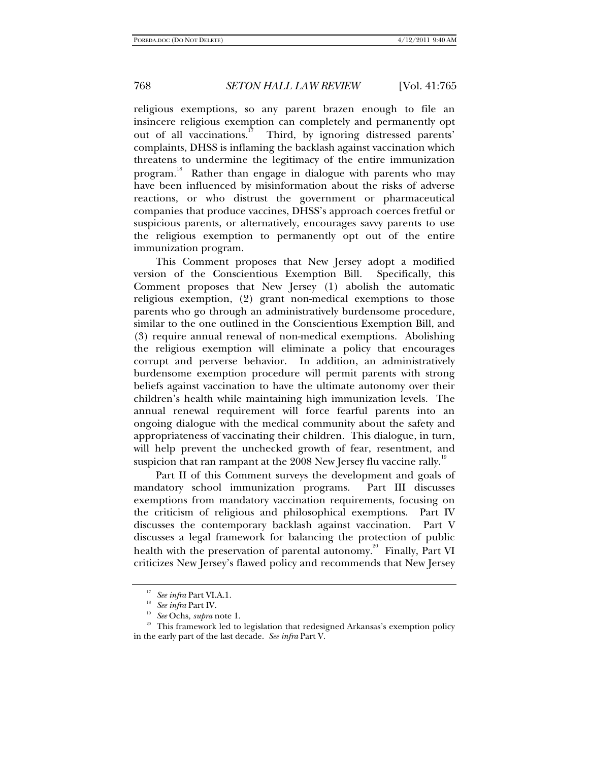religious exemptions, so any parent brazen enough to file an insincere religious exemption can completely and permanently opt out of all vaccinations.[17] Third, by ignoring distressed parents' complaints, DHSS is inflaming the backlash against vaccination which threatens to undermine the legitimacy of the entire immunization program.[18] Rather than engage in dialogue with parents who may have been influenced by misinformation about the risks of adverse reactions, or who distrust the government or pharmaceutical companies that produce vaccines, DHSS's approach coerces fretful or suspicious parents, or alternatively, encourages savvy parents to use the religious exemption to permanently opt out of the entire immunization program.

This Comment proposes that New Jersey adopt a modified version of the Conscientious Exemption Bill. Specifically, this Comment proposes that New Jersey (1) abolish the automatic religious exemption, (2) grant non-medical exemptions to those parents who go through an administratively burdensome procedure, similar to the one outlined in the Conscientious Exemption Bill, and (3) require annual renewal of non-medical exemptions. Abolishing the religious exemption will eliminate a policy that encourages corrupt and perverse behavior. In addition, an administratively burdensome exemption procedure will permit parents with strong beliefs against vaccination to have the ultimate autonomy over their children's health while maintaining high immunization levels. The annual renewal requirement will force fearful parents into an ongoing dialogue with the medical community about the safety and appropriateness of vaccinating their children. This dialogue, in turn, will help prevent the unchecked growth of fear, resentment, and suspicion that ran rampant at the 2008 New Jersey flu vaccine rally.[19]

Part II of this Comment surveys the development and goals of mandatory school immunization programs. Part III discusses exemptions from mandatory vaccination requirements, focusing on the criticism of religious and philosophical exemptions. Part IV discusses the contemporary backlash against vaccination. Part V discusses a legal framework for balancing the protection of public health with the preservation of parental autonomy.[20] Finally, Part VI criticizes New Jersey's flawed policy and recommends that New Jersey

---

[17] *See infra* Part VI.A.1.

[18] *See infra* Part IV.

[19] *See* Ochs, *supra* note 1.

[20] This framework led to legislation that redesigned Arkansas's exemption policy in the early part of the last decade. *See infra* Part V.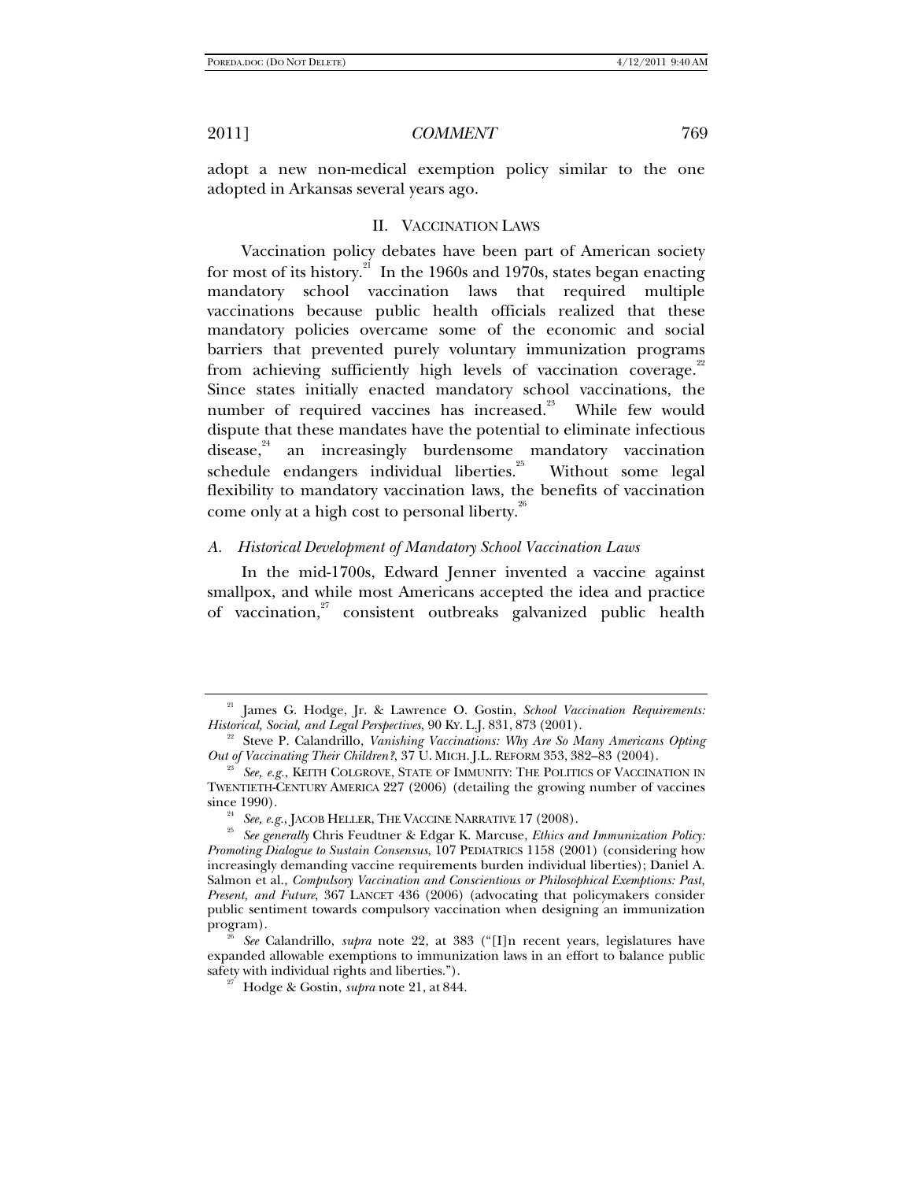adopt a new non-medical exemption policy similar to the one adopted in Arkansas several years ago.

## II. VACCINATION LAWS

Vaccination policy debates have been part of American society for most of its history.[21] In the 1960s and 1970s, states began enacting mandatory school vaccination laws that required multiple vaccinations because public health officials realized that these mandatory policies overcame some of the economic and social barriers that prevented purely voluntary immunization programs from achieving sufficiently high levels of vaccination coverage.[22] Since states initially enacted mandatory school vaccinations, the number of required vaccines has increased.[23] While few would dispute that these mandates have the potential to eliminate infectious disease,[24] an increasingly burdensome mandatory vaccination schedule endangers individual liberties.[25] Without some legal flexibility to mandatory vaccination laws, the benefits of vaccination come only at a high cost to personal liberty.[26]

### *A. Historical Development of Mandatory School Vaccination Laws*

In the mid-1700s, Edward Jenner invented a vaccine against smallpox, and while most Americans accepted the idea and practice of vaccination,[27] consistent outbreaks galvanized public health

---

[21] James G. Hodge, Jr. & Lawrence O. Gostin, *School Vaccination Requirements: Historical, Social, and Legal Perspectives*, 90 KY. L.J. 831, 873 (2001).

[22] Steve P. Calandrillo, *Vanishing Vaccinations: Why Are So Many Americans Opting Out of Vaccinating Their Children?*, 37 U. MICH. J.L. REFORM 353, 382–83 (2004).

[23] *See, e.g.*, KEITH COLGROVE, STATE OF IMMUNITY: THE POLITICS OF VACCINATION IN TWENTIETH-CENTURY AMERICA 227 (2006) (detailing the growing number of vaccines since 1990).

[24] *See, e.g.*, JACOB HELLER, THE VACCINE NARRATIVE 17 (2008).

[25] *See generally* Chris Feudtner & Edgar K. Marcuse, *Ethics and Immunization Policy: Promoting Dialogue to Sustain Consensus*, 107 PEDIATRICS 1158 (2001) (considering how increasingly demanding vaccine requirements burden individual liberties); Daniel A. Salmon et al., *Compulsory Vaccination and Conscientious or Philosophical Exemptions: Past, Present, and Future*, 367 LANCET 436 (2006) (advocating that policymakers consider public sentiment towards compulsory vaccination when designing an immunization program).

[26] *See* Calandrillo, *supra* note 22, at 383 ("[I]n recent years, legislatures have expanded allowable exemptions to immunization laws in an effort to balance public safety with individual rights and liberties.").

[27] Hodge & Gostin, *supra* note 21, at 844.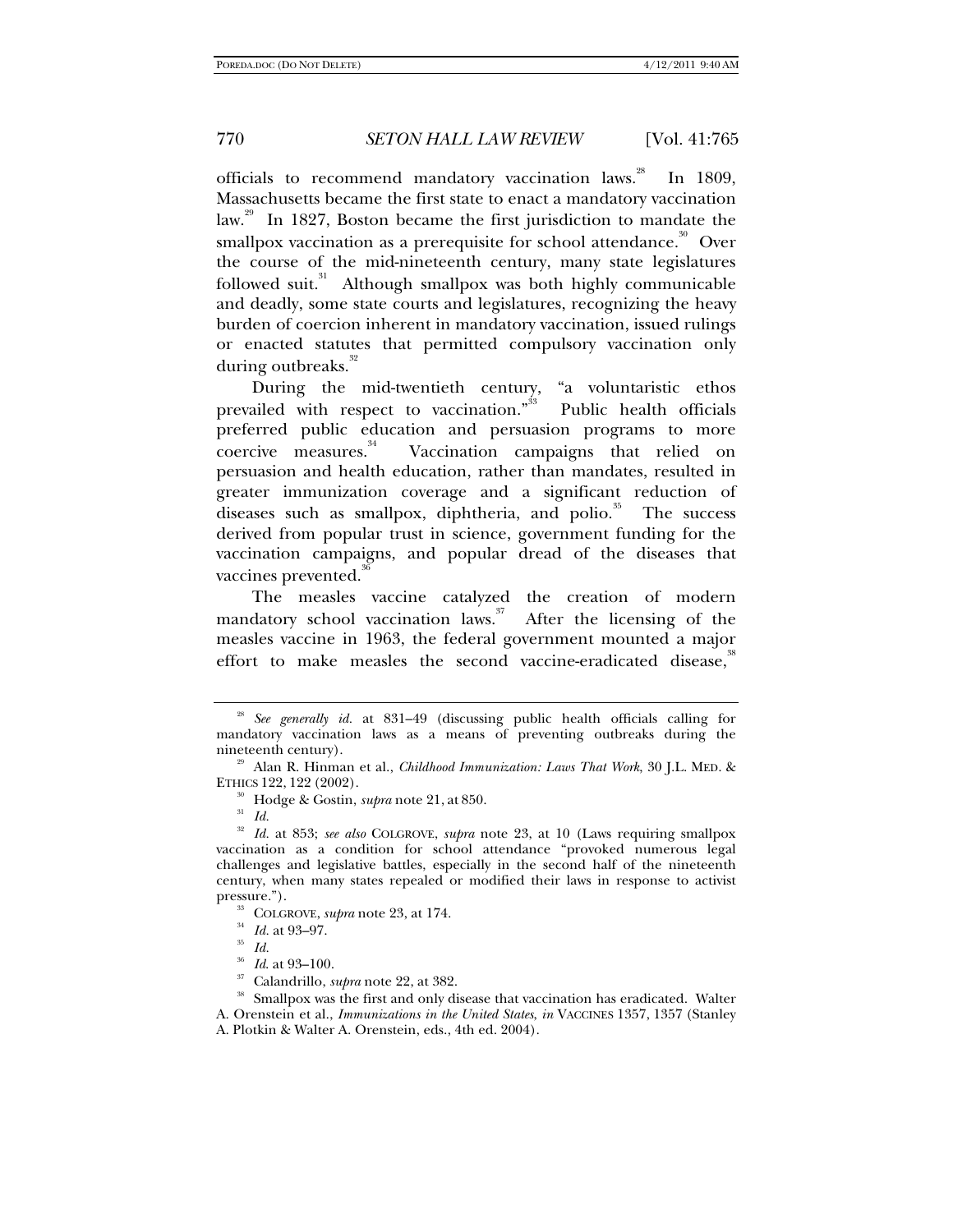officials to recommend mandatory vaccination laws.[28] In 1809, Massachusetts became the first state to enact a mandatory vaccination law.[29] In 1827, Boston became the first jurisdiction to mandate the smallpox vaccination as a prerequisite for school attendance.[30] Over the course of the mid-nineteenth century, many state legislatures followed suit.[31] Although smallpox was both highly communicable and deadly, some state courts and legislatures, recognizing the heavy burden of coercion inherent in mandatory vaccination, issued rulings or enacted statutes that permitted compulsory vaccination only during outbreaks.[32]

During the mid-twentieth century, "a voluntaristic ethos prevailed with respect to vaccination."[33] Public health officials preferred public education and persuasion programs to more coercive measures.[34] Vaccination campaigns that relied on persuasion and health education, rather than mandates, resulted in greater immunization coverage and a significant reduction of diseases such as smallpox, diphtheria, and polio.[35] The success derived from popular trust in science, government funding for the vaccination campaigns, and popular dread of the diseases that vaccines prevented.[36]

The measles vaccine catalyzed the creation of modern mandatory school vaccination laws.[37] After the licensing of the measles vaccine in 1963, the federal government mounted a major effort to make measles the second vaccine-eradicated disease,[38]

---

[28] *See generally id.* at 831–49 (discussing public health officials calling for mandatory vaccination laws as a means of preventing outbreaks during the nineteenth century).

[29] Alan R. Hinman et al., *Childhood Immunization: Laws That Work*, 30 J.L. MED. & ETHICS 122, 122 (2002).

[30] Hodge & Gostin, *supra* note 21, at 850.

[31] *Id.*

[32] *Id.* at 853; *see also* COLGROVE, *supra* note 23, at 10 (Laws requiring smallpox vaccination as a condition for school attendance "provoked numerous legal challenges and legislative battles, especially in the second half of the nineteenth century, when many states repealed or modified their laws in response to activist pressure.").

[33] COLGROVE, *supra* note 23, at 174.

[34] *Id.* at 93–97.

[35] *Id.*

[36] *Id.* at 93–100.

[37] Calandrillo, *supra* note 22, at 382.

[38] Smallpox was the first and only disease that vaccination has eradicated. Walter A. Orenstein et al., *Immunizations in the United States*, *in* VACCINES 1357, 1357 (Stanley A. Plotkin & Walter A. Orenstein, eds., 4th ed. 2004).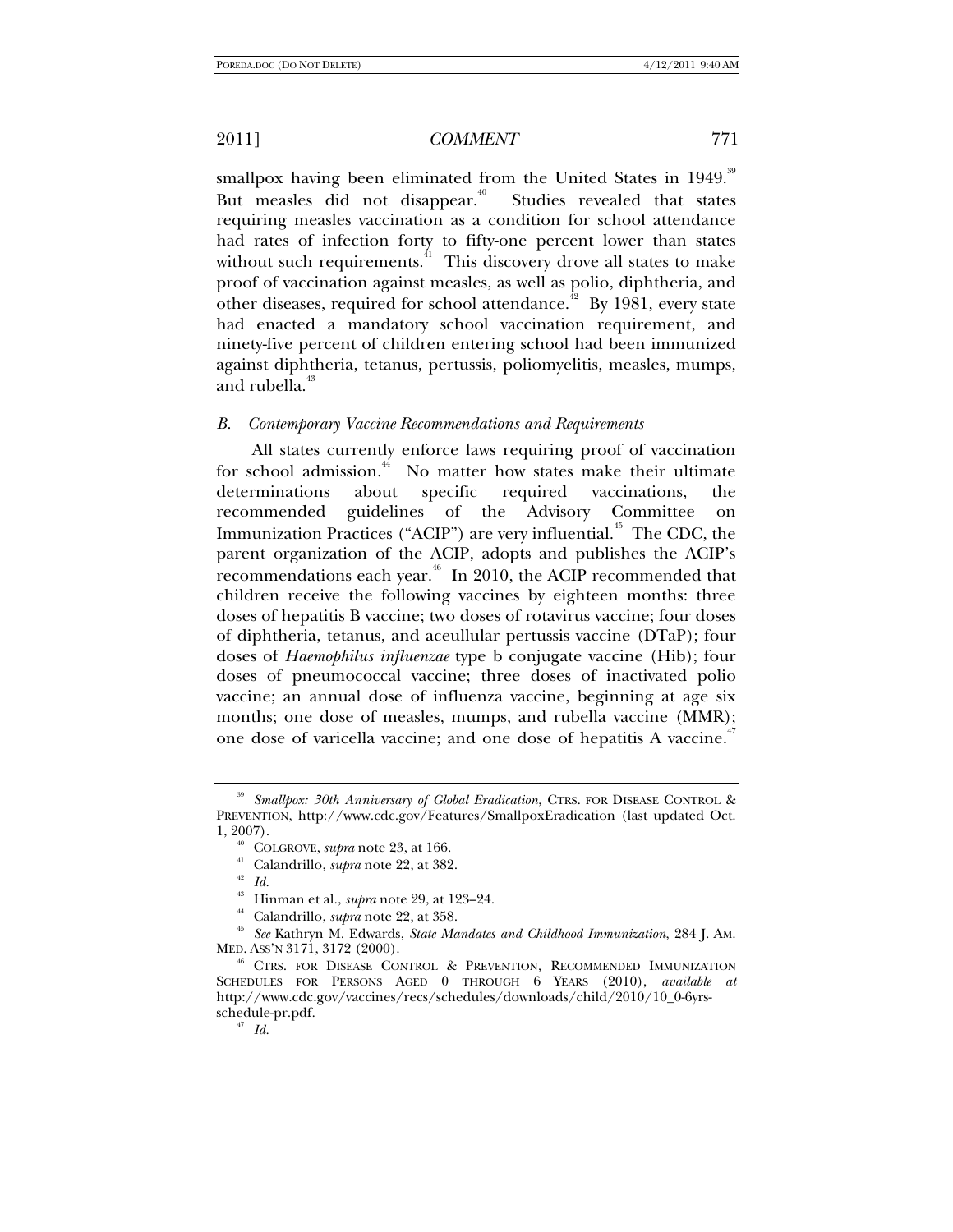smallpox having been eliminated from the United States in 1949.[39] But measles did not disappear.[40] Studies revealed that states requiring measles vaccination as a condition for school attendance had rates of infection forty to fifty-one percent lower than states without such requirements.[41] This discovery drove all states to make proof of vaccination against measles, as well as polio, diphtheria, and other diseases, required for school attendance.[42] By 1981, every state had enacted a mandatory school vaccination requirement, and ninety-five percent of children entering school had been immunized against diphtheria, tetanus, pertussis, poliomyelitis, measles, mumps, and rubella.[43]

### *B. Contemporary Vaccine Recommendations and Requirements*

All states currently enforce laws requiring proof of vaccination for school admission.[44] No matter how states make their ultimate determinations about specific required vaccinations, the recommended guidelines of the Advisory Committee on Immunization Practices ("ACIP") are very influential.[45] The CDC, the parent organization of the ACIP, adopts and publishes the ACIP's recommendations each year.[46] In 2010, the ACIP recommended that children receive the following vaccines by eighteen months: three doses of hepatitis B vaccine; two doses of rotavirus vaccine; four doses of diphtheria, tetanus, and aceullular pertussis vaccine (DTaP); four doses of *Haemophilus influenzae* type b conjugate vaccine (Hib); four doses of pneumococcal vaccine; three doses of inactivated polio vaccine; an annual dose of influenza vaccine, beginning at age six months; one dose of measles, mumps, and rubella vaccine (MMR); one dose of varicella vaccine; and one dose of hepatitis A vaccine.[47]

---

[39] *Smallpox: 30th Anniversary of Global Eradication*, CTRS. FOR DISEASE CONTROL & PREVENTION, http://www.cdc.gov/Features/SmallpoxEradication (last updated Oct. 1, 2007).

[40] COLGROVE, *supra* note 23, at 166.

[41] Calandrillo, *supra* note 22, at 382.

[42] *Id.*

[43] Hinman et al., *supra* note 29, at 123–24.

[44] Calandrillo, *supra* note 22, at 358.

[45] *See* Kathryn M. Edwards, *State Mandates and Childhood Immunization*, 284 J. AM. MED. ASS'N 3171, 3172 (2000).

[46] CTRS. FOR DISEASE CONTROL & PREVENTION, RECOMMENDED IMMUNIZATION SCHEDULES FOR PERSONS AGED 0 THROUGH 6 YEARS (2010), *available at* http://www.cdc.gov/vaccines/recs/schedules/downloads/child/2010/10_0-6yrs-schedule-pr.pdf.

[47] *Id.*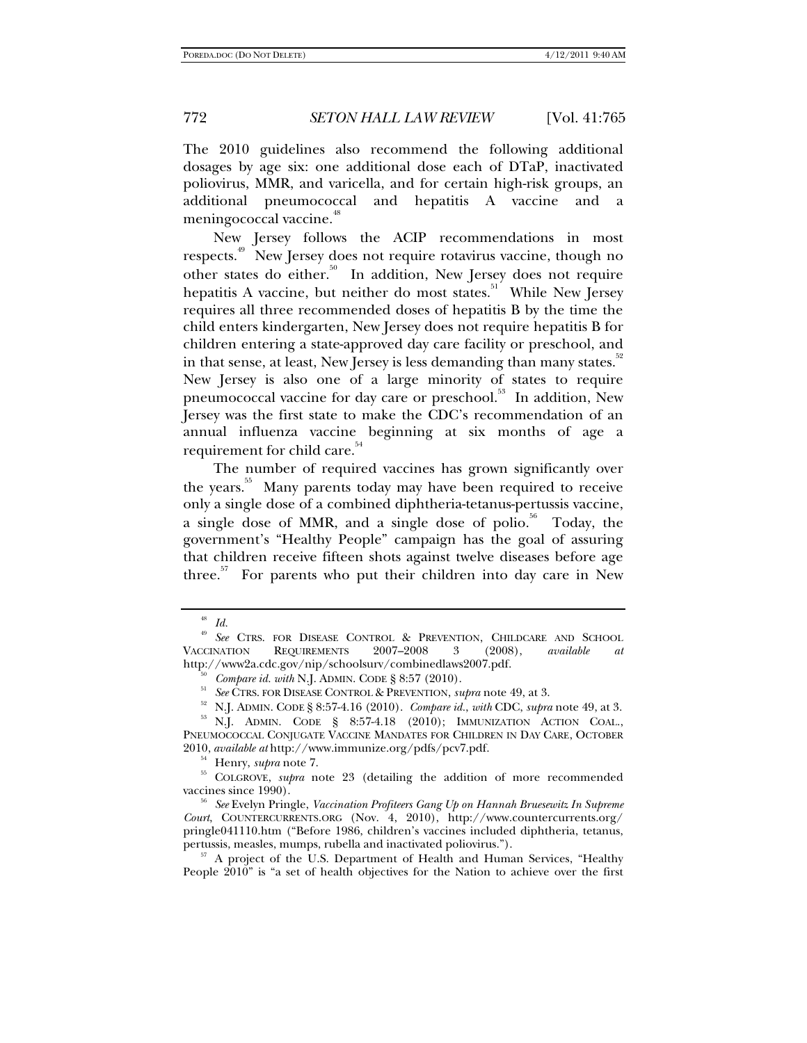The 2010 guidelines also recommend the following additional dosages by age six: one additional dose each of DTaP, inactivated poliovirus, MMR, and varicella, and for certain high-risk groups, an additional pneumococcal and hepatitis A vaccine and a meningococcal vaccine.[48]

New Jersey follows the ACIP recommendations in most respects.[49] New Jersey does not require rotavirus vaccine, though no other states do either.[50] In addition, New Jersey does not require hepatitis A vaccine, but neither do most states.[51] While New Jersey requires all three recommended doses of hepatitis B by the time the child enters kindergarten, New Jersey does not require hepatitis B for children entering a state-approved day care facility or preschool, and in that sense, at least, New Jersey is less demanding than many states.[52] New Jersey is also one of a large minority of states to require pneumococcal vaccine for day care or preschool.[53] In addition, New Jersey was the first state to make the CDC's recommendation of an annual influenza vaccine beginning at six months of age a requirement for child care.[54]

The number of required vaccines has grown significantly over the years.[55] Many parents today may have been required to receive only a single dose of a combined diphtheria-tetanus-pertussis vaccine, a single dose of MMR, and a single dose of polio.[56] Today, the government's "Healthy People" campaign has the goal of assuring that children receive fifteen shots against twelve diseases before age three.[57] For parents who put their children into day care in New

---

[48] *Id.*

[49] *See* CTRS. FOR DISEASE CONTROL & PREVENTION, CHILDCARE AND SCHOOL VACCINATION REQUIREMENTS 2007–2008 3 (2008), *available at* http://www2a.cdc.gov/nip/schoolsurv/combinedlaws2007.pdf.

[50] *Compare id. with* N.J. ADMIN. CODE § 8:57 (2010).

[51] *See* CTRS. FOR DISEASE CONTROL & PREVENTION, *supra* note 49, at 3.

[52] N.J. ADMIN. CODE § 8:57-4.16 (2010). *Compare id., with* CDC, *supra* note 49, at 3.

[53] N.J. ADMIN. CODE § 8:57-4.18 (2010); IMMUNIZATION ACTION COAL., PNEUMOCOCCAL CONJUGATE VACCINE MANDATES FOR CHILDREN IN DAY CARE, OCTOBER 2010, *available at* http://www.immunize.org/pdfs/pcv7.pdf.

[54] Henry, *supra* note 7.

[55] COLGROVE, *supra* note 23 (detailing the addition of more recommended vaccines since 1990).

[56] *See* Evelyn Pringle, *Vaccination Profiteers Gang Up on Hannah Bruesewitz In Supreme Court*, COUNTERCURRENTS.ORG (Nov. 4, 2010), http://www.countercurrents.org/pringle041110.htm ("Before 1986, children's vaccines included diphtheria, tetanus, pertussis, measles, mumps, rubella and inactivated poliovirus.").

[57] A project of the U.S. Department of Health and Human Services, "Healthy People 2010" is "a set of health objectives for the Nation to achieve over the first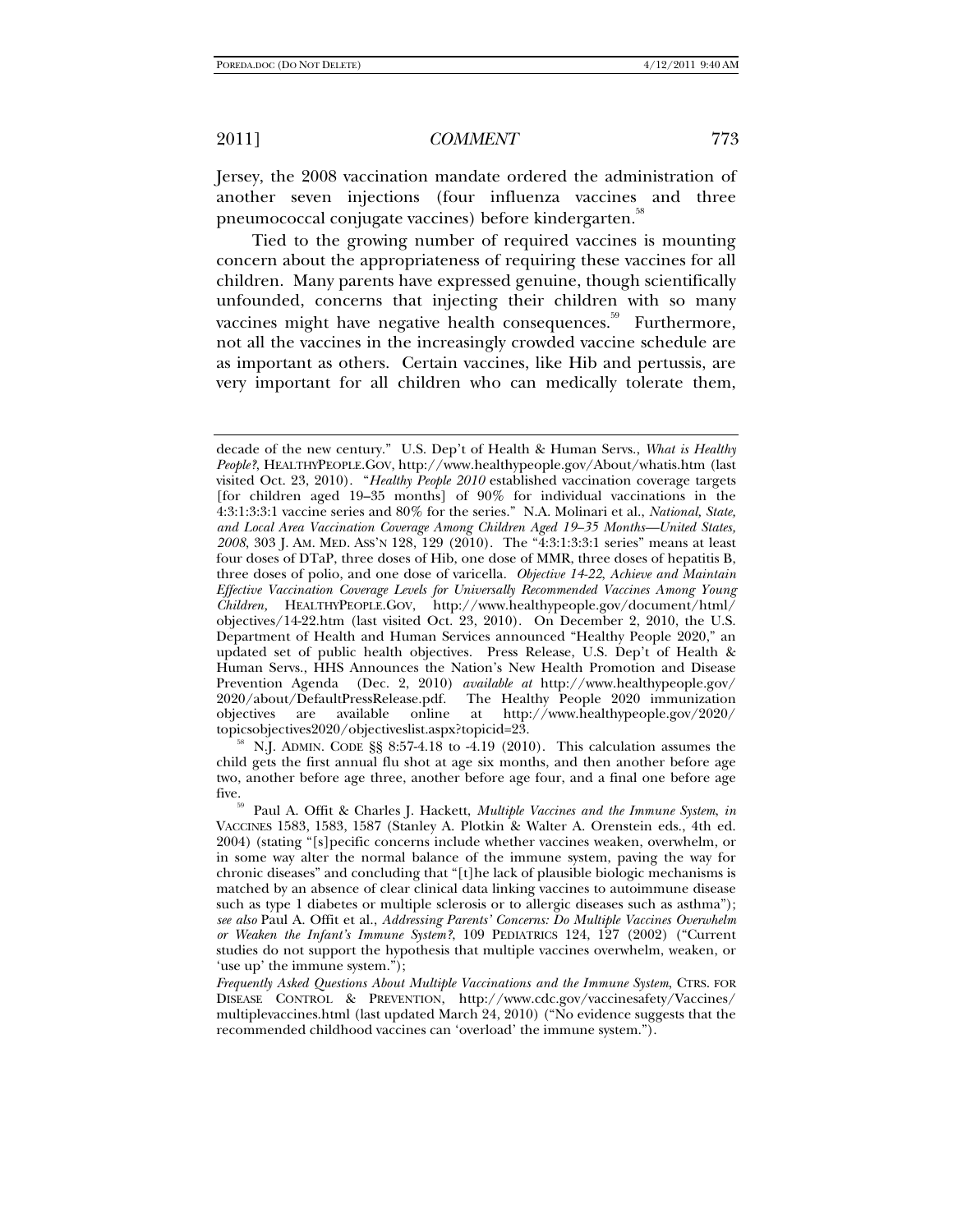Jersey, the 2008 vaccination mandate ordered the administration of another seven injections (four influenza vaccines and three pneumococcal conjugate vaccines) before kindergarten.[58]

Tied to the growing number of required vaccines is mounting concern about the appropriateness of requiring these vaccines for all children. Many parents have expressed genuine, though scientifically unfounded, concerns that injecting their children with so many vaccines might have negative health consequences.[59] Furthermore, not all the vaccines in the increasingly crowded vaccine schedule are as important as others. Certain vaccines, like Hib and pertussis, are very important for all children who can medically tolerate them,

---

decade of the new century." U.S. Dep't of Health & Human Servs., *What is Healthy People?*, HEALTHYPEOPLE.GOV, http://www.healthypeople.gov/About/whatis.htm (last visited Oct. 23, 2010). "*Healthy People 2010* established vaccination coverage targets [for children aged 19–35 months] of 90% for individual vaccinations in the 4:3:1:3:3:1 vaccine series and 80% for the series." N.A. Molinari et al., *National, State, and Local Area Vaccination Coverage Among Children Aged 19–35 Months—United States, 2008*, 303 J. AM. MED. ASS'N 128, 129 (2010). The "4:3:1:3:3:1 series" means at least four doses of DTaP, three doses of Hib, one dose of MMR, three doses of hepatitis B, three doses of polio, and one dose of varicella. *Objective 14-22, Achieve and Maintain Effective Vaccination Coverage Levels for Universally Recommended Vaccines Among Young Children,* HEALTHYPEOPLE.GOV, http://www.healthypeople.gov/document/html/objectives/14-22.htm (last visited Oct. 23, 2010). On December 2, 2010, the U.S. Department of Health and Human Services announced "Healthy People 2020," an updated set of public health objectives. Press Release, U.S. Dep't of Health & Human Servs., HHS Announces the Nation's New Health Promotion and Disease Prevention Agenda (Dec. 2, 2010) *available at* http://www.healthypeople.gov/2020/about/DefaultPressRelease.pdf. The Healthy People 2020 immunization objectives are available online at http://www.healthypeople.gov/2020/topicsobjectives2020/objectiveslist.aspx?topicid=23.

[58] N.J. ADMIN. CODE §§ 8:57-4.18 to -4.19 (2010). This calculation assumes the child gets the first annual flu shot at age six months, and then another before age two, another before age three, another before age four, and a final one before age five.

[59] Paul A. Offit & Charles J. Hackett, *Multiple Vaccines and the Immune System*, *in* VACCINES 1583, 1583, 1587 (Stanley A. Plotkin & Walter A. Orenstein eds., 4th ed. 2004) (stating "[s]pecific concerns include whether vaccines weaken, overwhelm, or in some way alter the normal balance of the immune system, paving the way for chronic diseases" and concluding that "[t]he lack of plausible biologic mechanisms is matched by an absence of clear clinical data linking vaccines to autoimmune disease such as type 1 diabetes or multiple sclerosis or to allergic diseases such as asthma"); *see also* Paul A. Offit et al., *Addressing Parents' Concerns: Do Multiple Vaccines Overwhelm or Weaken the Infant's Immune System?*, 109 PEDIATRICS 124, 127 (2002) ("Current studies do not support the hypothesis that multiple vaccines overwhelm, weaken, or 'use up' the immune system."); *Frequently Asked Questions About Multiple Vaccinations and the Immune System*, CTRS. FOR DISEASE CONTROL & PREVENTION, http://www.cdc.gov/vaccinesafety/Vaccines/multiplevaccines.html (last updated March 24, 2010) ("No evidence suggests that the recommended childhood vaccines can 'overload' the immune system.").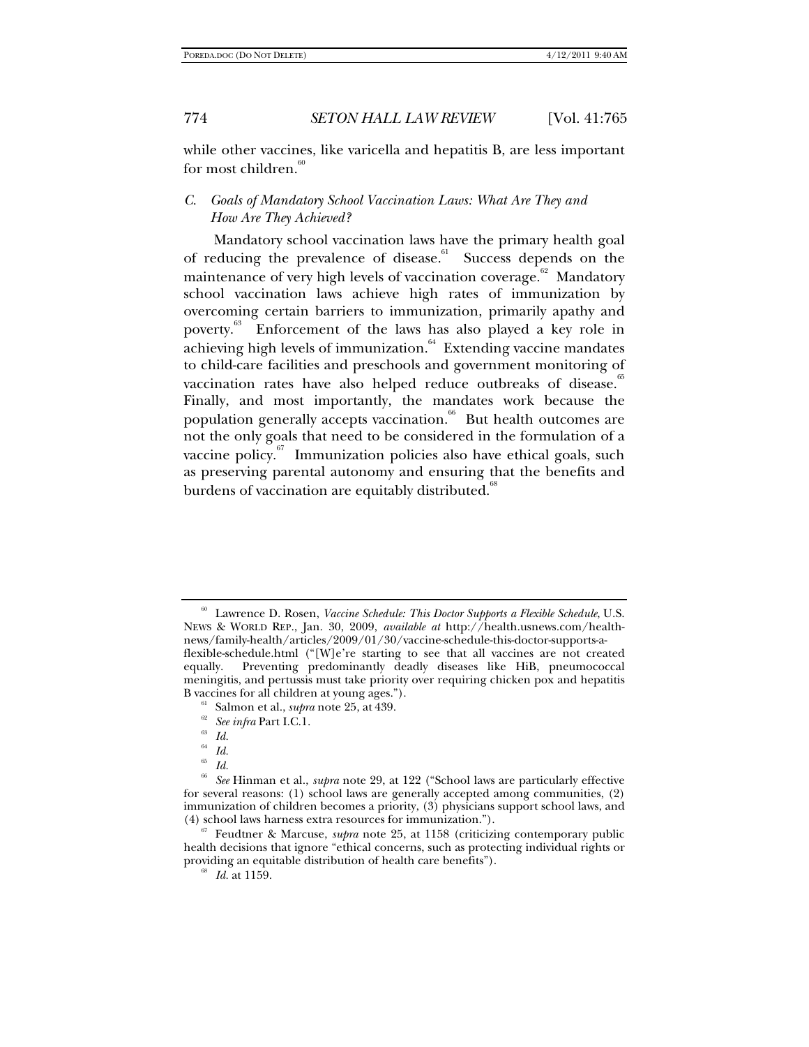while other vaccines, like varicella and hepatitis B, are less important for most children.[60]

### *C. Goals of Mandatory School Vaccination Laws: What Are They and How Are They Achieved?*

Mandatory school vaccination laws have the primary health goal of reducing the prevalence of disease.[61] Success depends on the maintenance of very high levels of vaccination coverage.[62] Mandatory school vaccination laws achieve high rates of immunization by overcoming certain barriers to immunization, primarily apathy and poverty.[63] Enforcement of the laws has also played a key role in achieving high levels of immunization.[64] Extending vaccine mandates to child-care facilities and preschools and government monitoring of vaccination rates have also helped reduce outbreaks of disease.[65] Finally, and most importantly, the mandates work because the population generally accepts vaccination.[66] But health outcomes are not the only goals that need to be considered in the formulation of a vaccine policy.[67] Immunization policies also have ethical goals, such as preserving parental autonomy and ensuring that the benefits and burdens of vaccination are equitably distributed.[68]

---

[60] Lawrence D. Rosen, *Vaccine Schedule: This Doctor Supports a Flexible Schedule*, U.S. NEWS & WORLD REP., Jan. 30, 2009, *available at* http://health.usnews.com/health-news/family-health/articles/2009/01/30/vaccine-schedule-this-doctor-supports-a-flexible-schedule.html ("[W]e're starting to see that all vaccines are not created equally. Preventing predominantly deadly diseases like HiB, pneumococcal meningitis, and pertussis must take priority over requiring chicken pox and hepatitis B vaccines for all children at young ages.").

[61] Salmon et al., *supra* note 25, at 439.

[62] *See infra* Part I.C.1.

[63] *Id.*

[64] *Id.*

[65] *Id.*

[66] *See* Hinman et al., *supra* note 29, at 122 ("School laws are particularly effective for several reasons: (1) school laws are generally accepted among communities, (2) immunization of children becomes a priority, (3) physicians support school laws, and (4) school laws harness extra resources for immunization.").

[67] Feudtner & Marcuse, *supra* note 25, at 1158 (criticizing contemporary public health decisions that ignore "ethical concerns, such as protecting individual rights or providing an equitable distribution of health care benefits").

[68] *Id.* at 1159.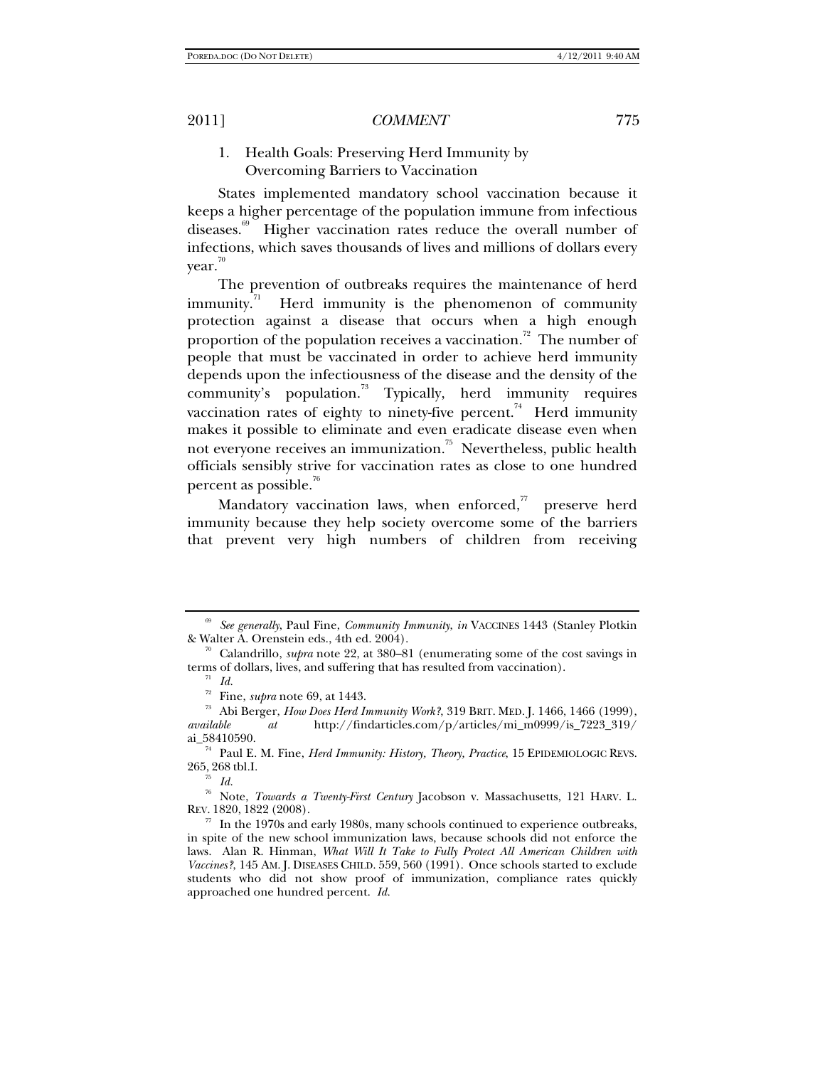### 1. Health Goals: Preserving Herd Immunity by Overcoming Barriers to Vaccination

States implemented mandatory school vaccination because it keeps a higher percentage of the population immune from infectious diseases.[69] Higher vaccination rates reduce the overall number of infections, which saves thousands of lives and millions of dollars every year.[70]

The prevention of outbreaks requires the maintenance of herd immunity.[71] Herd immunity is the phenomenon of community protection against a disease that occurs when a high enough proportion of the population receives a vaccination.[72] The number of people that must be vaccinated in order to achieve herd immunity depends upon the infectiousness of the disease and the density of the community's population.[73] Typically, herd immunity requires vaccination rates of eighty to ninety-five percent.[74] Herd immunity makes it possible to eliminate and even eradicate disease even when not everyone receives an immunization.[75] Nevertheless, public health officials sensibly strive for vaccination rates as close to one hundred percent as possible.[76]

Mandatory vaccination laws, when enforced,[77] preserve herd immunity because they help society overcome some of the barriers that prevent very high numbers of children from receiving

---

[69] *See generally*, Paul Fine, *Community Immunity*, *in* VACCINES 1443 (Stanley Plotkin & Walter A. Orenstein eds., 4th ed. 2004).

[70] Calandrillo, *supra* note 22, at 380–81 (enumerating some of the cost savings in terms of dollars, lives, and suffering that has resulted from vaccination).

[71] *Id.*

[72] Fine, *supra* note 69, at 1443.

[73] Abi Berger, *How Does Herd Immunity Work?*, 319 BRIT. MED. J. 1466, 1466 (1999), *available at* http://findarticles.com/p/articles/mi_m0999/is_7223_319/ai_58410590.

[74] Paul E. M. Fine, *Herd Immunity: History, Theory, Practice*, 15 EPIDEMIOLOGIC REVS. 265, 268 tbl.I.

[75] *Id.*

[76] Note, *Towards a Twenty-First Century* Jacobson v. Massachusetts, 121 HARV. L. REV. 1820, 1822 (2008).

[77] In the 1970s and early 1980s, many schools continued to experience outbreaks, in spite of the new school immunization laws, because schools did not enforce the laws. Alan R. Hinman, *What Will It Take to Fully Protect All American Children with Vaccines?*, 145 AM. J. DISEASES CHILD. 559, 560 (1991). Once schools started to exclude students who did not show proof of immunization, compliance rates quickly approached one hundred percent. *Id.*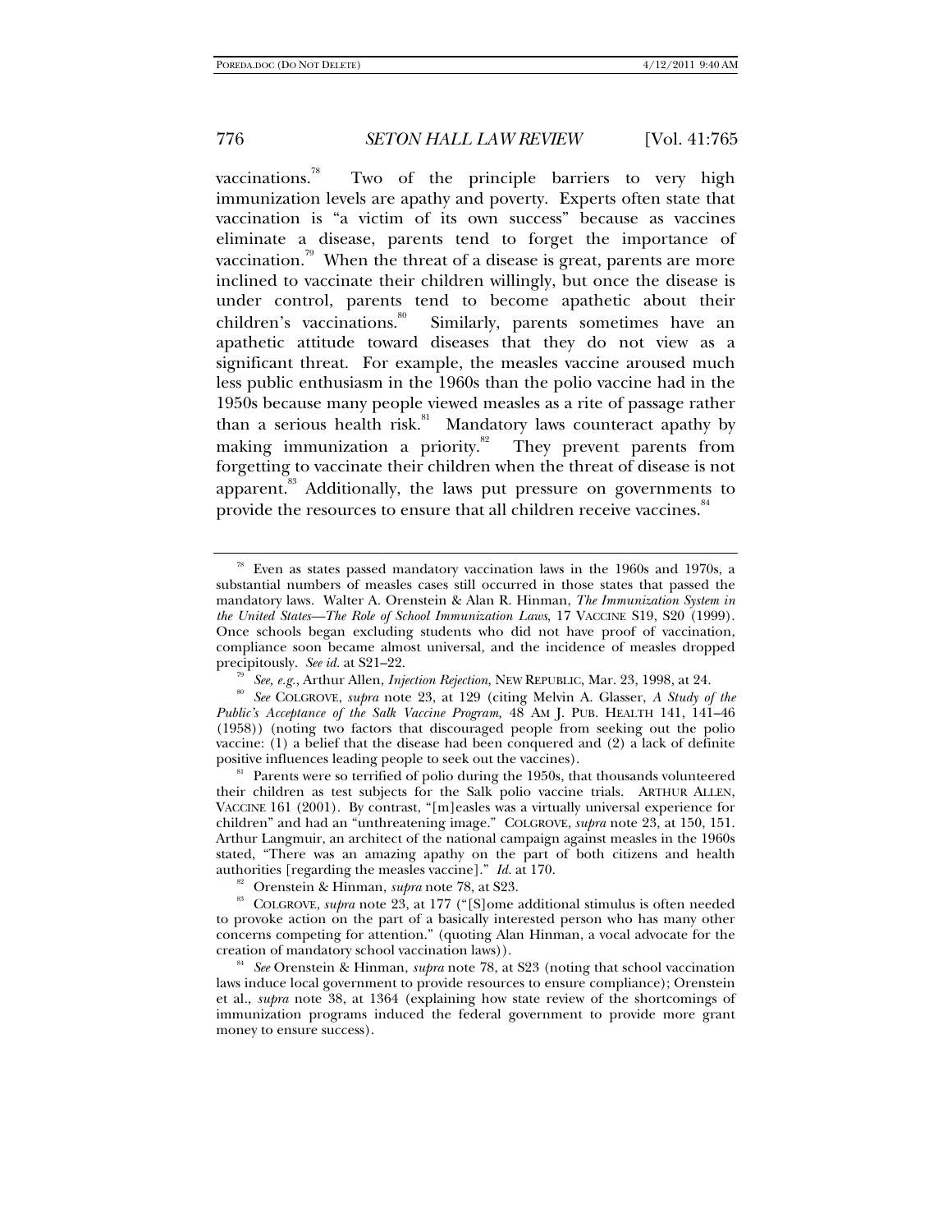vaccinations.[78] Two of the principle barriers to very high immunization levels are apathy and poverty. Experts often state that vaccination is "a victim of its own success" because as vaccines eliminate a disease, parents tend to forget the importance of vaccination.[79] When the threat of a disease is great, parents are more inclined to vaccinate their children willingly, but once the disease is under control, parents tend to become apathetic about their children's vaccinations.[80] Similarly, parents sometimes have an apathetic attitude toward diseases that they do not view as a significant threat. For example, the measles vaccine aroused much less public enthusiasm in the 1960s than the polio vaccine had in the 1950s because many people viewed measles as a rite of passage rather than a serious health risk.[81] Mandatory laws counteract apathy by making immunization a priority.[82] They prevent parents from forgetting to vaccinate their children when the threat of disease is not apparent.[83] Additionally, the laws put pressure on governments to provide the resources to ensure that all children receive vaccines.[84]

---

[78] Even as states passed mandatory vaccination laws in the 1960s and 1970s, a substantial numbers of measles cases still occurred in those states that passed the mandatory laws. Walter A. Orenstein & Alan R. Hinman, *The Immunization System in the United States—The Role of School Immunization Laws*, 17 VACCINE S19, S20 (1999). Once schools began excluding students who did not have proof of vaccination, compliance soon became almost universal, and the incidence of measles dropped precipitously. *See id.* at S21–22.

[79] *See, e.g.*, Arthur Allen, *Injection Rejection*, NEW REPUBLIC, Mar. 23, 1998, at 24.

[80] *See* COLGROVE, *supra* note 23, at 129 (citing Melvin A. Glasser, *A Study of the Public's Acceptance of the Salk Vaccine Program,* 48 AM J. PUB. HEALTH 141, 141–46 (1958)) (noting two factors that discouraged people from seeking out the polio vaccine: (1) a belief that the disease had been conquered and (2) a lack of definite positive influences leading people to seek out the vaccines).

[81] Parents were so terrified of polio during the 1950s, that thousands volunteered their children as test subjects for the Salk polio vaccine trials. ARTHUR ALLEN, VACCINE 161 (2001). By contrast, "[m]easles was a virtually universal experience for children" and had an "unthreatening image." COLGROVE, *supra* note 23, at 150, 151. Arthur Langmuir, an architect of the national campaign against measles in the 1960s stated, "There was an amazing apathy on the part of both citizens and health authorities [regarding the measles vaccine]." *Id.* at 170.

[82] Orenstein & Hinman, *supra* note 78, at S23.

[83] COLGROVE, *supra* note 23, at 177 ("[S]ome additional stimulus is often needed to provoke action on the part of a basically interested person who has many other concerns competing for attention." (quoting Alan Hinman, a vocal advocate for the creation of mandatory school vaccination laws)).

[84] *See* Orenstein & Hinman, *supra* note 78, at S23 (noting that school vaccination laws induce local government to provide resources to ensure compliance); Orenstein et al., *supra* note 38, at 1364 (explaining how state review of the shortcomings of immunization programs induced the federal government to provide more grant money to ensure success).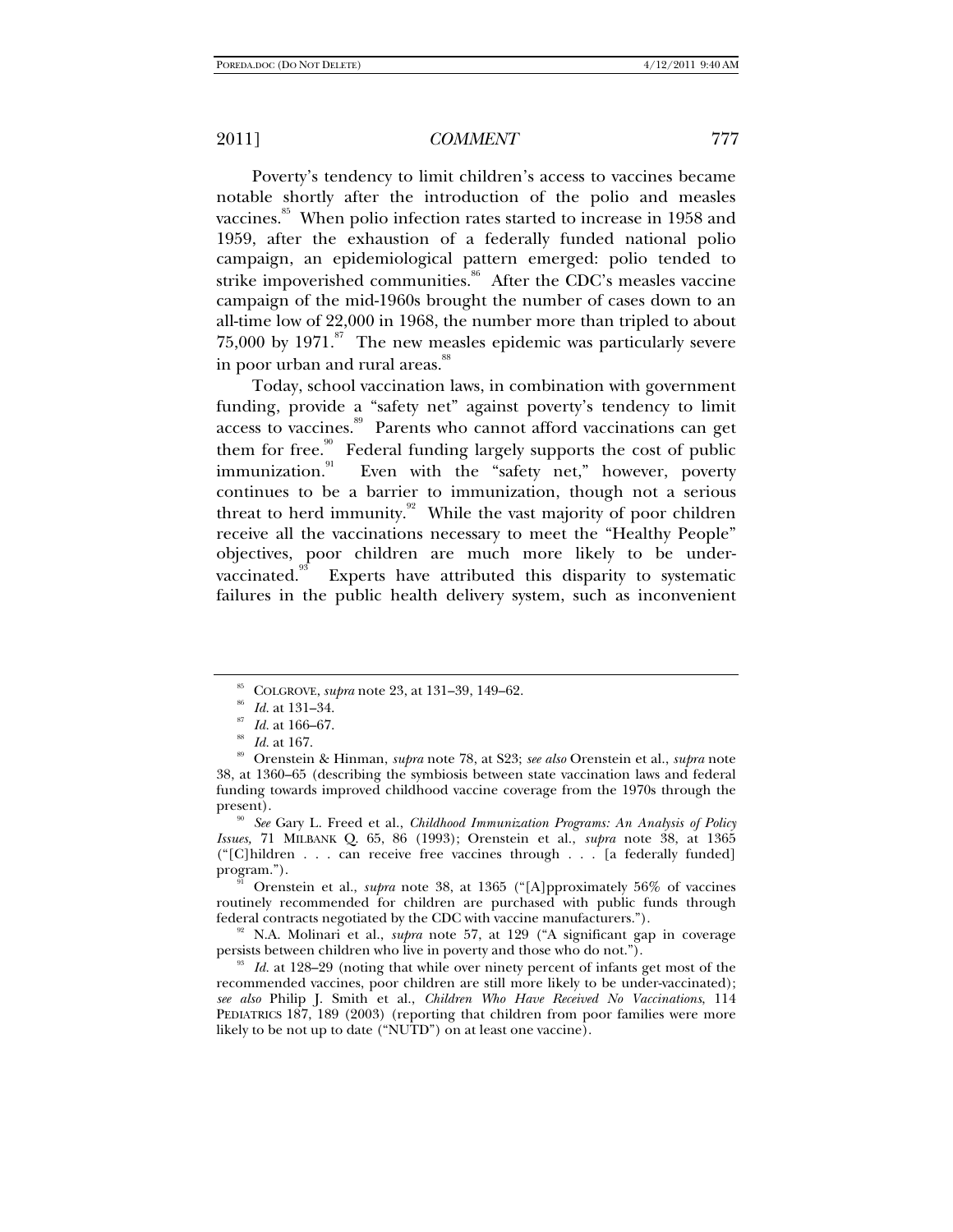Poverty's tendency to limit children's access to vaccines became notable shortly after the introduction of the polio and measles vaccines.[85] When polio infection rates started to increase in 1958 and 1959, after the exhaustion of a federally funded national polio campaign, an epidemiological pattern emerged: polio tended to strike impoverished communities.[86] After the CDC's measles vaccine campaign of the mid-1960s brought the number of cases down to an all-time low of 22,000 in 1968, the number more than tripled to about 75,000 by 1971.[87] The new measles epidemic was particularly severe in poor urban and rural areas.[88]

Today, school vaccination laws, in combination with government funding, provide a "safety net" against poverty's tendency to limit access to vaccines.[89] Parents who cannot afford vaccinations can get them for free.[90] Federal funding largely supports the cost of public immunization.[91] Even with the "safety net," however, poverty continues to be a barrier to immunization, though not a serious threat to herd immunity.[92] While the vast majority of poor children receive all the vaccinations necessary to meet the "Healthy People" objectives, poor children are much more likely to be under-vaccinated.[93] Experts have attributed this disparity to systematic failures in the public health delivery system, such as inconvenient

---

[85] COLGROVE, *supra* note 23, at 131–39, 149–62.

[86] *Id.* at 131–34.

[87] *Id.* at 166–67.

[88] *Id.* at 167.

[89] Orenstein & Hinman, *supra* note 78, at S23; *see also* Orenstein et al., *supra* note 38, at 1360–65 (describing the symbiosis between state vaccination laws and federal funding towards improved childhood vaccine coverage from the 1970s through the present).

[90] *See* Gary L. Freed et al., *Childhood Immunization Programs: An Analysis of Policy Issues*, 71 MILBANK Q. 65, 86 (1993); Orenstein et al., *supra* note 38, at 1365 ("[C]hildren . . . can receive free vaccines through . . . [a federally funded] program.").

[91] Orenstein et al., *supra* note 38, at 1365 ("[A]pproximately 56% of vaccines routinely recommended for children are purchased with public funds through federal contracts negotiated by the CDC with vaccine manufacturers.").

[92] N.A. Molinari et al., *supra* note 57, at 129 ("A significant gap in coverage persists between children who live in poverty and those who do not.").

[93] *Id.* at 128–29 (noting that while over ninety percent of infants get most of the recommended vaccines, poor children are still more likely to be under-vaccinated); *see also* Philip J. Smith et al., *Children Who Have Received No Vaccinations*, 114 PEDIATRICS 187, 189 (2003) (reporting that children from poor families were more likely to be not up to date ("NUTD") on at least one vaccine).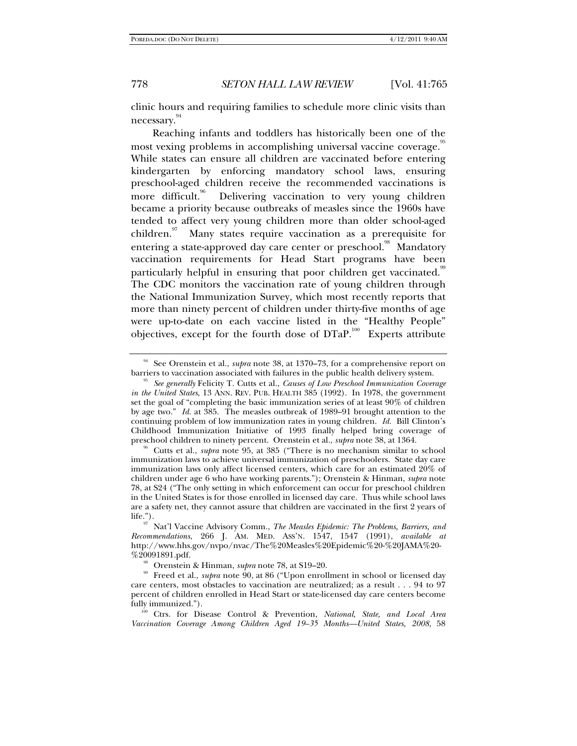clinic hours and requiring families to schedule more clinic visits than necessary.[94]

Reaching infants and toddlers has historically been one of the most vexing problems in accomplishing universal vaccine coverage.[95] While states can ensure all children are vaccinated before entering kindergarten by enforcing mandatory school laws, ensuring preschool-aged children receive the recommended vaccinations is more difficult.[96] Delivering vaccination to very young children became a priority because outbreaks of measles since the 1960s have tended to affect very young children more than older school-aged children.[97] Many states require vaccination as a prerequisite for entering a state-approved day care center or preschool.[98] Mandatory vaccination requirements for Head Start programs have been particularly helpful in ensuring that poor children get vaccinated.[99] The CDC monitors the vaccination rate of young children through the National Immunization Survey, which most recently reports that more than ninety percent of children under thirty-five months of age were up-to-date on each vaccine listed in the "Healthy People" objectives, except for the fourth dose of DTaP.[100] Experts attribute

---

[94] See Orenstein et al., *supra* note 38, at 1370–73, for a comprehensive report on barriers to vaccination associated with failures in the public health delivery system.

[95] *See generally* Felicity T. Cutts et al., *Causes of Low Preschool Immunization Coverage in the United States*, 13 ANN. REV. PUB. HEALTH 385 (1992). In 1978, the government set the goal of "completing the basic immunization series of at least 90% of children by age two." *Id.* at 385. The measles outbreak of 1989–91 brought attention to the continuing problem of low immunization rates in young children. *Id.* Bill Clinton's Childhood Immunization Initiative of 1993 finally helped bring coverage of preschool children to ninety percent. Orenstein et al., *supra* note 38, at 1364.

[96] Cutts et al., *supra* note 95, at 385 ("There is no mechanism similar to school immunization laws to achieve universal immunization of preschoolers. State day care immunization laws only affect licensed centers, which care for an estimated 20% of children under age 6 who have working parents."); Orenstein & Hinman, *supra* note 78, at S24 ("The only setting in which enforcement can occur for preschool children in the United States is for those enrolled in licensed day care. Thus while school laws are a safety net, they cannot assure that children are vaccinated in the first 2 years of life.").

[97] Nat'l Vaccine Advisory Comm., *The Measles Epidemic: The Problems, Barriers, and Recommendations*, 266 J. AM. MED. ASS'N. 1547, 1547 (1991), *available at* http://www.hhs.gov/nvpo/nvac/The%20Measles%20Epidemic%20-%20JAMA%20-%20091891.pdf.

[98] Orenstein & Hinman, *supra* note 78, at S19–20.

[99] Freed et al., *supra* note 90, at 86 ("Upon enrollment in school or licensed day care centers, most obstacles to vaccination are neutralized; as a result . . . 94 to 97 percent of children enrolled in Head Start or state-licensed day care centers become fully immunized.").

[100] Ctrs. for Disease Control & Prevention, *National, State, and Local Area Vaccination Coverage Among Children Aged 19–35 Months—United States, 2008*, 58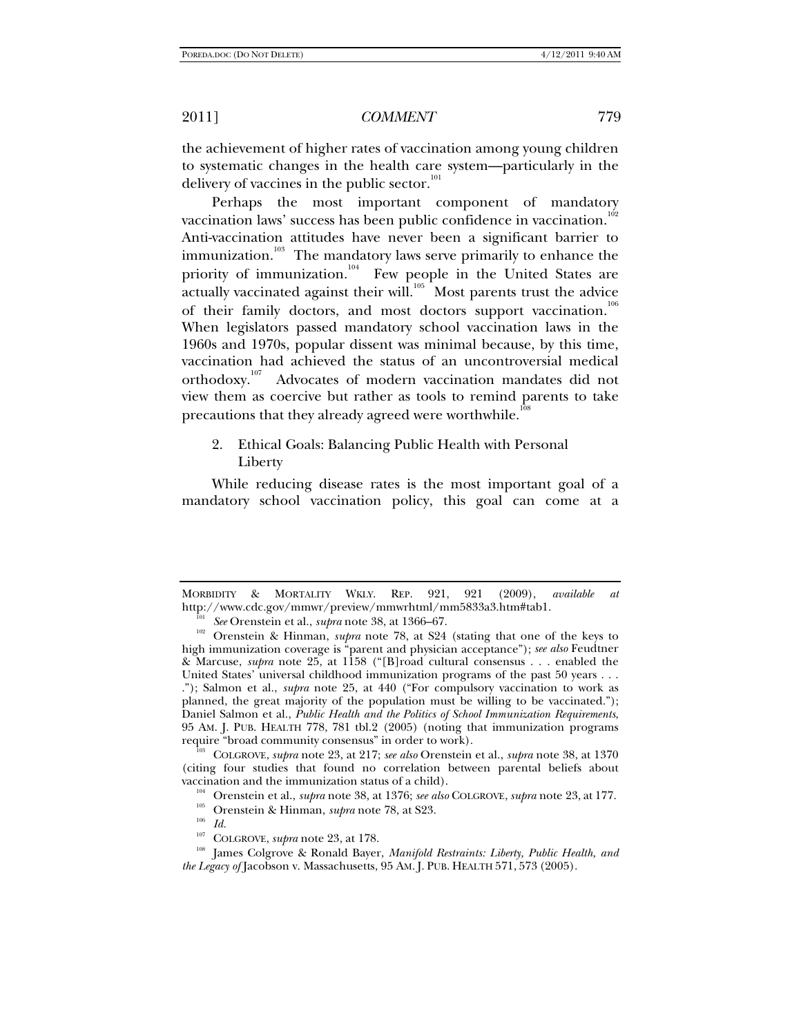the achievement of higher rates of vaccination among young children to systematic changes in the health care system—particularly in the delivery of vaccines in the public sector.[101]

Perhaps the most important component of mandatory vaccination laws' success has been public confidence in vaccination.[102] Anti-vaccination attitudes have never been a significant barrier to immunization.[103] The mandatory laws serve primarily to enhance the priority of immunization.[104] Few people in the United States are actually vaccinated against their will.[105] Most parents trust the advice of their family doctors, and most doctors support vaccination.[106] When legislators passed mandatory school vaccination laws in the 1960s and 1970s, popular dissent was minimal because, by this time, vaccination had achieved the status of an uncontroversial medical orthodoxy.[107] Advocates of modern vaccination mandates did not view them as coercive but rather as tools to remind parents to take precautions that they already agreed were worthwhile.[108]

### 2. Ethical Goals: Balancing Public Health with Personal Liberty

While reducing disease rates is the most important goal of a mandatory school vaccination policy, this goal can come at a

---

MORBIDITY & MORTALITY WKLY. REP. 921, 921 (2009), *available at* http://www.cdc.gov/mmwr/preview/mmwrhtml/mm5833a3.htm#tab1.

[101] *See* Orenstein et al., *supra* note 38, at 1366–67.

[102] Orenstein & Hinman, *supra* note 78, at S24 (stating that one of the keys to high immunization coverage is "parent and physician acceptance"); *see also* Feudtner & Marcuse, *supra* note 25, at 1158 ("[B]road cultural consensus . . . enabled the United States' universal childhood immunization programs of the past 50 years . . . ."); Salmon et al., *supra* note 25, at 440 ("For compulsory vaccination to work as planned, the great majority of the population must be willing to be vaccinated."); Daniel Salmon et al., *Public Health and the Politics of School Immunization Requirements*, 95 AM. J. PUB. HEALTH 778, 781 tbl.2 (2005) (noting that immunization programs require "broad community consensus" in order to work).

[103] COLGROVE, *supra* note 23, at 217; *see also* Orenstein et al., *supra* note 38, at 1370 (citing four studies that found no correlation between parental beliefs about vaccination and the immunization status of a child).

[104] Orenstein et al., *supra* note 38, at 1376; *see also* COLGROVE, *supra* note 23, at 177.

[105] Orenstein & Hinman, *supra* note 78, at S23.

[106] *Id.*

[107] COLGROVE, *supra* note 23, at 178.

[108] James Colgrove & Ronald Bayer, *Manifold Restraints: Liberty, Public Health, and the Legacy of* Jacobson v. Massachusetts, 95 AM. J. PUB. HEALTH 571, 573 (2005).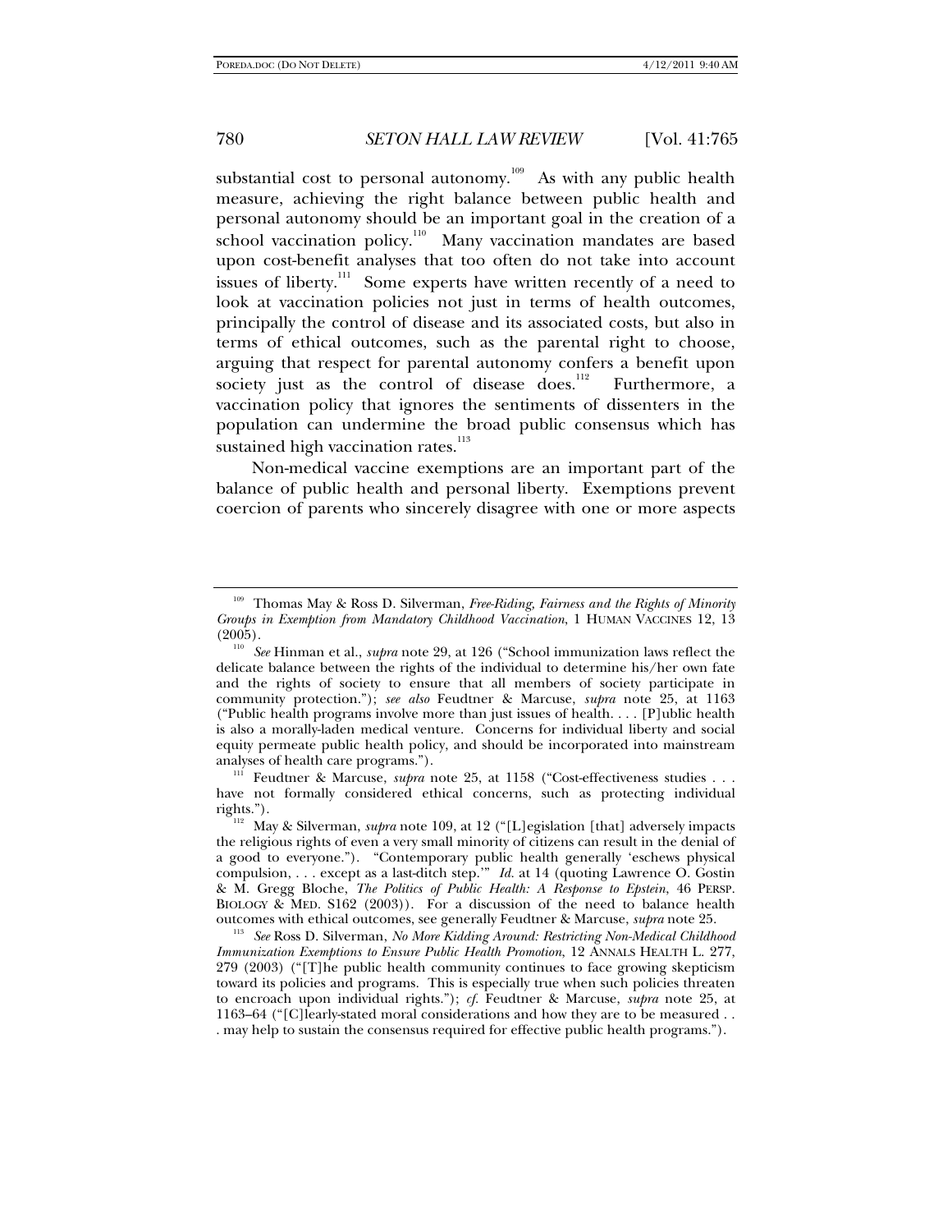substantial cost to personal autonomy.[109] As with any public health measure, achieving the right balance between public health and personal autonomy should be an important goal in the creation of a school vaccination policy.[110] Many vaccination mandates are based upon cost-benefit analyses that too often do not take into account issues of liberty.[111] Some experts have written recently of a need to look at vaccination policies not just in terms of health outcomes, principally the control of disease and its associated costs, but also in terms of ethical outcomes, such as the parental right to choose, arguing that respect for parental autonomy confers a benefit upon society just as the control of disease does.[112] Furthermore, a vaccination policy that ignores the sentiments of dissenters in the population can undermine the broad public consensus which has sustained high vaccination rates.[113]

Non-medical vaccine exemptions are an important part of the balance of public health and personal liberty. Exemptions prevent coercion of parents who sincerely disagree with one or more aspects

---

[109] Thomas May & Ross D. Silverman, *Free-Riding, Fairness and the Rights of Minority Groups in Exemption from Mandatory Childhood Vaccination*, 1 HUMAN VACCINES 12, 13 (2005).

[110] *See* Hinman et al., *supra* note 29, at 126 ("School immunization laws reflect the delicate balance between the rights of the individual to determine his/her own fate and the rights of society to ensure that all members of society participate in community protection."); *see also* Feudtner & Marcuse, *supra* note 25, at 1163 ("Public health programs involve more than just issues of health. . . . [P]ublic health is also a morally-laden medical venture. Concerns for individual liberty and social equity permeate public health policy, and should be incorporated into mainstream analyses of health care programs.").

[111] Feudtner & Marcuse, *supra* note 25, at 1158 ("Cost-effectiveness studies . . . have not formally considered ethical concerns, such as protecting individual rights.").

[112] May & Silverman, *supra* note 109, at 12 ("[L]egislation [that] adversely impacts the religious rights of even a very small minority of citizens can result in the denial of a good to everyone."). "Contemporary public health generally 'eschews physical compulsion, . . . except as a last-ditch step.'" *Id.* at 14 (quoting Lawrence O. Gostin & M. Gregg Bloche, *The Politics of Public Health: A Response to Epstein*, 46 PERSP. BIOLOGY & MED. S162 (2003)). For a discussion of the need to balance health outcomes with ethical outcomes, see generally Feudtner & Marcuse, *supra* note 25.

[113] *See* Ross D. Silverman, *No More Kidding Around: Restricting Non-Medical Childhood Immunization Exemptions to Ensure Public Health Promotion*, 12 ANNALS HEALTH L. 277, 279 (2003) ("[T]he public health community continues to face growing skepticism toward its policies and programs. This is especially true when such policies threaten to encroach upon individual rights."); *cf.* Feudtner & Marcuse, *supra* note 25, at 1163–64 ("[C]learly-stated moral considerations and how they are to be measured . . . may help to sustain the consensus required for effective public health programs.").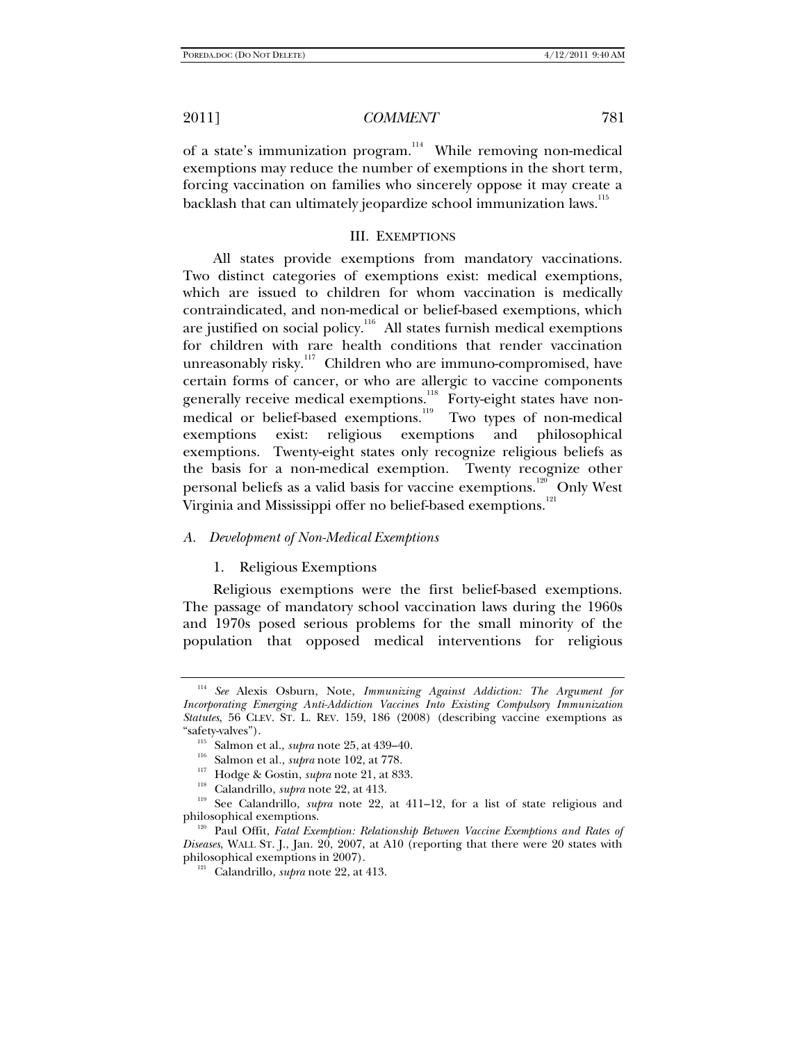of a state's immunization program.[114] While removing non-medical exemptions may reduce the number of exemptions in the short term, forcing vaccination on families who sincerely oppose it may create a backlash that can ultimately jeopardize school immunization laws.[115]

## III. EXEMPTIONS

All states provide exemptions from mandatory vaccinations. Two distinct categories of exemptions exist: medical exemptions, which are issued to children for whom vaccination is medically contraindicated, and non-medical or belief-based exemptions, which are justified on social policy.[116] All states furnish medical exemptions for children with rare health conditions that render vaccination unreasonably risky.[117] Children who are immuno-compromised, have certain forms of cancer, or who are allergic to vaccine components generally receive medical exemptions.[118] Forty-eight states have non-medical or belief-based exemptions.[119] Two types of non-medical exemptions exist: religious exemptions and philosophical exemptions. Twenty-eight states only recognize religious beliefs as the basis for a non-medical exemption. Twenty recognize other personal beliefs as a valid basis for vaccine exemptions.[120] Only West Virginia and Mississippi offer no belief-based exemptions.[121]

### *A. Development of Non-Medical Exemptions*

#### 1. Religious Exemptions

Religious exemptions were the first belief-based exemptions. The passage of mandatory school vaccination laws during the 1960s and 1970s posed serious problems for the small minority of the population that opposed medical interventions for religious

---

[114] *See* Alexis Osburn, Note, *Immunizing Against Addiction: The Argument for Incorporating Emerging Anti-Addiction Vaccines Into Existing Compulsory Immunization Statutes*, 56 CLEV. ST. L. REV. 159, 186 (2008) (describing vaccine exemptions as "safety-valves").

[115] Salmon et al., *supra* note 25, at 439–40.

[116] Salmon et al., *supra* note 102, at 778.

[117] Hodge & Gostin, *supra* note 21, at 833.

[118] Calandrillo, *supra* note 22, at 413.

[119] See Calandrillo, *supra* note 22, at 411–12, for a list of state religious and philosophical exemptions.

[120] Paul Offit, *Fatal Exemption: Relationship Between Vaccine Exemptions and Rates of Diseases*, WALL ST. J., Jan. 20, 2007, at A10 (reporting that there were 20 states with philosophical exemptions in 2007).

[121] Calandrillo, *supra* note 22, at 413.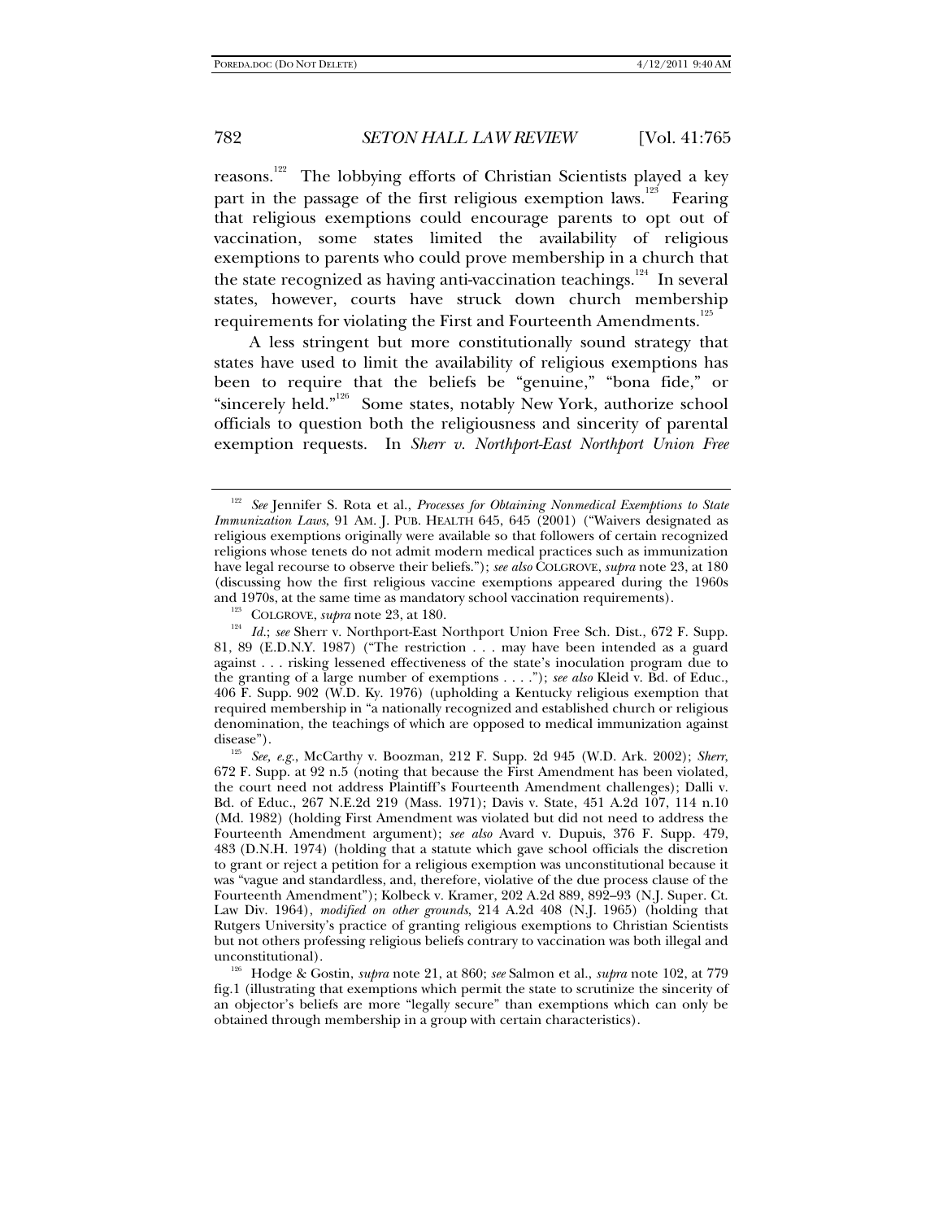reasons.[122] The lobbying efforts of Christian Scientists played a key part in the passage of the first religious exemption laws.[123] Fearing that religious exemptions could encourage parents to opt out of vaccination, some states limited the availability of religious exemptions to parents who could prove membership in a church that the state recognized as having anti-vaccination teachings.[124] In several states, however, courts have struck down church membership requirements for violating the First and Fourteenth Amendments.[125]

A less stringent but more constitutionally sound strategy that states have used to limit the availability of religious exemptions has been to require that the beliefs be "genuine," "bona fide," or "sincerely held."[126] Some states, notably New York, authorize school officials to question both the religiousness and sincerity of parental exemption requests. In *Sherr v. Northport-East Northport Union Free*

---

[122] *See* Jennifer S. Rota et al., *Processes for Obtaining Nonmedical Exemptions to State Immunization Laws*, 91 AM. J. PUB. HEALTH 645, 645 (2001) ("Waivers designated as religious exemptions originally were available so that followers of certain recognized religions whose tenets do not admit modern medical practices such as immunization have legal recourse to observe their beliefs."); *see also* COLGROVE, *supra* note 23, at 180 (discussing how the first religious vaccine exemptions appeared during the 1960s and 1970s, at the same time as mandatory school vaccination requirements).

[123] COLGROVE, *supra* note 23, at 180.

[124] *Id.*; *see* Sherr v. Northport-East Northport Union Free Sch. Dist., 672 F. Supp. 81, 89 (E.D.N.Y. 1987) ("The restriction . . . may have been intended as a guard against . . . risking lessened effectiveness of the state's inoculation program due to the granting of a large number of exemptions . . . ."); *see also* Kleid v. Bd. of Educ., 406 F. Supp. 902 (W.D. Ky. 1976) (upholding a Kentucky religious exemption that required membership in "a nationally recognized and established church or religious denomination, the teachings of which are opposed to medical immunization against disease").

[125] *See, e.g.*, McCarthy v. Boozman, 212 F. Supp. 2d 945 (W.D. Ark. 2002); *Sherr*, 672 F. Supp. at 92 n.5 (noting that because the First Amendment has been violated, the court need not address Plaintiff's Fourteenth Amendment challenges); Dalli v. Bd. of Educ., 267 N.E.2d 219 (Mass. 1971); Davis v. State, 451 A.2d 107, 114 n.10 (Md. 1982) (holding First Amendment was violated but did not need to address the Fourteenth Amendment argument); *see also* Avard v. Dupuis, 376 F. Supp. 479, 483 (D.N.H. 1974) (holding that a statute which gave school officials the discretion to grant or reject a petition for a religious exemption was unconstitutional because it was "vague and standardless, and, therefore, violative of the due process clause of the Fourteenth Amendment"); Kolbeck v. Kramer, 202 A.2d 889, 892–93 (N.J. Super. Ct. Law Div. 1964), *modified on other grounds*, 214 A.2d 408 (N.J. 1965) (holding that Rutgers University's practice of granting religious exemptions to Christian Scientists but not others professing religious beliefs contrary to vaccination was both illegal and unconstitutional).

[126] Hodge & Gostin, *supra* note 21, at 860; *see* Salmon et al., *supra* note 102, at 779 fig.1 (illustrating that exemptions which permit the state to scrutinize the sincerity of an objector's beliefs are more "legally secure" than exemptions which can only be obtained through membership in a group with certain characteristics).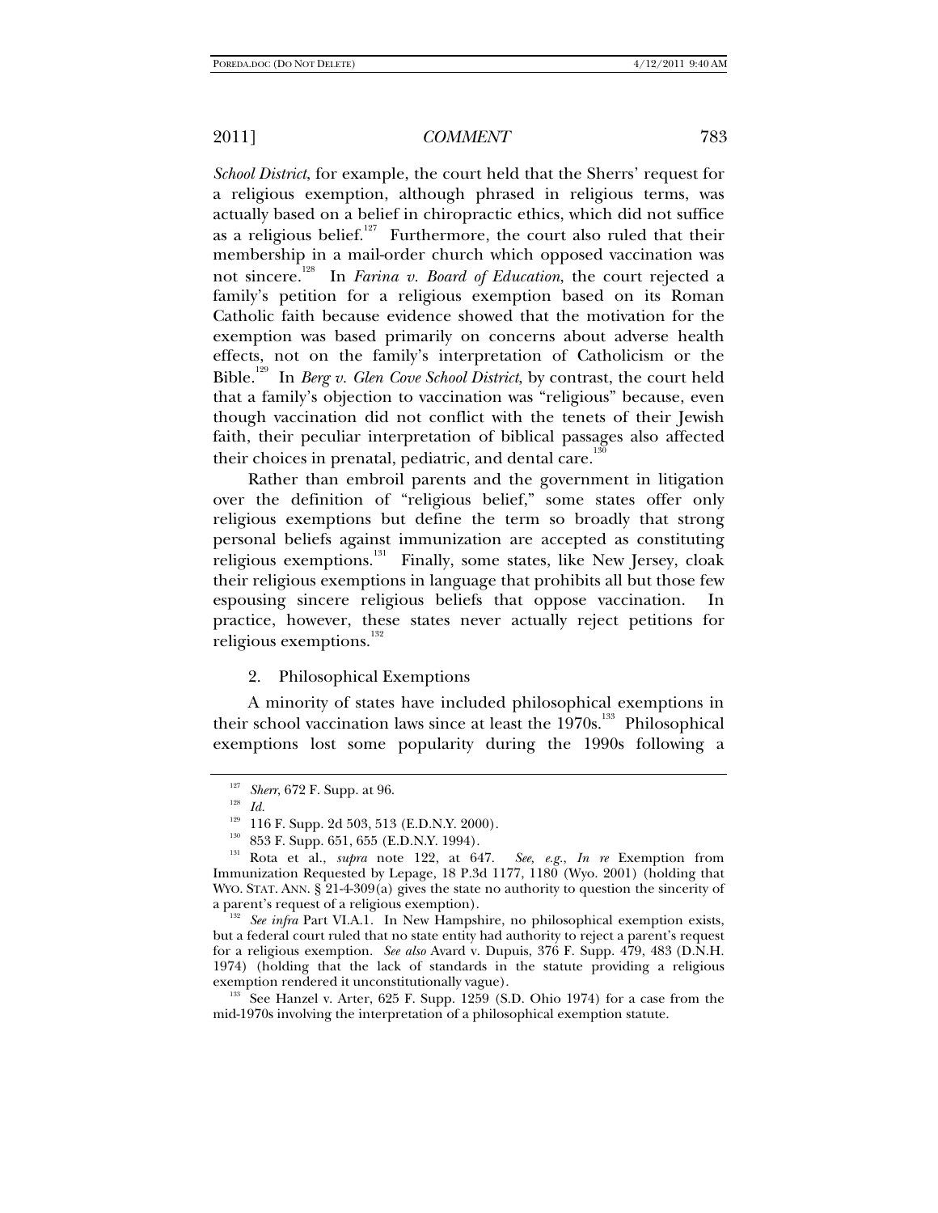*School District*, for example, the court held that the Sherrs' request for a religious exemption, although phrased in religious terms, was actually based on a belief in chiropractic ethics, which did not suffice as a religious belief.[127] Furthermore, the court also ruled that their membership in a mail-order church which opposed vaccination was not sincere.[128] In *Farina v. Board of Education*, the court rejected a family's petition for a religious exemption based on its Roman Catholic faith because evidence showed that the motivation for the exemption was based primarily on concerns about adverse health effects, not on the family's interpretation of Catholicism or the Bible.[129] In *Berg v. Glen Cove School District*, by contrast, the court held that a family's objection to vaccination was "religious" because, even though vaccination did not conflict with the tenets of their Jewish faith, their peculiar interpretation of biblical passages also affected their choices in prenatal, pediatric, and dental care.[130]

Rather than embroil parents and the government in litigation over the definition of "religious belief," some states offer only religious exemptions but define the term so broadly that strong personal beliefs against immunization are accepted as constituting religious exemptions.[131] Finally, some states, like New Jersey, cloak their religious exemptions in language that prohibits all but those few espousing sincere religious beliefs that oppose vaccination. In practice, however, these states never actually reject petitions for religious exemptions.[132]

### 2. Philosophical Exemptions

A minority of states have included philosophical exemptions in their school vaccination laws since at least the 1970s.[133] Philosophical exemptions lost some popularity during the 1990s following a

---

[127] *Sherr*, 672 F. Supp. at 96.

[128] *Id.*

[129] 116 F. Supp. 2d 503, 513 (E.D.N.Y. 2000).

[130] 853 F. Supp. 651, 655 (E.D.N.Y. 1994).

[131] Rota et al., *supra* note 122, at 647. *See, e.g.*, *In re* Exemption from Immunization Requested by Lepage, 18 P.3d 1177, 1180 (Wyo. 2001) (holding that WYO. STAT. ANN. § 21-4-309(a) gives the state no authority to question the sincerity of a parent's request of a religious exemption).

[132] *See infra* Part VI.A.1. In New Hampshire, no philosophical exemption exists, but a federal court ruled that no state entity had authority to reject a parent's request for a religious exemption. *See also* Avard v. Dupuis, 376 F. Supp. 479, 483 (D.N.H. 1974) (holding that the lack of standards in the statute providing a religious exemption rendered it unconstitutionally vague).

[133] See Hanzel v. Arter, 625 F. Supp. 1259 (S.D. Ohio 1974) for a case from the mid-1970s involving the interpretation of a philosophical exemption statute.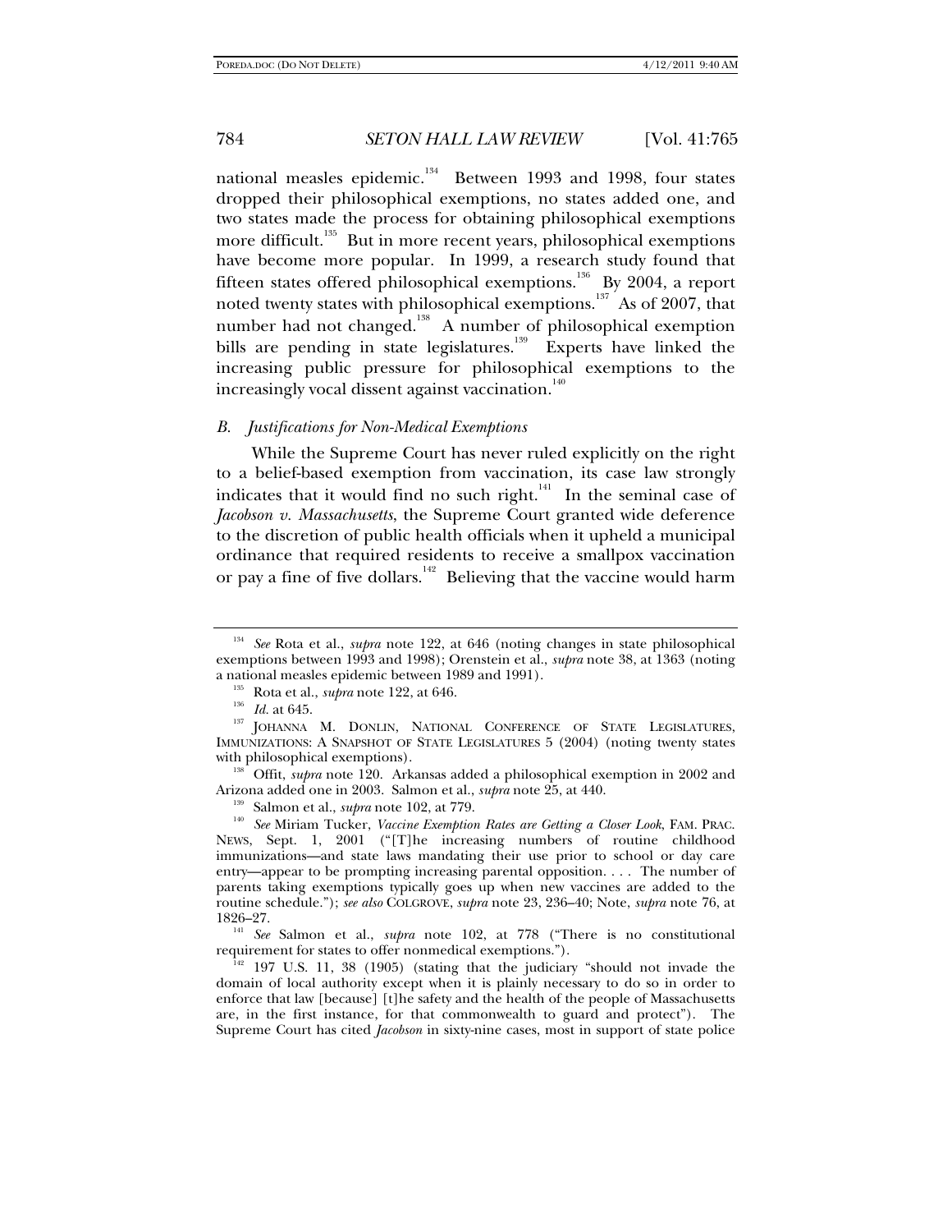national measles epidemic.[134] Between 1993 and 1998, four states dropped their philosophical exemptions, no states added one, and two states made the process for obtaining philosophical exemptions more difficult.[135] But in more recent years, philosophical exemptions have become more popular. In 1999, a research study found that fifteen states offered philosophical exemptions.[136] By 2004, a report noted twenty states with philosophical exemptions.[137] As of 2007, that number had not changed.[138] A number of philosophical exemption bills are pending in state legislatures.[139] Experts have linked the increasing public pressure for philosophical exemptions to the increasingly vocal dissent against vaccination.[140]

### *B. Justifications for Non-Medical Exemptions*

While the Supreme Court has never ruled explicitly on the right to a belief-based exemption from vaccination, its case law strongly indicates that it would find no such right.[141] In the seminal case of *Jacobson v. Massachusetts*, the Supreme Court granted wide deference to the discretion of public health officials when it upheld a municipal ordinance that required residents to receive a smallpox vaccination or pay a fine of five dollars.[142] Believing that the vaccine would harm

---

[134] *See* Rota et al., *supra* note 122, at 646 (noting changes in state philosophical exemptions between 1993 and 1998); Orenstein et al., *supra* note 38, at 1363 (noting a national measles epidemic between 1989 and 1991).

[135] Rota et al., *supra* note 122, at 646.

[136] *Id.* at 645.

[137] JOHANNA M. DONLIN, NATIONAL CONFERENCE OF STATE LEGISLATURES, IMMUNIZATIONS: A SNAPSHOT OF STATE LEGISLATURES 5 (2004) (noting twenty states with philosophical exemptions).

[138] Offit, *supra* note 120. Arkansas added a philosophical exemption in 2002 and Arizona added one in 2003. Salmon et al., *supra* note 25, at 440.

[139] Salmon et al., *supra* note 102, at 779.

[140] *See* Miriam Tucker, *Vaccine Exemption Rates are Getting a Closer Look*, FAM. PRAC. NEWS, Sept. 1, 2001 ("[T]he increasing numbers of routine childhood immunizations—and state laws mandating their use prior to school or day care entry—appear to be prompting increasing parental opposition. . . . The number of parents taking exemptions typically goes up when new vaccines are added to the routine schedule."); *see also* COLGROVE, *supra* note 23, 236–40; Note, *supra* note 76, at 1826–27.

[141] *See* Salmon et al., *supra* note 102, at 778 ("There is no constitutional requirement for states to offer nonmedical exemptions.").

[142] 197 U.S. 11, 38 (1905) (stating that the judiciary "should not invade the domain of local authority except when it is plainly necessary to do so in order to enforce that law [because] [t]he safety and the health of the people of Massachusetts are, in the first instance, for that commonwealth to guard and protect"). The Supreme Court has cited *Jacobson* in sixty-nine cases, most in support of state police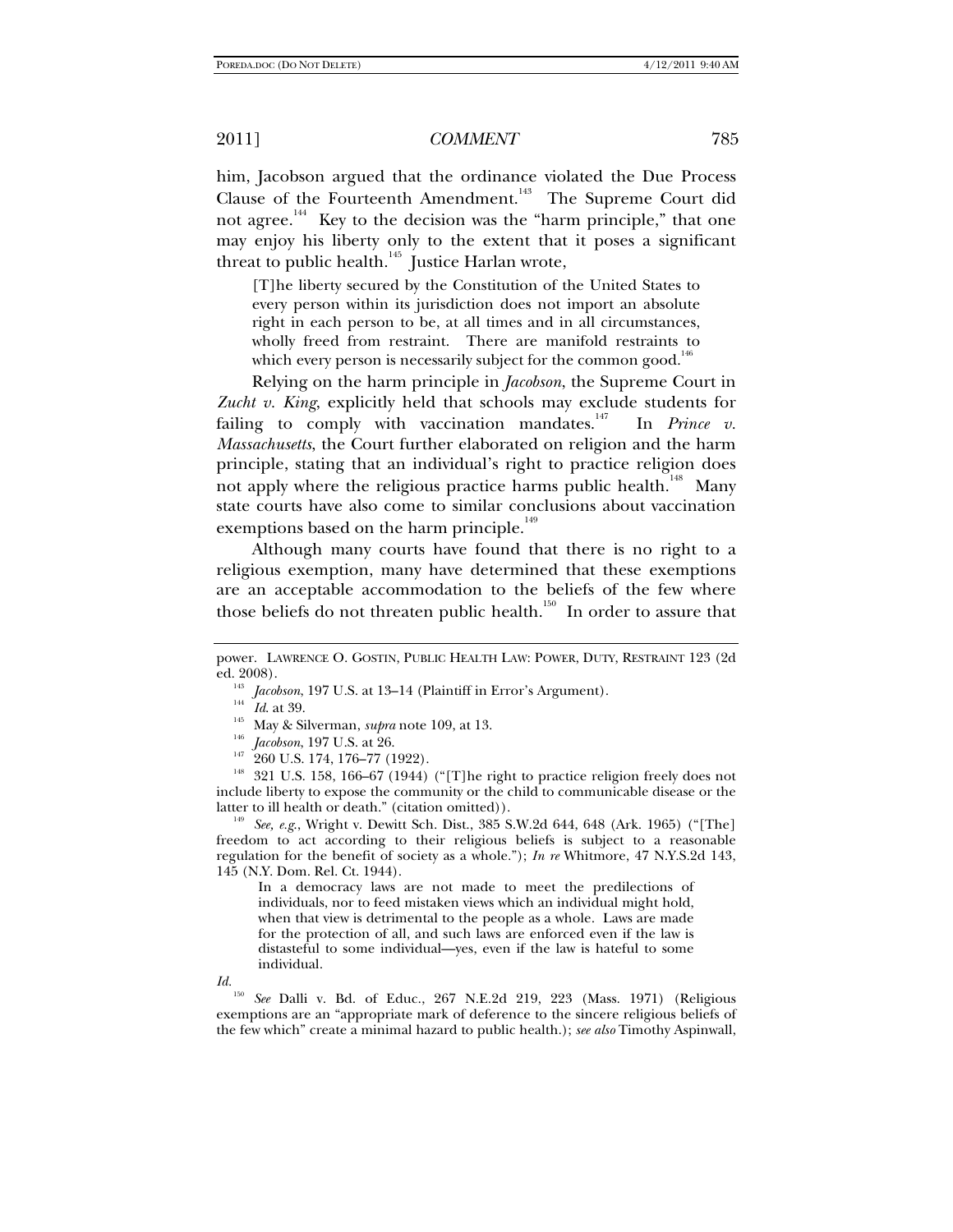him, Jacobson argued that the ordinance violated the Due Process Clause of the Fourteenth Amendment.[143] The Supreme Court did not agree.[144] Key to the decision was the "harm principle," that one may enjoy his liberty only to the extent that it poses a significant threat to public health.[145] Justice Harlan wrote,

> [T]he liberty secured by the Constitution of the United States to every person within its jurisdiction does not import an absolute right in each person to be, at all times and in all circumstances, wholly freed from restraint. There are manifold restraints to which every person is necessarily subject for the common good.[146]

Relying on the harm principle in *Jacobson*, the Supreme Court in *Zucht v. King*, explicitly held that schools may exclude students for failing to comply with vaccination mandates.[147] In *Prince v. Massachusetts*, the Court further elaborated on religion and the harm principle, stating that an individual's right to practice religion does not apply where the religious practice harms public health.[148] Many state courts have also come to similar conclusions about vaccination exemptions based on the harm principle.[149]

Although many courts have found that there is no right to a religious exemption, many have determined that these exemptions are an acceptable accommodation to the beliefs of the few where those beliefs do not threaten public health.[150] In order to assure that

---

power. LAWRENCE O. GOSTIN, PUBLIC HEALTH LAW: POWER, DUTY, RESTRAINT 123 (2d ed. 2008).

[143] *Jacobson*, 197 U.S. at 13–14 (Plaintiff in Error's Argument).

[144] *Id.* at 39.

[145] May & Silverman, *supra* note 109, at 13.

[146] *Jacobson*, 197 U.S. at 26.

[147] 260 U.S. 174, 176–77 (1922).

[148] 321 U.S. 158, 166–67 (1944) ("[T]he right to practice religion freely does not include liberty to expose the community or the child to communicable disease or the latter to ill health or death." (citation omitted)).

[149] *See, e.g.*, Wright v. Dewitt Sch. Dist., 385 S.W.2d 644, 648 (Ark. 1965) ("[The] freedom to act according to their religious beliefs is subject to a reasonable regulation for the benefit of society as a whole."); *In re* Whitmore, 47 N.Y.S.2d 143, 145 (N.Y. Dom. Rel. Ct. 1944).

> In a democracy laws are not made to meet the predilections of individuals, nor to feed mistaken views which an individual might hold, when that view is detrimental to the people as a whole. Laws are made for the protection of all, and such laws are enforced even if the law is distasteful to some individual—yes, even if the law is hateful to some individual.

*Id.*

[150] *See* Dalli v. Bd. of Educ., 267 N.E.2d 219, 223 (Mass. 1971) (Religious exemptions are an "appropriate mark of deference to the sincere religious beliefs of the few which" create a minimal hazard to public health.); *see also* Timothy Aspinwall,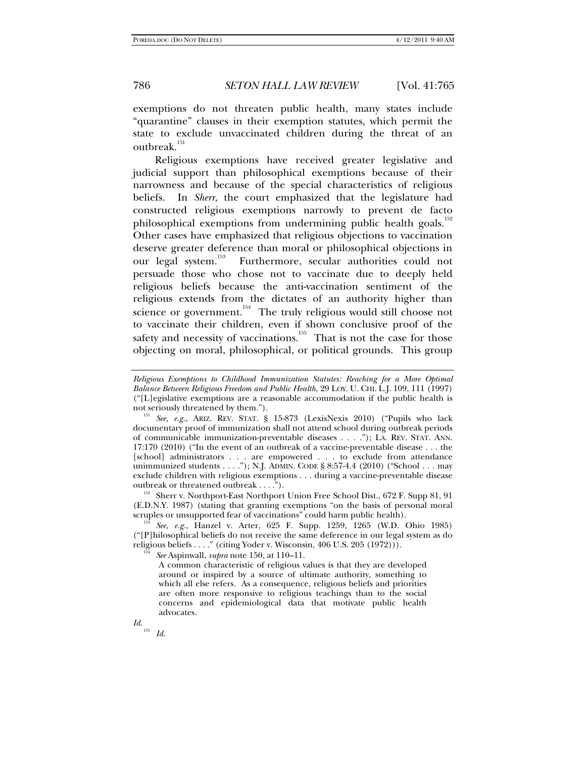exemptions do not threaten public health, many states include "quarantine" clauses in their exemption statutes, which permit the state to exclude unvaccinated children during the threat of an outbreak.[151]

Religious exemptions have received greater legislative and judicial support than philosophical exemptions because of their narrowness and because of the special characteristics of religious beliefs. In *Sherr*, the court emphasized that the legislature had constructed religious exemptions narrowly to prevent de facto philosophical exemptions from undermining public health goals.[152] Other cases have emphasized that religious objections to vaccination deserve greater deference than moral or philosophical objections in our legal system.[153] Furthermore, secular authorities could not persuade those who chose not to vaccinate due to deeply held religious beliefs because the anti-vaccination sentiment of the religious extends from the dictates of an authority higher than science or government.[154] The truly religious would still choose not to vaccinate their children, even if shown conclusive proof of the safety and necessity of vaccinations.[155] That is not the case for those objecting on moral, philosophical, or political grounds. This group

---

*Religious Exemptions to Childhood Immunization Statutes: Reaching for a More Optimal Balance Between Religious Freedom and Public Health*, 29 LOY. U. CHI. L.J. 109, 111 (1997) ("[L]egislative exemptions are a reasonable accommodation if the public health is not seriously threatened by them.").

[151] *See, e.g.*, ARIZ. REV. STAT. § 15-873 (LexisNexis 2010) ("Pupils who lack documentary proof of immunization shall not attend school during outbreak periods of communicable immunization-preventable diseases . . . ."); LA. REV. STAT. ANN. 17:170 (2010) ("In the event of an outbreak of a vaccine-preventable disease . . . the [school] administrators . . . are empowered . . . to exclude from attendance unimmunized students . . . ."); N.J. ADMIN. CODE § 8:57-4.4 (2010) ("School . . . may exclude children with religious exemptions . . . during a vaccine-preventable disease outbreak or threatened outbreak . . . .").

[152] Sherr v. Northport-East Northport Union Free School Dist., 672 F. Supp 81, 91 (E.D.N.Y. 1987) (stating that granting exemptions "on the basis of personal moral scruples or unsupported fear of vaccinations" could harm public health).

[153] *See, e.g.*, Hanzel v. Arter, 625 F. Supp. 1259, 1265 (W.D. Ohio 1985) ("[P]hilosophical beliefs do not receive the same deference in our legal system as do religious beliefs . . . ." (citing Yoder v. Wisconsin, 406 U.S. 205 (1972))).

[154] *See* Aspinwall, *supra* note 150, at 110–11.

> A common characteristic of religious values is that they are developed around or inspired by a source of ultimate authority, something to which all else refers. As a consequence, religious beliefs and priorities are often more responsive to religious teachings than to the social concerns and epidemiological data that motivate public health advocates.

*Id.*

[155] *Id.*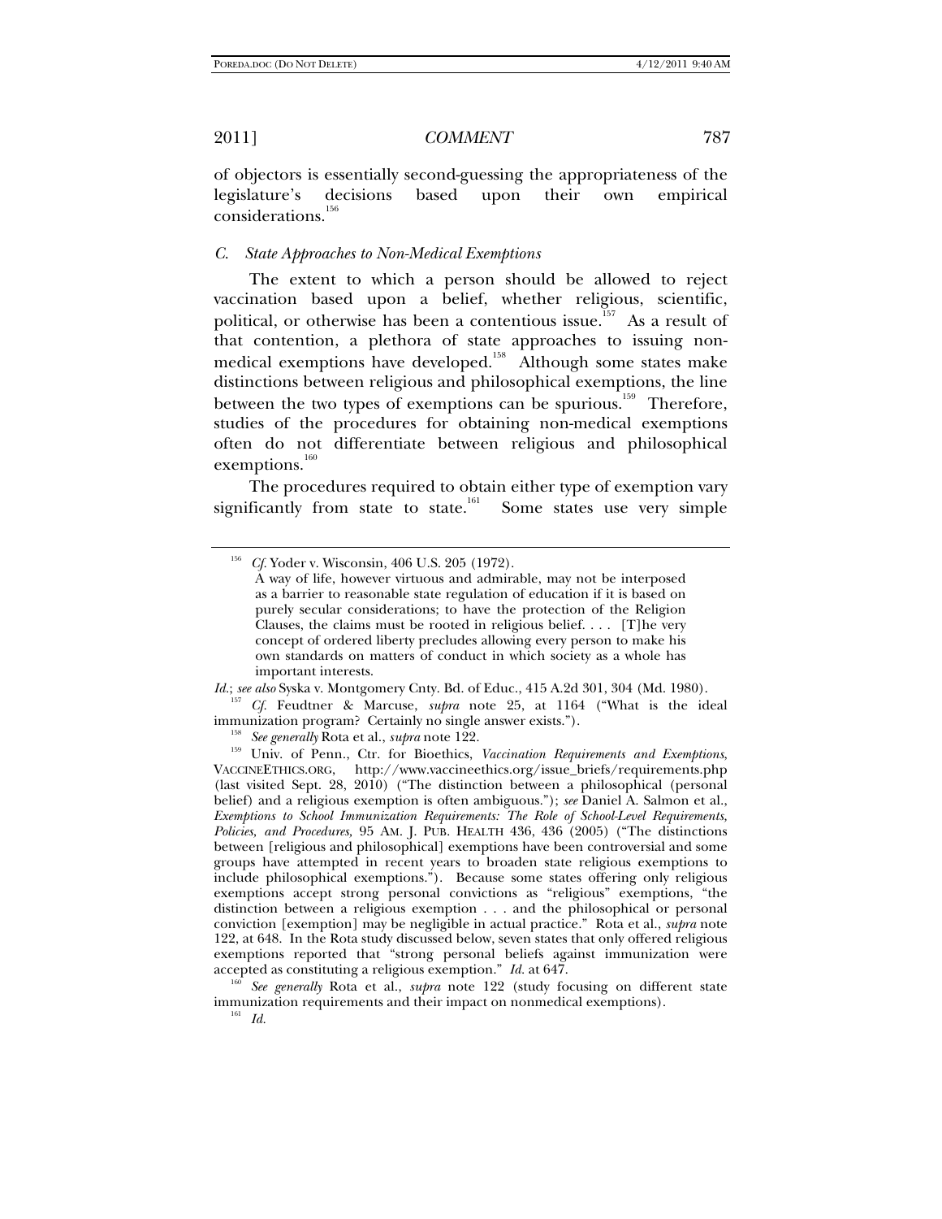of objectors is essentially second-guessing the appropriateness of the legislature's decisions based upon their own empirical considerations.[156]

### C. *State Approaches to Non-Medical Exemptions*

The extent to which a person should be allowed to reject vaccination based upon a belief, whether religious, scientific, political, or otherwise has been a contentious issue.[157] As a result of that contention, a plethora of state approaches to issuing non-medical exemptions have developed.[158] Although some states make distinctions between religious and philosophical exemptions, the line between the two types of exemptions can be spurious.[159] Therefore, studies of the procedures for obtaining non-medical exemptions often do not differentiate between religious and philosophical exemptions.[160]

The procedures required to obtain either type of exemption vary significantly from state to state.[161] Some states use very simple

---

[156] *Cf.* Yoder v. Wisconsin, 406 U.S. 205 (1972).

> A way of life, however virtuous and admirable, may not be interposed as a barrier to reasonable state regulation of education if it is based on purely secular considerations; to have the protection of the Religion Clauses, the claims must be rooted in religious belief. . . . [T]he very concept of ordered liberty precludes allowing every person to make his own standards on matters of conduct in which society as a whole has important interests.

*Id.*; *see also* Syska v. Montgomery Cnty. Bd. of Educ., 415 A.2d 301, 304 (Md. 1980).

[157] *Cf.* Feudtner & Marcuse, *supra* note 25, at 1164 ("What is the ideal immunization program? Certainly no single answer exists.").

[158] *See generally* Rota et al., *supra* note 122.

[159] Univ. of Penn., Ctr. for Bioethics, *Vaccination Requirements and Exemptions*, VACCINEETHICS.ORG, http://www.vaccineethics.org/issue_briefs/requirements.php (last visited Sept. 28, 2010) ("The distinction between a philosophical (personal belief) and a religious exemption is often ambiguous."); *see* Daniel A. Salmon et al., *Exemptions to School Immunization Requirements: The Role of School-Level Requirements, Policies, and Procedures*, 95 AM. J. PUB. HEALTH 436, 436 (2005) ("The distinctions between [religious and philosophical] exemptions have been controversial and some groups have attempted in recent years to broaden state religious exemptions to include philosophical exemptions."). Because some states offering only religious exemptions accept strong personal convictions as "religious" exemptions, "the distinction between a religious exemption . . . and the philosophical or personal conviction [exemption] may be negligible in actual practice." Rota et al., *supra* note 122, at 648. In the Rota study discussed below, seven states that only offered religious exemptions reported that "strong personal beliefs against immunization were accepted as constituting a religious exemption." *Id.* at 647.

[160] *See generally* Rota et al., *supra* note 122 (study focusing on different state immunization requirements and their impact on nonmedical exemptions).

[161] *Id.*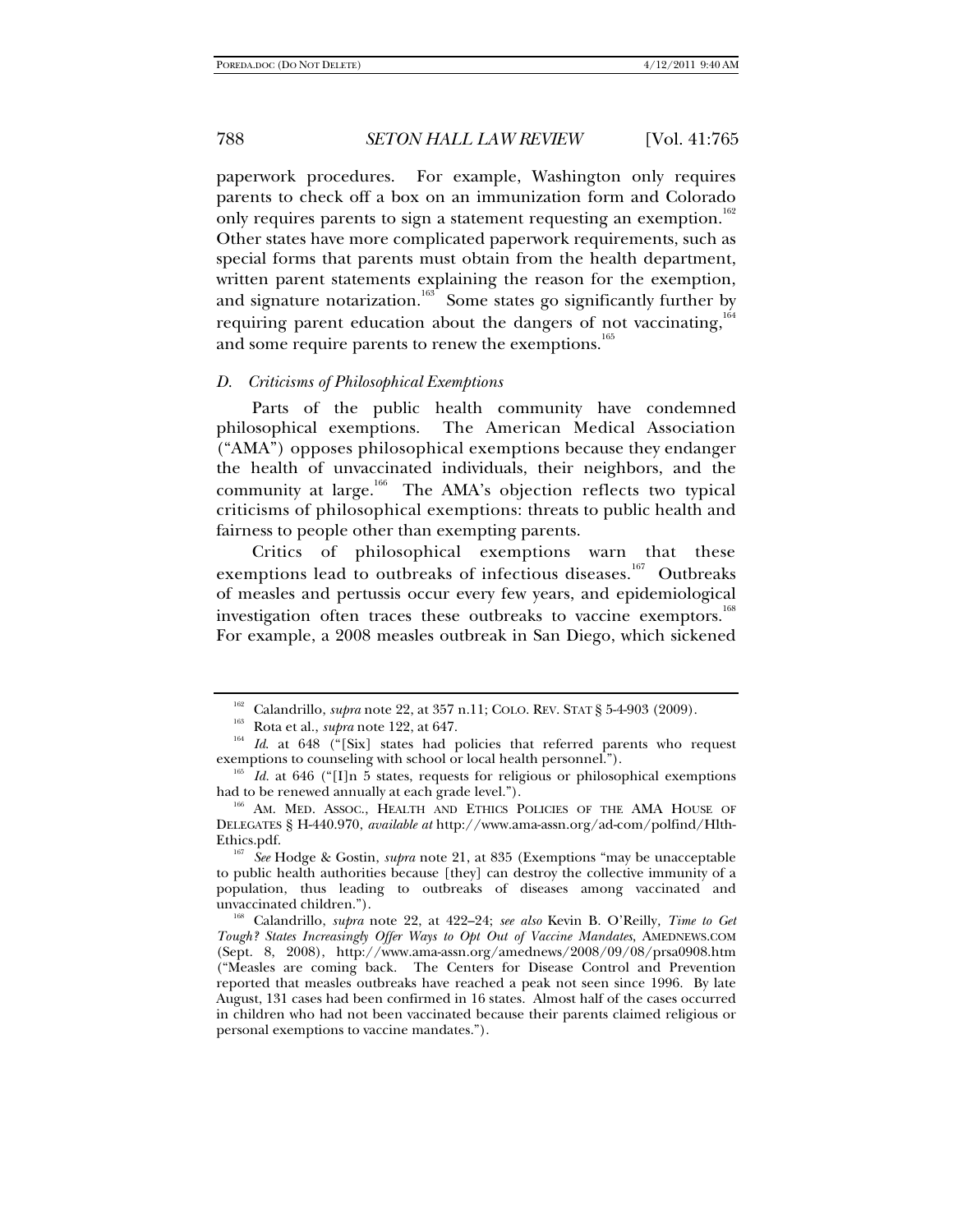paperwork procedures. For example, Washington only requires parents to check off a box on an immunization form and Colorado only requires parents to sign a statement requesting an exemption.[162] Other states have more complicated paperwork requirements, such as special forms that parents must obtain from the health department, written parent statements explaining the reason for the exemption, and signature notarization.[163] Some states go significantly further by requiring parent education about the dangers of not vaccinating,[164] and some require parents to renew the exemptions.[165]

### *D. Criticisms of Philosophical Exemptions*

Parts of the public health community have condemned philosophical exemptions. The American Medical Association ("AMA") opposes philosophical exemptions because they endanger the health of unvaccinated individuals, their neighbors, and the community at large.[166] The AMA's objection reflects two typical criticisms of philosophical exemptions: threats to public health and fairness to people other than exempting parents.

Critics of philosophical exemptions warn that these exemptions lead to outbreaks of infectious diseases.[167] Outbreaks of measles and pertussis occur every few years, and epidemiological investigation often traces these outbreaks to vaccine exemptors.[168] For example, a 2008 measles outbreak in San Diego, which sickened

---

[162] Calandrillo, *supra* note 22, at 357 n.11; COLO. REV. STAT § 5-4-903 (2009).

[163] Rota et al., *supra* note 122, at 647.

[164] *Id.* at 648 ("[Six] states had policies that referred parents who request exemptions to counseling with school or local health personnel.").

[165] *Id.* at 646 ("[I]n 5 states, requests for religious or philosophical exemptions had to be renewed annually at each grade level.").

[166] AM. MED. ASSOC., HEALTH AND ETHICS POLICIES OF THE AMA HOUSE OF DELEGATES § H-440.970, *available at* http://www.ama-assn.org/ad-com/polfind/Hlth-Ethics.pdf.

[167] *See* Hodge & Gostin, *supra* note 21, at 835 (Exemptions "may be unacceptable to public health authorities because [they] can destroy the collective immunity of a population, thus leading to outbreaks of diseases among vaccinated and unvaccinated children.").

[168] Calandrillo, *supra* note 22, at 422–24; *see also* Kevin B. O'Reilly, *Time to Get Tough? States Increasingly Offer Ways to Opt Out of Vaccine Mandates*, AMEDNEWS.COM (Sept. 8, 2008), http://www.ama-assn.org/amednews/2008/09/08/prsa0908.htm ("Measles are coming back. The Centers for Disease Control and Prevention reported that measles outbreaks have reached a peak not seen since 1996. By late August, 131 cases had been confirmed in 16 states. Almost half of the cases occurred in children who had not been vaccinated because their parents claimed religious or personal exemptions to vaccine mandates.").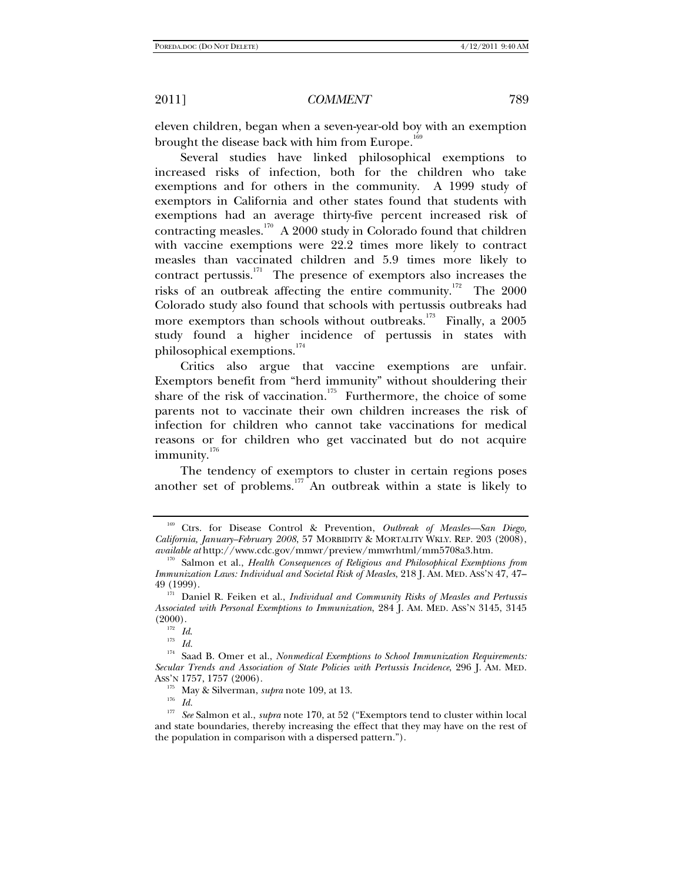eleven children, began when a seven-year-old boy with an exemption brought the disease back with him from Europe.[169]

Several studies have linked philosophical exemptions to increased risks of infection, both for the children who take exemptions and for others in the community. A 1999 study of exemptors in California and other states found that students with exemptions had an average thirty-five percent increased risk of contracting measles.[170] A 2000 study in Colorado found that children with vaccine exemptions were 22.2 times more likely to contract measles than vaccinated children and 5.9 times more likely to contract pertussis.[171] The presence of exemptors also increases the risks of an outbreak affecting the entire community.[172] The 2000 Colorado study also found that schools with pertussis outbreaks had more exemptors than schools without outbreaks.[173] Finally, a 2005 study found a higher incidence of pertussis in states with philosophical exemptions.[174]

Critics also argue that vaccine exemptions are unfair. Exemptors benefit from "herd immunity" without shouldering their share of the risk of vaccination.[175] Furthermore, the choice of some parents not to vaccinate their own children increases the risk of infection for children who cannot take vaccinations for medical reasons or for children who get vaccinated but do not acquire immunity.[176]

The tendency of exemptors to cluster in certain regions poses another set of problems.[177] An outbreak within a state is likely to

---

[169] Ctrs. for Disease Control & Prevention, *Outbreak of Measles—San Diego, California, January–February 2008*, 57 MORBIDITY & MORTALITY WKLY. REP. 203 (2008), *available at* http://www.cdc.gov/mmwr/preview/mmwrhtml/mm5708a3.htm.

[170] Salmon et al., *Health Consequences of Religious and Philosophical Exemptions from Immunization Laws: Individual and Societal Risk of Measles*, 218 J. AM. MED. ASS'N 47, 47–49 (1999).

[171] Daniel R. Feiken et al., *Individual and Community Risks of Measles and Pertussis Associated with Personal Exemptions to Immunization*, 284 J. AM. MED. ASS'N 3145, 3145 (2000).

[172] *Id.*

[173] *Id.*

[174] Saad B. Omer et al., *Nonmedical Exemptions to School Immunization Requirements: Secular Trends and Association of State Policies with Pertussis Incidence*, 296 J. AM. MED. ASS'N 1757, 1757 (2006).

[175] May & Silverman, *supra* note 109, at 13.

[176] *Id.*

[177] *See* Salmon et al., *supra* note 170, at 52 ("Exemptors tend to cluster within local and state boundaries, thereby increasing the effect that they may have on the rest of the population in comparison with a dispersed pattern.").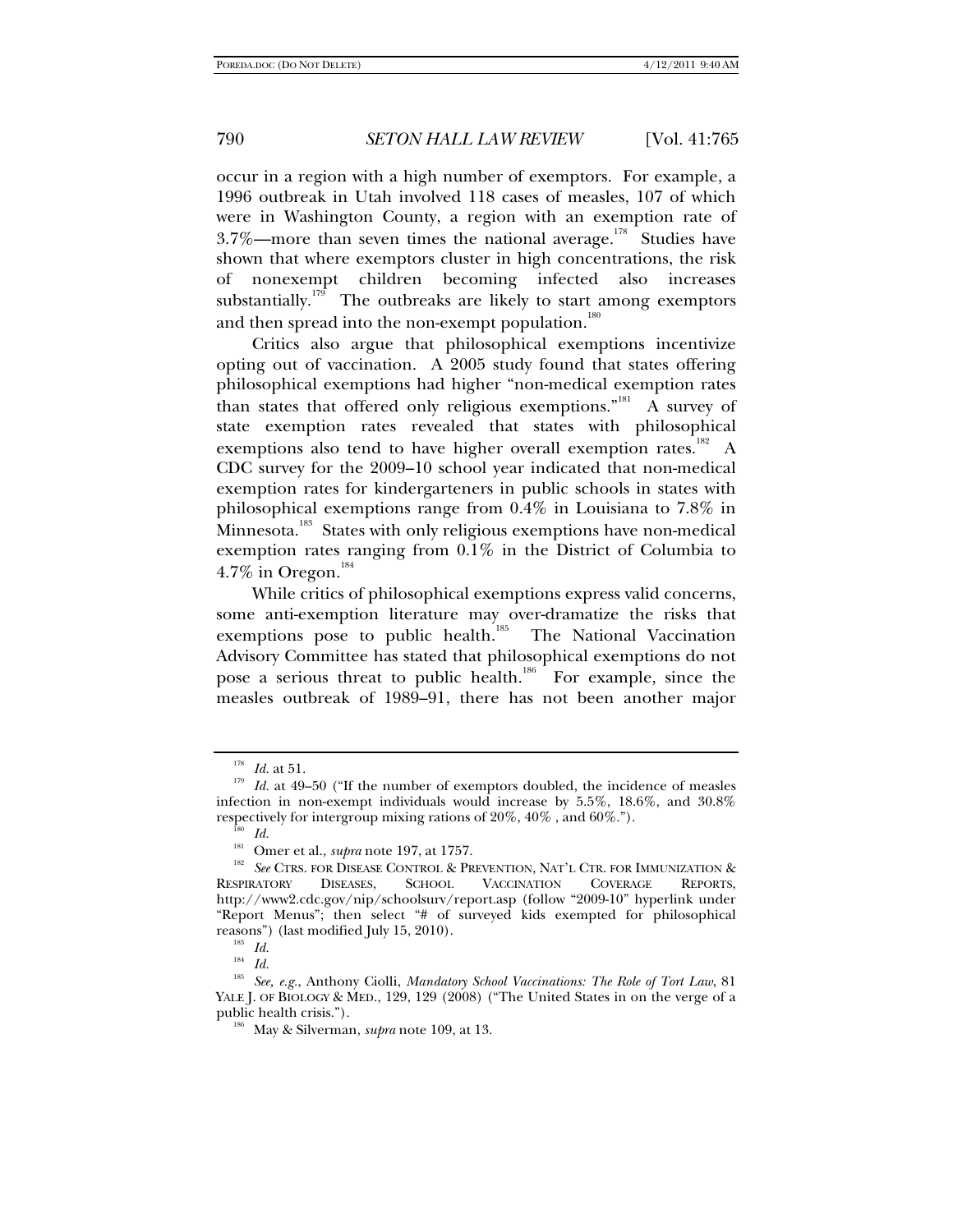occur in a region with a high number of exemptors. For example, a 1996 outbreak in Utah involved 118 cases of measles, 107 of which were in Washington County, a region with an exemption rate of 3.7%—more than seven times the national average.[178] Studies have shown that where exemptors cluster in high concentrations, the risk of nonexempt children becoming infected also increases substantially.[179] The outbreaks are likely to start among exemptors and then spread into the non-exempt population.[180]

Critics also argue that philosophical exemptions incentivize opting out of vaccination. A 2005 study found that states offering philosophical exemptions had higher "non-medical exemption rates than states that offered only religious exemptions."[181] A survey of state exemption rates revealed that states with philosophical exemptions also tend to have higher overall exemption rates.[182] A CDC survey for the 2009–10 school year indicated that non-medical exemption rates for kindergarteners in public schools in states with philosophical exemptions range from 0.4% in Louisiana to 7.8% in Minnesota.[183] States with only religious exemptions have non-medical exemption rates ranging from 0.1% in the District of Columbia to 4.7% in Oregon.[184]

While critics of philosophical exemptions express valid concerns, some anti-exemption literature may over-dramatize the risks that exemptions pose to public health.[185] The National Vaccination Advisory Committee has stated that philosophical exemptions do not pose a serious threat to public health.[186] For example, since the measles outbreak of 1989–91, there has not been another major

---

[178] *Id.* at 51.

[179] *Id.* at 49–50 ("If the number of exemptors doubled, the incidence of measles infection in non-exempt individuals would increase by 5.5%, 18.6%, and 30.8% respectively for intergroup mixing rations of 20%, 40% , and 60%.").

[180] *Id.*

[181] Omer et al., *supra* note 197, at 1757.

[182] *See* CTRS. FOR DISEASE CONTROL & PREVENTION, NAT'L CTR. FOR IMMUNIZATION & RESPIRATORY DISEASES, SCHOOL VACCINATION COVERAGE REPORTS, http://www2.cdc.gov/nip/schoolsurv/report.asp (follow "2009-10" hyperlink under "Report Menus"; then select "# of surveyed kids exempted for philosophical reasons") (last modified July 15, 2010).

[183] *Id.*

[184] *Id.*

[185] *See, e.g.,* Anthony Ciolli, *Mandatory School Vaccinations: The Role of Tort Law*, 81 YALE J. OF BIOLOGY & MED., 129, 129 (2008) ("The United States in on the verge of a public health crisis.").

[186] May & Silverman, *supra* note 109, at 13.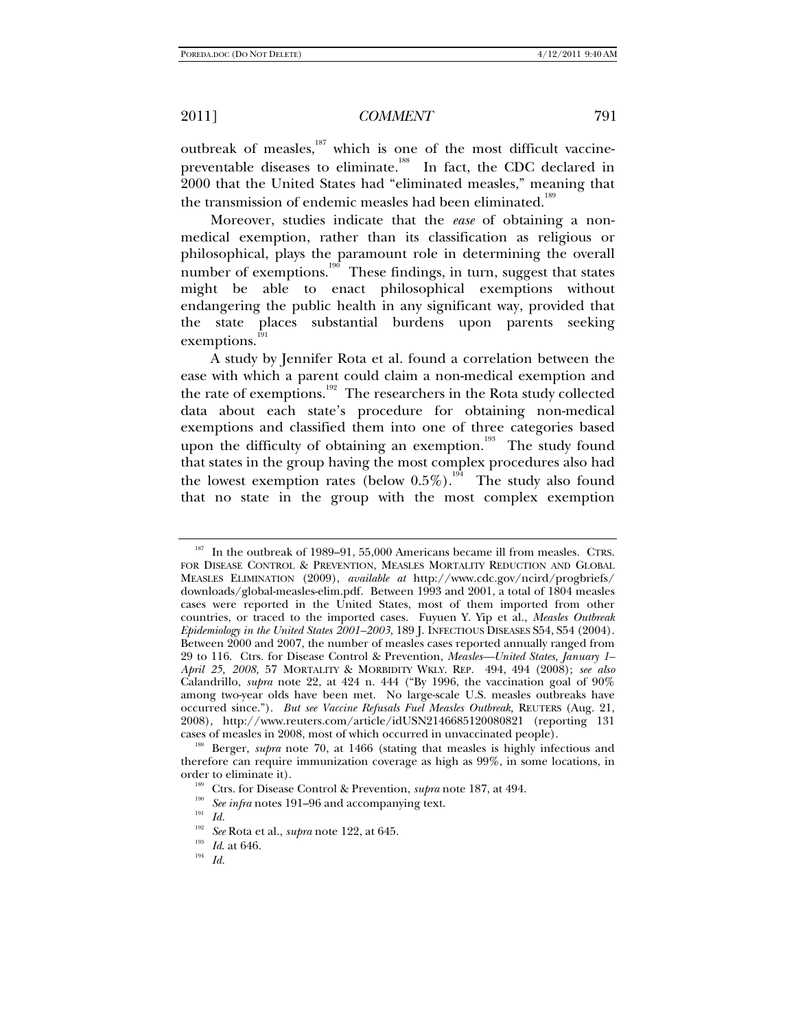outbreak of measles,[187] which is one of the most difficult vaccine-preventable diseases to eliminate.[188] In fact, the CDC declared in 2000 that the United States had "eliminated measles," meaning that the transmission of endemic measles had been eliminated.[189]

Moreover, studies indicate that the *ease* of obtaining a non-medical exemption, rather than its classification as religious or philosophical, plays the paramount role in determining the overall number of exemptions.[190] These findings, in turn, suggest that states might be able to enact philosophical exemptions without endangering the public health in any significant way, provided that the state places substantial burdens upon parents seeking exemptions.[191]

A study by Jennifer Rota et al. found a correlation between the ease with which a parent could claim a non-medical exemption and the rate of exemptions.[192] The researchers in the Rota study collected data about each state's procedure for obtaining non-medical exemptions and classified them into one of three categories based upon the difficulty of obtaining an exemption.[193] The study found that states in the group having the most complex procedures also had the lowest exemption rates (below 0.5%).[194] The study also found that no state in the group with the most complex exemption

---

[187] In the outbreak of 1989–91, 55,000 Americans became ill from measles. CTRS. FOR DISEASE CONTROL & PREVENTION, MEASLES MORTALITY REDUCTION AND GLOBAL MEASLES ELIMINATION (2009), *available at* http://www.cdc.gov/ncird/progbriefs/downloads/global-measles-elim.pdf. Between 1993 and 2001, a total of 1804 measles cases were reported in the United States, most of them imported from other countries, or traced to the imported cases. Fuyuen Y. Yip et al., *Measles Outbreak Epidemiology in the United States 2001–2003*, 189 J. INFECTIOUS DISEASES S54, S54 (2004). Between 2000 and 2007, the number of measles cases reported annually ranged from 29 to 116. Ctrs. for Disease Control & Prevention, *Measles—United States, January 1–April 25, 2008*, 57 MORTALITY & MORBIDITY WKLY. REP. 494, 494 (2008); *see also* Calandrillo, *supra* note 22, at 424 n. 444 ("By 1996, the vaccination goal of 90% among two-year olds have been met. No large-scale U.S. measles outbreaks have occurred since."). *But see Vaccine Refusals Fuel Measles Outbreak*, REUTERS (Aug. 21, 2008), http://www.reuters.com/article/idUSN2146685120080821 (reporting 131 cases of measles in 2008, most of which occurred in unvaccinated people).

[188] Berger, *supra* note 70, at 1466 (stating that measles is highly infectious and therefore can require immunization coverage as high as 99%, in some locations, in order to eliminate it).

[189] Ctrs. for Disease Control & Prevention, *supra* note 187, at 494.

[190] *See infra* notes 191–96 and accompanying text.

[191] *Id.*

[192] *See* Rota et al., *supra* note 122, at 645.

[193] *Id.* at 646.

[194] *Id.*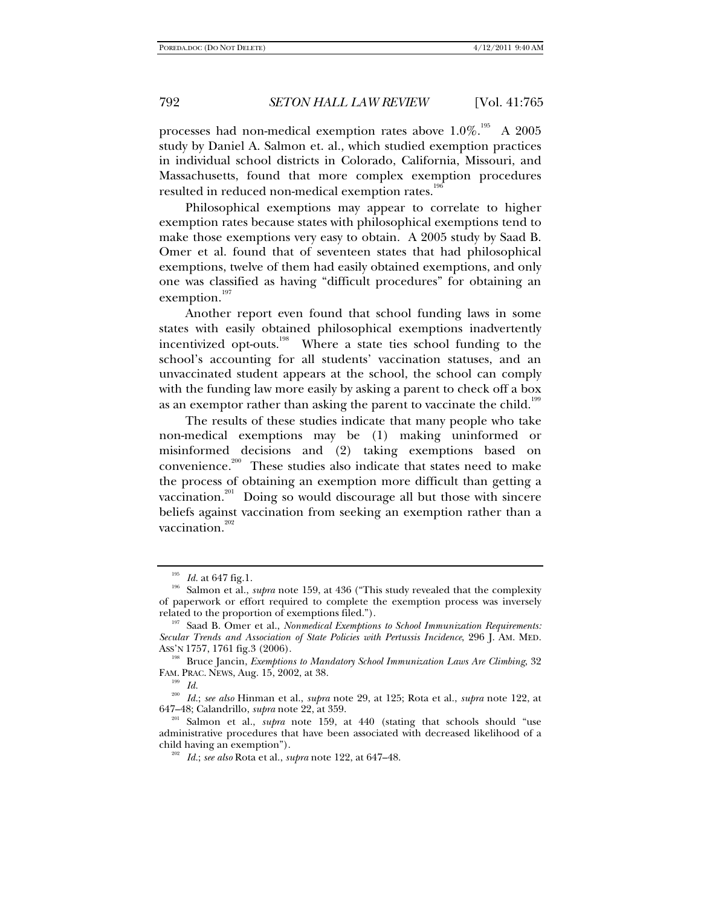processes had non-medical exemption rates above 1.0%.[195] A 2005 study by Daniel A. Salmon et. al., which studied exemption practices in individual school districts in Colorado, California, Missouri, and Massachusetts, found that more complex exemption procedures resulted in reduced non-medical exemption rates.[196]

Philosophical exemptions may appear to correlate to higher exemption rates because states with philosophical exemptions tend to make those exemptions very easy to obtain. A 2005 study by Saad B. Omer et al. found that of seventeen states that had philosophical exemptions, twelve of them had easily obtained exemptions, and only one was classified as having "difficult procedures" for obtaining an exemption.[197]

Another report even found that school funding laws in some states with easily obtained philosophical exemptions inadvertently incentivized opt-outs.[198] Where a state ties school funding to the school's accounting for all students' vaccination statuses, and an unvaccinated student appears at the school, the school can comply with the funding law more easily by asking a parent to check off a box as an exemptor rather than asking the parent to vaccinate the child.[199]

The results of these studies indicate that many people who take non-medical exemptions may be (1) making uninformed or misinformed decisions and (2) taking exemptions based on convenience.[200] These studies also indicate that states need to make the process of obtaining an exemption more difficult than getting a vaccination.[201] Doing so would discourage all but those with sincere beliefs against vaccination from seeking an exemption rather than a vaccination.[202]

---

[195] *Id.* at 647 fig.1.

[196] Salmon et al., *supra* note 159, at 436 ("This study revealed that the complexity of paperwork or effort required to complete the exemption process was inversely related to the proportion of exemptions filed.").

[197] Saad B. Omer et al., *Nonmedical Exemptions to School Immunization Requirements: Secular Trends and Association of State Policies with Pertussis Incidence*, 296 J. AM. MED. ASS'N 1757, 1761 fig.3 (2006).

[198] Bruce Jancin, *Exemptions to Mandatory School Immunization Laws Are Climbing*, 32 FAM. PRAC. NEWS, Aug. 15, 2002, at 38.

[199] *Id.*

[200] *Id.*; *see also* Hinman et al., *supra* note 29, at 125; Rota et al., *supra* note 122, at 647–48; Calandrillo, *supra* note 22, at 359.

[201] Salmon et al., *supra* note 159, at 440 (stating that schools should "use administrative procedures that have been associated with decreased likelihood of a child having an exemption").

[202] *Id.*; *see also* Rota et al., *supra* note 122, at 647–48.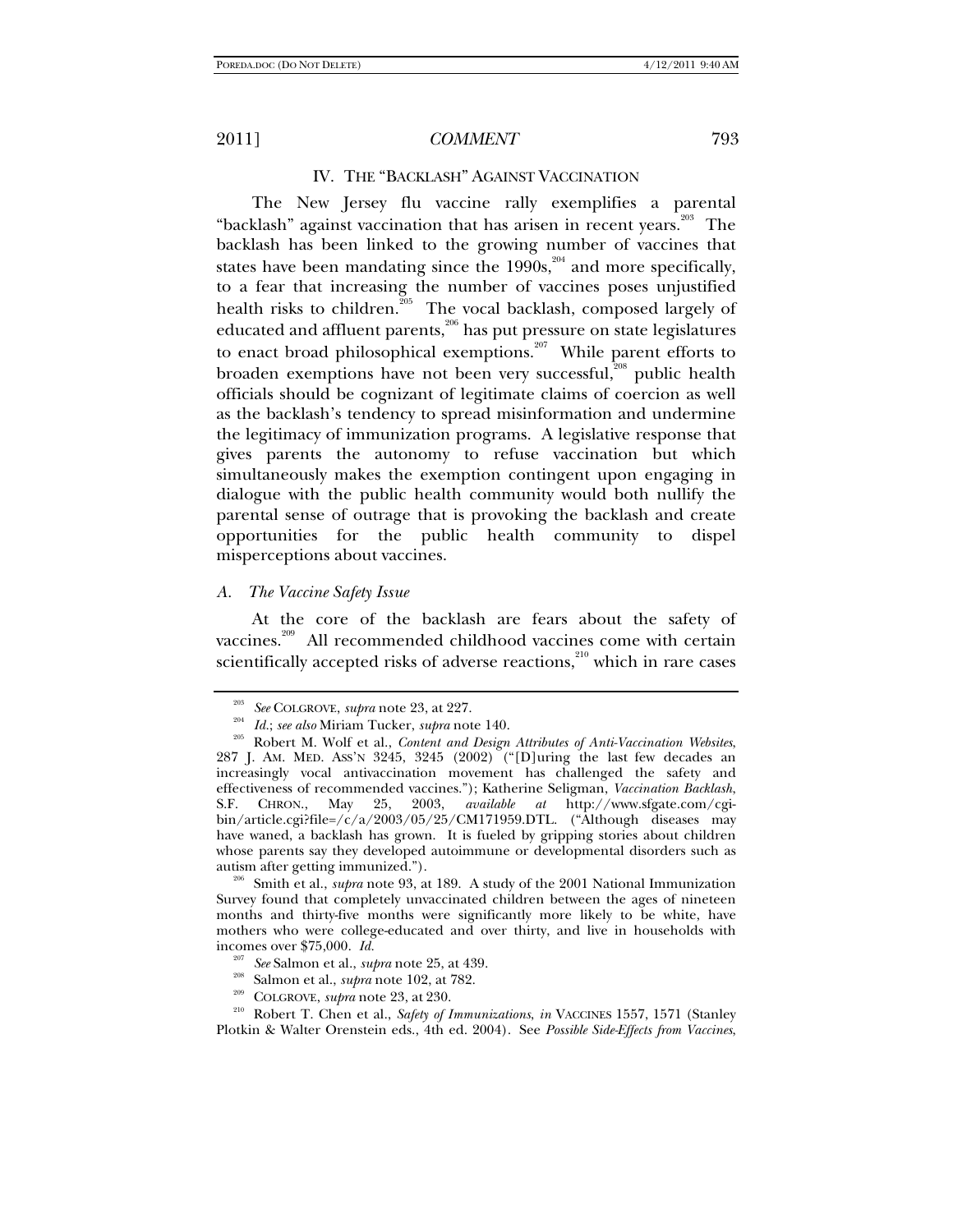## IV. THE "BACKLASH" AGAINST VACCINATION

The New Jersey flu vaccine rally exemplifies a parental "backlash" against vaccination that has arisen in recent years.[203] The backlash has been linked to the growing number of vaccines that states have been mandating since the 1990s,[204] and more specifically, to a fear that increasing the number of vaccines poses unjustified health risks to children.[205] The vocal backlash, composed largely of educated and affluent parents,[206] has put pressure on state legislatures to enact broad philosophical exemptions.[207] While parent efforts to broaden exemptions have not been very successful,[208] public health officials should be cognizant of legitimate claims of coercion as well as the backlash's tendency to spread misinformation and undermine the legitimacy of immunization programs. A legislative response that gives parents the autonomy to refuse vaccination but which simultaneously makes the exemption contingent upon engaging in dialogue with the public health community would both nullify the parental sense of outrage that is provoking the backlash and create opportunities for the public health community to dispel misperceptions about vaccines.

### A. *The Vaccine Safety Issue*

At the core of the backlash are fears about the safety of vaccines.[209] All recommended childhood vaccines come with certain scientifically accepted risks of adverse reactions,[210] which in rare cases

---

[203] *See* COLGROVE, *supra* note 23, at 227.

[204] *Id.*; *see also* Miriam Tucker, *supra* note 140.

[205] Robert M. Wolf et al., *Content and Design Attributes of Anti-Vaccination Websites*, 287 J. AM. MED. ASS'N 3245, 3245 (2002) ("[D]uring the last few decades an increasingly vocal antivaccination movement has challenged the safety and effectiveness of recommended vaccines."); Katherine Seligman, *Vaccination Backlash*, S.F. CHRON., May 25, 2003, *available at* http://www.sfgate.com/cgi-bin/article.cgi?file=/c/a/2003/05/25/CM171959.DTL. ("Although diseases may have waned, a backlash has grown. It is fueled by gripping stories about children whose parents say they developed autoimmune or developmental disorders such as autism after getting immunized.").

[206] Smith et al., *supra* note 93, at 189. A study of the 2001 National Immunization Survey found that completely unvaccinated children between the ages of nineteen months and thirty-five months were significantly more likely to be white, have mothers who were college-educated and over thirty, and live in households with incomes over $75,000. *Id.*

[207] *See* Salmon et al., *supra* note 25, at 439.

[208] Salmon et al., *supra* note 102, at 782.

[209] COLGROVE, *supra* note 23, at 230.

[210] Robert T. Chen et al., *Safety of Immunizations*, *in* VACCINES 1557, 1571 (Stanley Plotkin & Walter Orenstein eds., 4th ed. 2004). See *Possible Side-Effects from Vaccines*,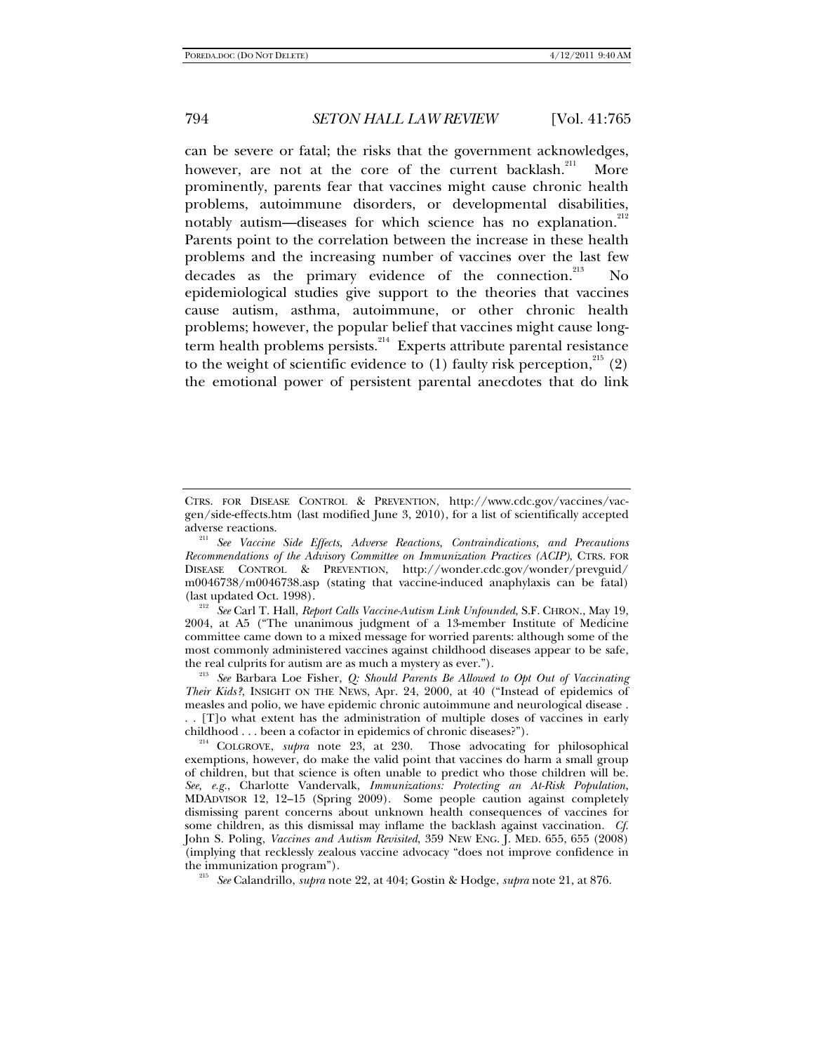can be severe or fatal; the risks that the government acknowledges, however, are not at the core of the current backlash.[211] More prominently, parents fear that vaccines might cause chronic health problems, autoimmune disorders, or developmental disabilities, notably autism—diseases for which science has no explanation.[212] Parents point to the correlation between the increase in these health problems and the increasing number of vaccines over the last few decades as the primary evidence of the connection.[213] No epidemiological studies give support to the theories that vaccines cause autism, asthma, autoimmune, or other chronic health problems; however, the popular belief that vaccines might cause long-term health problems persists.[214] Experts attribute parental resistance to the weight of scientific evidence to (1) faulty risk perception,[215] (2) the emotional power of persistent parental anecdotes that do link

---

CTRS. FOR DISEASE CONTROL & PREVENTION, http://www.cdc.gov/vaccines/vac-gen/side-effects.htm (last modified June 3, 2010), for a list of scientifically accepted adverse reactions.

[211] *See Vaccine Side Effects, Adverse Reactions, Contraindications, and Precautions Recommendations of the Advisory Committee on Immunization Practices (ACIP)*, CTRS. FOR DISEASE CONTROL & PREVENTION, http://wonder.cdc.gov/wonder/prevguid/m0046738/m0046738.asp (stating that vaccine-induced anaphylaxis can be fatal) (last updated Oct. 1998).

[212] *See* Carl T. Hall, *Report Calls Vaccine-Autism Link Unfounded*, S.F. CHRON., May 19, 2004, at A5 ("The unanimous judgment of a 13-member Institute of Medicine committee came down to a mixed message for worried parents: although some of the most commonly administered vaccines against childhood diseases appear to be safe, the real culprits for autism are as much a mystery as ever.").

[213] *See* Barbara Loe Fisher, *Q: Should Parents Be Allowed to Opt Out of Vaccinating Their Kids?*, INSIGHT ON THE NEWS, Apr. 24, 2000, at 40 ("Instead of epidemics of measles and polio, we have epidemic chronic autoimmune and neurological disease . . . [T]o what extent has the administration of multiple doses of vaccines in early childhood . . . been a cofactor in epidemics of chronic diseases?").

[214] COLGROVE, *supra* note 23, at 230. Those advocating for philosophical exemptions, however, do make the valid point that vaccines do harm a small group of children, but that science is often unable to predict who those children will be. *See, e.g.*, Charlotte Vandervalk, *Immunizations: Protecting an At-Risk Population*, MDADVISOR 12, 12–15 (Spring 2009). Some people caution against completely dismissing parent concerns about unknown health consequences of vaccines for some children, as this dismissal may inflame the backlash against vaccination. *Cf.* John S. Poling, *Vaccines and Autism Revisited*, 359 NEW ENG. J. MED. 655, 655 (2008) (implying that recklessly zealous vaccine advocacy "does not improve confidence in the immunization program").

[215] *See* Calandrillo, *supra* note 22, at 404; Gostin & Hodge, *supra* note 21, at 876.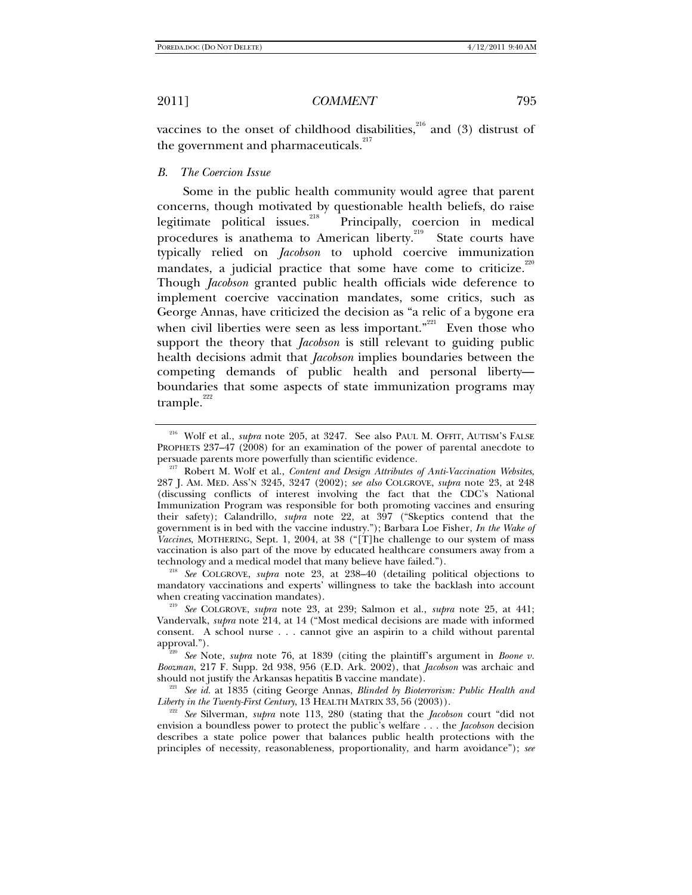vaccines to the onset of childhood disabilities,[216] and (3) distrust of the government and pharmaceuticals.[217]

### *B. The Coercion Issue*

Some in the public health community would agree that parent concerns, though motivated by questionable health beliefs, do raise legitimate political issues.[218] Principally, coercion in medical procedures is anathema to American liberty.[219] State courts have typically relied on *Jacobson* to uphold coercive immunization mandates, a judicial practice that some have come to criticize.[220] Though *Jacobson* granted public health officials wide deference to implement coercive vaccination mandates, some critics, such as George Annas, have criticized the decision as "a relic of a bygone era when civil liberties were seen as less important."[221] Even those who support the theory that *Jacobson* is still relevant to guiding public health decisions admit that *Jacobson* implies boundaries between the competing demands of public health and personal liberty—boundaries that some aspects of state immunization programs may trample.[222]

---

[216] Wolf et al., *supra* note 205, at 3247. See also PAUL M. OFFIT, AUTISM'S FALSE PROPHETS 237–47 (2008) for an examination of the power of parental anecdote to persuade parents more powerfully than scientific evidence.

[217] Robert M. Wolf et al., *Content and Design Attributes of Anti-Vaccination Websites*, 287 J. AM. MED. ASS'N 3245, 3247 (2002); *see also* COLGROVE, *supra* note 23, at 248 (discussing conflicts of interest involving the fact that the CDC's National Immunization Program was responsible for both promoting vaccines and ensuring their safety); Calandrillo, *supra* note 22, at 397 ("Skeptics contend that the government is in bed with the vaccine industry."); Barbara Loe Fisher, *In the Wake of Vaccines*, MOTHERING, Sept. 1, 2004, at 38 ("[T]he challenge to our system of mass vaccination is also part of the move by educated healthcare consumers away from a technology and a medical model that many believe have failed.").

[218] *See* COLGROVE, *supra* note 23, at 238–40 (detailing political objections to mandatory vaccinations and experts' willingness to take the backlash into account when creating vaccination mandates).

[219] *See* COLGROVE, *supra* note 23, at 239; Salmon et al., *supra* note 25, at 441; Vandervalk, *supra* note 214, at 14 ("Most medical decisions are made with informed consent. A school nurse . . . cannot give an aspirin to a child without parental approval.").

[220] *See* Note, *supra* note 76, at 1839 (citing the plaintiff's argument in *Boone v. Boozman*, 217 F. Supp. 2d 938, 956 (E.D. Ark. 2002), that *Jacobson* was archaic and should not justify the Arkansas hepatitis B vaccine mandate).

[221] *See id.* at 1835 (citing George Annas, *Blinded by Bioterrorism: Public Health and Liberty in the Twenty-First Century*, 13 HEALTH MATRIX 33, 56 (2003)).

[222] *See* Silverman, *supra* note 113, 280 (stating that the *Jacobson* court "did not envision a boundless power to protect the public's welfare . . . the *Jacobson* decision describes a state police power that balances public health protections with the principles of necessity, reasonableness, proportionality, and harm avoidance"); *see*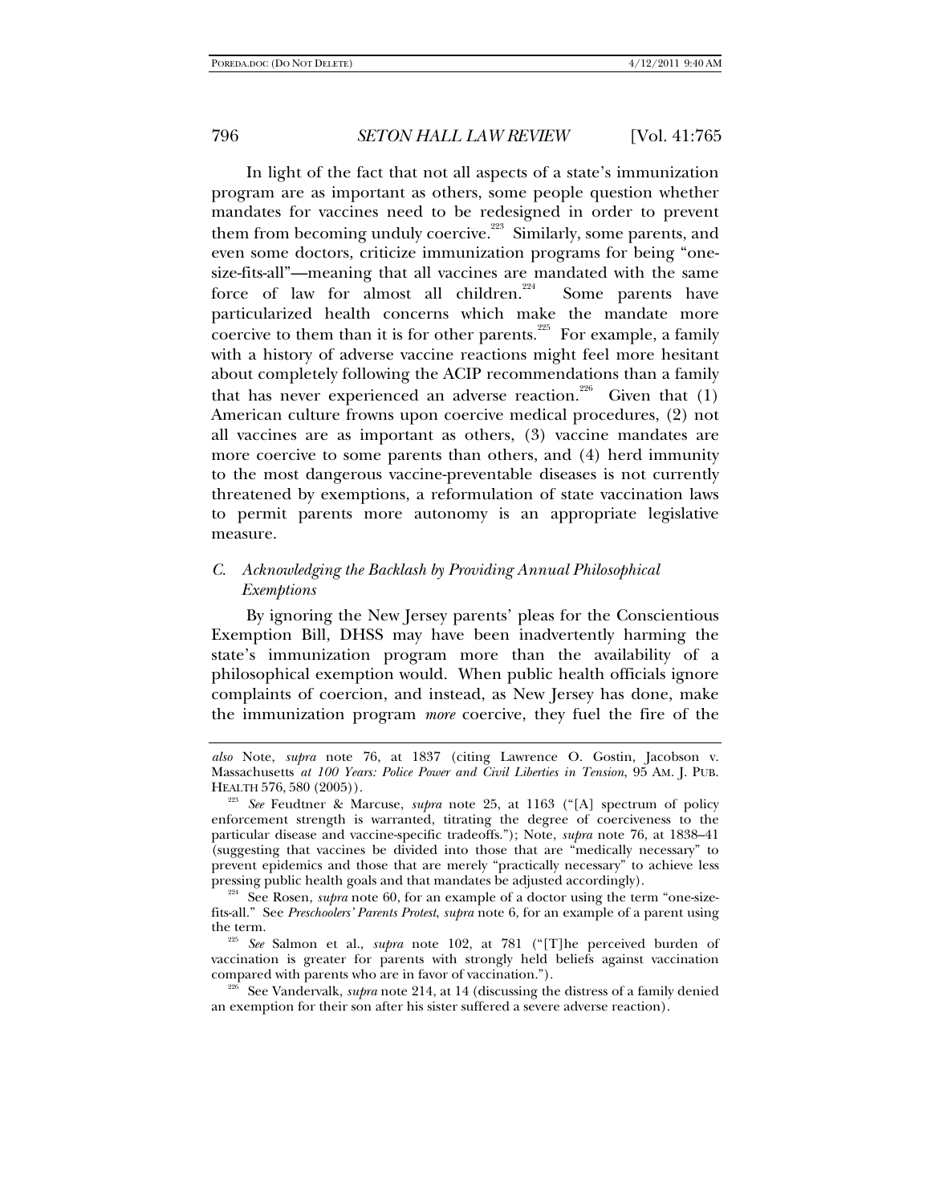In light of the fact that not all aspects of a state's immunization program are as important as others, some people question whether mandates for vaccines need to be redesigned in order to prevent them from becoming unduly coercive.[223] Similarly, some parents, and even some doctors, criticize immunization programs for being "one-size-fits-all"—meaning that all vaccines are mandated with the same force of law for almost all children.[224] Some parents have particularized health concerns which make the mandate more coercive to them than it is for other parents.[225] For example, a family with a history of adverse vaccine reactions might feel more hesitant about completely following the ACIP recommendations than a family that has never experienced an adverse reaction.[226] Given that (1) American culture frowns upon coercive medical procedures, (2) not all vaccines are as important as others, (3) vaccine mandates are more coercive to some parents than others, and (4) herd immunity to the most dangerous vaccine-preventable diseases is not currently threatened by exemptions, a reformulation of state vaccination laws to permit parents more autonomy is an appropriate legislative measure.

### C. *Acknowledging the Backlash by Providing Annual Philosophical Exemptions*

By ignoring the New Jersey parents' pleas for the Conscientious Exemption Bill, DHSS may have been inadvertently harming the state's immunization program more than the availability of a philosophical exemption would. When public health officials ignore complaints of coercion, and instead, as New Jersey has done, make the immunization program *more* coercive, they fuel the fire of the

---

*also* Note, *supra* note 76, at 1837 (citing Lawrence O. Gostin, Jacobson v. Massachusetts *at 100 Years: Police Power and Civil Liberties in Tension*, 95 AM. J. PUB. HEALTH 576, 580 (2005)).

[223] *See* Feudtner & Marcuse, *supra* note 25, at 1163 ("[A] spectrum of policy enforcement strength is warranted, titrating the degree of coerciveness to the particular disease and vaccine-specific tradeoffs."); Note, *supra* note 76, at 1838–41 (suggesting that vaccines be divided into those that are "medically necessary" to prevent epidemics and those that are merely "practically necessary" to achieve less pressing public health goals and that mandates be adjusted accordingly).

[224] See Rosen, *supra* note 60, for an example of a doctor using the term "one-size-fits-all." See *Preschoolers' Parents Protest*, *supra* note 6, for an example of a parent using the term.

[225] *See* Salmon et al., *supra* note 102, at 781 ("[T]he perceived burden of vaccination is greater for parents with strongly held beliefs against vaccination compared with parents who are in favor of vaccination.").

[226] See Vandervalk, *supra* note 214, at 14 (discussing the distress of a family denied an exemption for their son after his sister suffered a severe adverse reaction).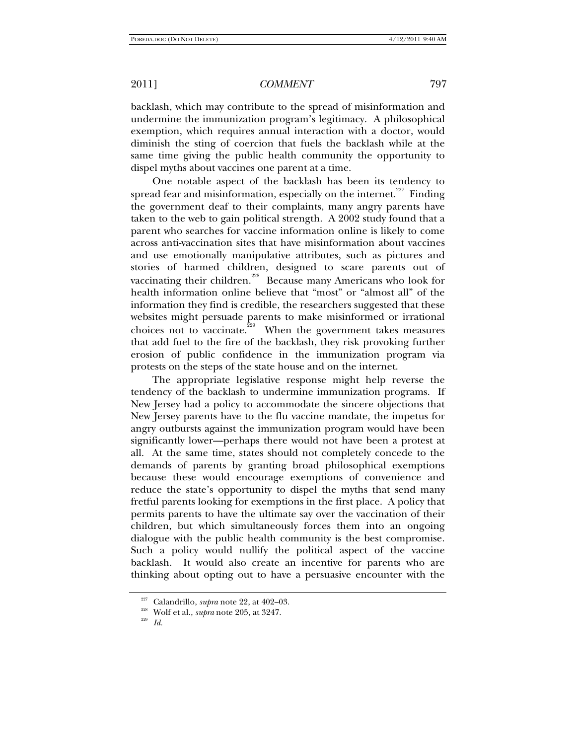backlash, which may contribute to the spread of misinformation and undermine the immunization program's legitimacy. A philosophical exemption, which requires annual interaction with a doctor, would diminish the sting of coercion that fuels the backlash while at the same time giving the public health community the opportunity to dispel myths about vaccines one parent at a time.

One notable aspect of the backlash has been its tendency to spread fear and misinformation, especially on the internet.[227] Finding the government deaf to their complaints, many angry parents have taken to the web to gain political strength. A 2002 study found that a parent who searches for vaccine information online is likely to come across anti-vaccination sites that have misinformation about vaccines and use emotionally manipulative attributes, such as pictures and stories of harmed children, designed to scare parents out of vaccinating their children.[228] Because many Americans who look for health information online believe that "most" or "almost all" of the information they find is credible, the researchers suggested that these websites might persuade parents to make misinformed or irrational choices not to vaccinate.[229] When the government takes measures that add fuel to the fire of the backlash, they risk provoking further erosion of public confidence in the immunization program via protests on the steps of the state house and on the internet.

The appropriate legislative response might help reverse the tendency of the backlash to undermine immunization programs. If New Jersey had a policy to accommodate the sincere objections that New Jersey parents have to the flu vaccine mandate, the impetus for angry outbursts against the immunization program would have been significantly lower—perhaps there would not have been a protest at all. At the same time, states should not completely concede to the demands of parents by granting broad philosophical exemptions because these would encourage exemptions of convenience and reduce the state's opportunity to dispel the myths that send many fretful parents looking for exemptions in the first place. A policy that permits parents to have the ultimate say over the vaccination of their children, but which simultaneously forces them into an ongoing dialogue with the public health community is the best compromise. Such a policy would nullify the political aspect of the vaccine backlash. It would also create an incentive for parents who are thinking about opting out to have a persuasive encounter with the

---

[227] Calandrillo, *supra* note 22, at 402–03.

[228] Wolf et al., *supra* note 205, at 3247.

[229] *Id.*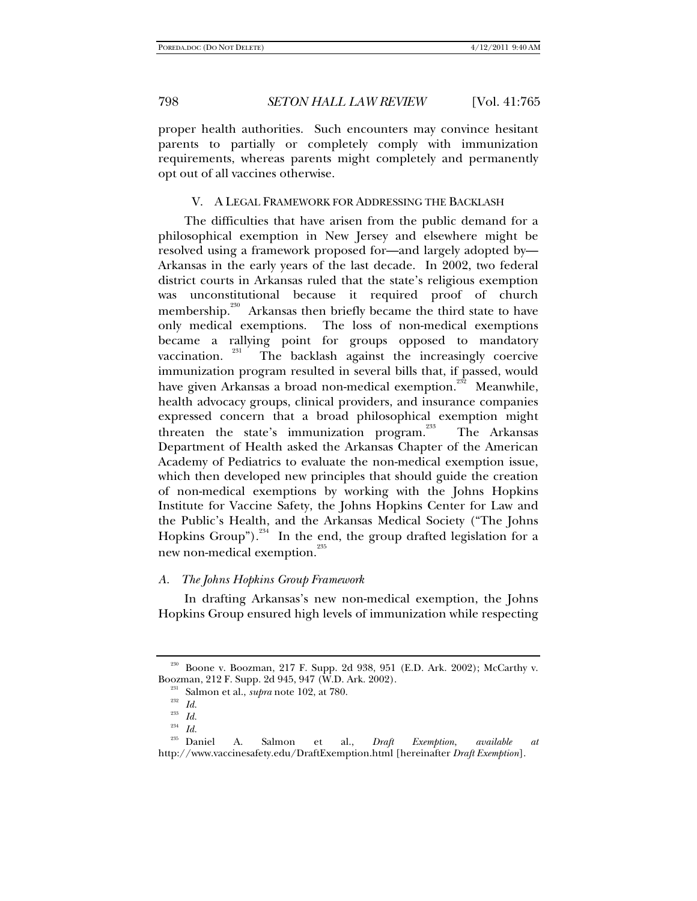proper health authorities. Such encounters may convince hesitant parents to partially or completely comply with immunization requirements, whereas parents might completely and permanently opt out of all vaccines otherwise.

## V. A LEGAL FRAMEWORK FOR ADDRESSING THE BACKLASH

The difficulties that have arisen from the public demand for a philosophical exemption in New Jersey and elsewhere might be resolved using a framework proposed for—and largely adopted by—Arkansas in the early years of the last decade. In 2002, two federal district courts in Arkansas ruled that the state's religious exemption was unconstitutional because it required proof of church membership.[230] Arkansas then briefly became the third state to have only medical exemptions. The loss of non-medical exemptions became a rallying point for groups opposed to mandatory vaccination.[231] The backlash against the increasingly coercive immunization program resulted in several bills that, if passed, would have given Arkansas a broad non-medical exemption.[232] Meanwhile, health advocacy groups, clinical providers, and insurance companies expressed concern that a broad philosophical exemption might threaten the state's immunization program.[233] The Arkansas Department of Health asked the Arkansas Chapter of the American Academy of Pediatrics to evaluate the non-medical exemption issue, which then developed new principles that should guide the creation of non-medical exemptions by working with the Johns Hopkins Institute for Vaccine Safety, the Johns Hopkins Center for Law and the Public's Health, and the Arkansas Medical Society ("The Johns Hopkins Group").[234] In the end, the group drafted legislation for a new non-medical exemption.[235]

### *A. The Johns Hopkins Group Framework*

In drafting Arkansas's new non-medical exemption, the Johns Hopkins Group ensured high levels of immunization while respecting

---

[230] Boone v. Boozman, 217 F. Supp. 2d 938, 951 (E.D. Ark. 2002); McCarthy v. Boozman, 212 F. Supp. 2d 945, 947 (W.D. Ark. 2002).

[231] Salmon et al., *supra* note 102, at 780.

[232] *Id.*

[233] *Id.*

[234] *Id.*

[235] Daniel A. Salmon et al., *Draft Exemption*, *available at* http://www.vaccinesafety.edu/DraftExemption.html [hereinafter *Draft Exemption*].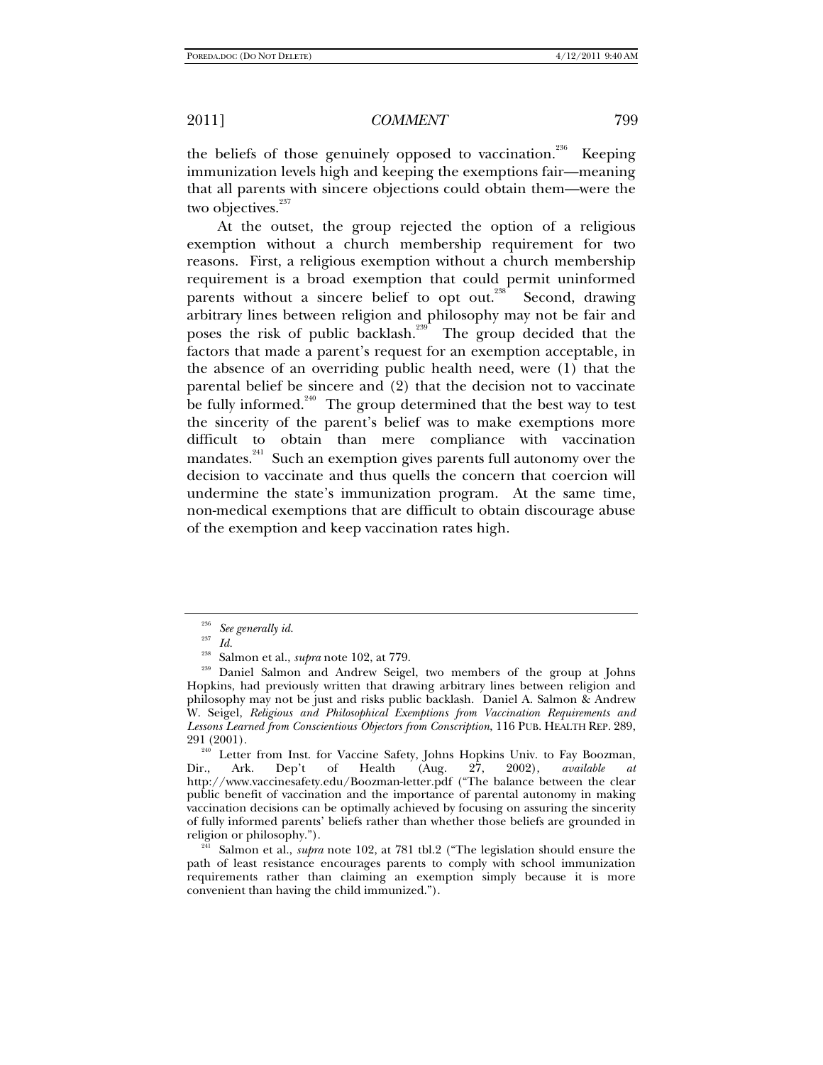the beliefs of those genuinely opposed to vaccination.[236] Keeping immunization levels high and keeping the exemptions fair—meaning that all parents with sincere objections could obtain them—were the two objectives.[237]

At the outset, the group rejected the option of a religious exemption without a church membership requirement for two reasons. First, a religious exemption without a church membership requirement is a broad exemption that could permit uninformed parents without a sincere belief to opt out.[238] Second, drawing arbitrary lines between religion and philosophy may not be fair and poses the risk of public backlash.[239] The group decided that the factors that made a parent's request for an exemption acceptable, in the absence of an overriding public health need, were (1) that the parental belief be sincere and (2) that the decision not to vaccinate be fully informed.[240] The group determined that the best way to test the sincerity of the parent's belief was to make exemptions more difficult to obtain than mere compliance with vaccination mandates.[241] Such an exemption gives parents full autonomy over the decision to vaccinate and thus quells the concern that coercion will undermine the state's immunization program. At the same time, non-medical exemptions that are difficult to obtain discourage abuse of the exemption and keep vaccination rates high.

---

[236] *See generally id.*

[237] *Id.*

[238] Salmon et al., *supra* note 102, at 779.

[239] Daniel Salmon and Andrew Seigel, two members of the group at Johns Hopkins, had previously written that drawing arbitrary lines between religion and philosophy may not be just and risks public backlash. Daniel A. Salmon & Andrew W. Seigel, *Religious and Philosophical Exemptions from Vaccination Requirements and Lessons Learned from Conscientious Objectors from Conscription*, 116 PUB. HEALTH REP. 289, 291 (2001).

[240] Letter from Inst. for Vaccine Safety, Johns Hopkins Univ. to Fay Boozman, Dir., Ark. Dep't of Health (Aug. 27, 2002), *available at* http://www.vaccinesafety.edu/Boozman-letter.pdf ("The balance between the clear public benefit of vaccination and the importance of parental autonomy in making vaccination decisions can be optimally achieved by focusing on assuring the sincerity of fully informed parents' beliefs rather than whether those beliefs are grounded in religion or philosophy.").

[241] Salmon et al., *supra* note 102, at 781 tbl.2 ("The legislation should ensure the path of least resistance encourages parents to comply with school immunization requirements rather than claiming an exemption simply because it is more convenient than having the child immunized.").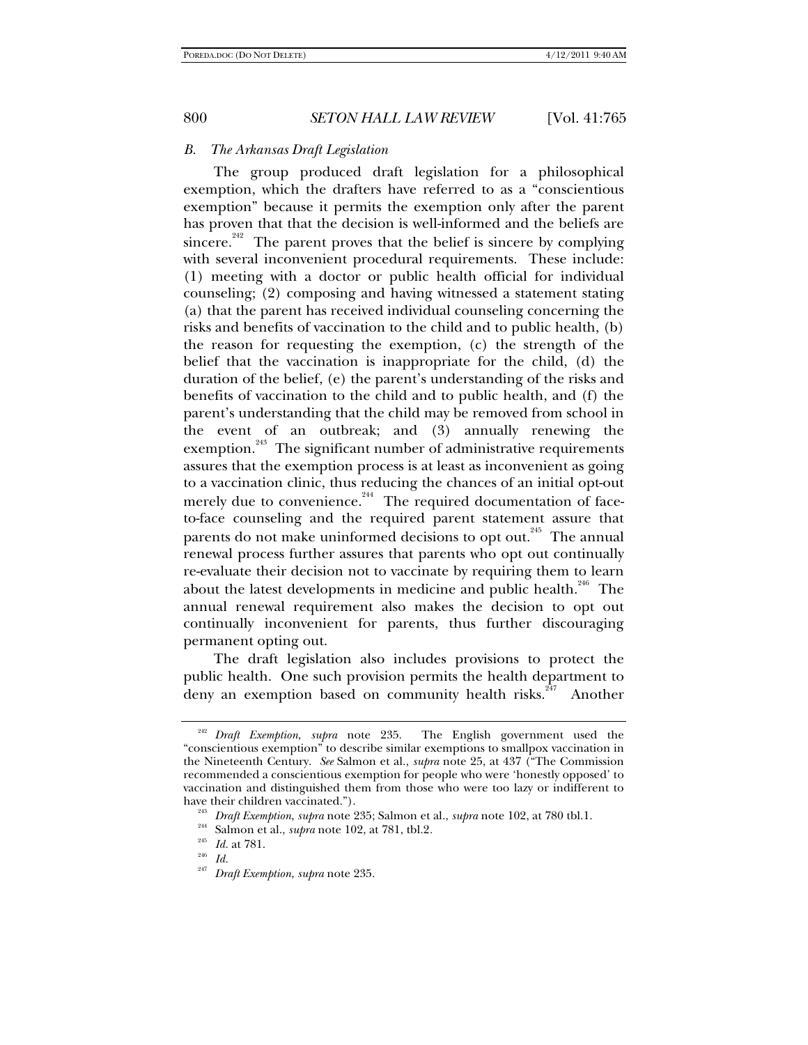### *B. The Arkansas Draft Legislation*

The group produced draft legislation for a philosophical exemption, which the drafters have referred to as a "conscientious exemption" because it permits the exemption only after the parent has proven that that the decision is well-informed and the beliefs are sincere.[242] The parent proves that the belief is sincere by complying with several inconvenient procedural requirements. These include: (1) meeting with a doctor or public health official for individual counseling; (2) composing and having witnessed a statement stating (a) that the parent has received individual counseling concerning the risks and benefits of vaccination to the child and to public health, (b) the reason for requesting the exemption, (c) the strength of the belief that the vaccination is inappropriate for the child, (d) the duration of the belief, (e) the parent's understanding of the risks and benefits of vaccination to the child and to public health, and (f) the parent's understanding that the child may be removed from school in the event of an outbreak; and (3) annually renewing the exemption.[243] The significant number of administrative requirements assures that the exemption process is at least as inconvenient as going to a vaccination clinic, thus reducing the chances of an initial opt-out merely due to convenience.[244] The required documentation of face-to-face counseling and the required parent statement assure that parents do not make uninformed decisions to opt out.[245] The annual renewal process further assures that parents who opt out continually re-evaluate their decision not to vaccinate by requiring them to learn about the latest developments in medicine and public health.[246] The annual renewal requirement also makes the decision to opt out continually inconvenient for parents, thus further discouraging permanent opting out.

The draft legislation also includes provisions to protect the public health. One such provision permits the health department to deny an exemption based on community health risks.[247] Another

---

[242] *Draft Exemption*, *supra* note 235. The English government used the "conscientious exemption" to describe similar exemptions to smallpox vaccination in the Nineteenth Century. *See* Salmon et al., *supra* note 25, at 437 ("The Commission recommended a conscientious exemption for people who were 'honestly opposed' to vaccination and distinguished them from those who were too lazy or indifferent to have their children vaccinated.").

[243] *Draft Exemption*, *supra* note 235; Salmon et al., *supra* note 102, at 780 tbl.1.

[244] Salmon et al., *supra* note 102, at 781, tbl.2.

[245] *Id.* at 781.

[246] *Id.*

[247] *Draft Exemption*, *supra* note 235.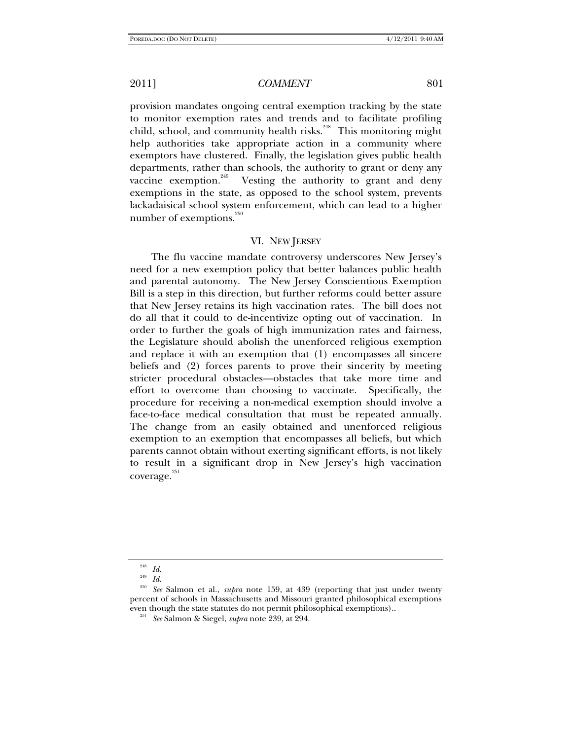provision mandates ongoing central exemption tracking by the state to monitor exemption rates and trends and to facilitate profiling child, school, and community health risks.[248] This monitoring might help authorities take appropriate action in a community where exemptors have clustered. Finally, the legislation gives public health departments, rather than schools, the authority to grant or deny any vaccine exemption.[249] Vesting the authority to grant and deny exemptions in the state, as opposed to the school system, prevents lackadaisical school system enforcement, which can lead to a higher number of exemptions.[250]

## VI. NEW JERSEY

The flu vaccine mandate controversy underscores New Jersey's need for a new exemption policy that better balances public health and parental autonomy. The New Jersey Conscientious Exemption Bill is a step in this direction, but further reforms could better assure that New Jersey retains its high vaccination rates. The bill does not do all that it could to de-incentivize opting out of vaccination. In order to further the goals of high immunization rates and fairness, the Legislature should abolish the unenforced religious exemption and replace it with an exemption that (1) encompasses all sincere beliefs and (2) forces parents to prove their sincerity by meeting stricter procedural obstacles—obstacles that take more time and effort to overcome than choosing to vaccinate. Specifically, the procedure for receiving a non-medical exemption should involve a face-to-face medical consultation that must be repeated annually. The change from an easily obtained and unenforced religious exemption to an exemption that encompasses all beliefs, but which parents cannot obtain without exerting significant efforts, is not likely to result in a significant drop in New Jersey's high vaccination coverage.[251]

---

[248] *Id.*

[249] *Id.*

[250] *See* Salmon et al., *supra* note 159, at 439 (reporting that just under twenty percent of schools in Massachusetts and Missouri granted philosophical exemptions even though the state statutes do not permit philosophical exemptions)..

[251] *See* Salmon & Siegel, *supra* note 239, at 294.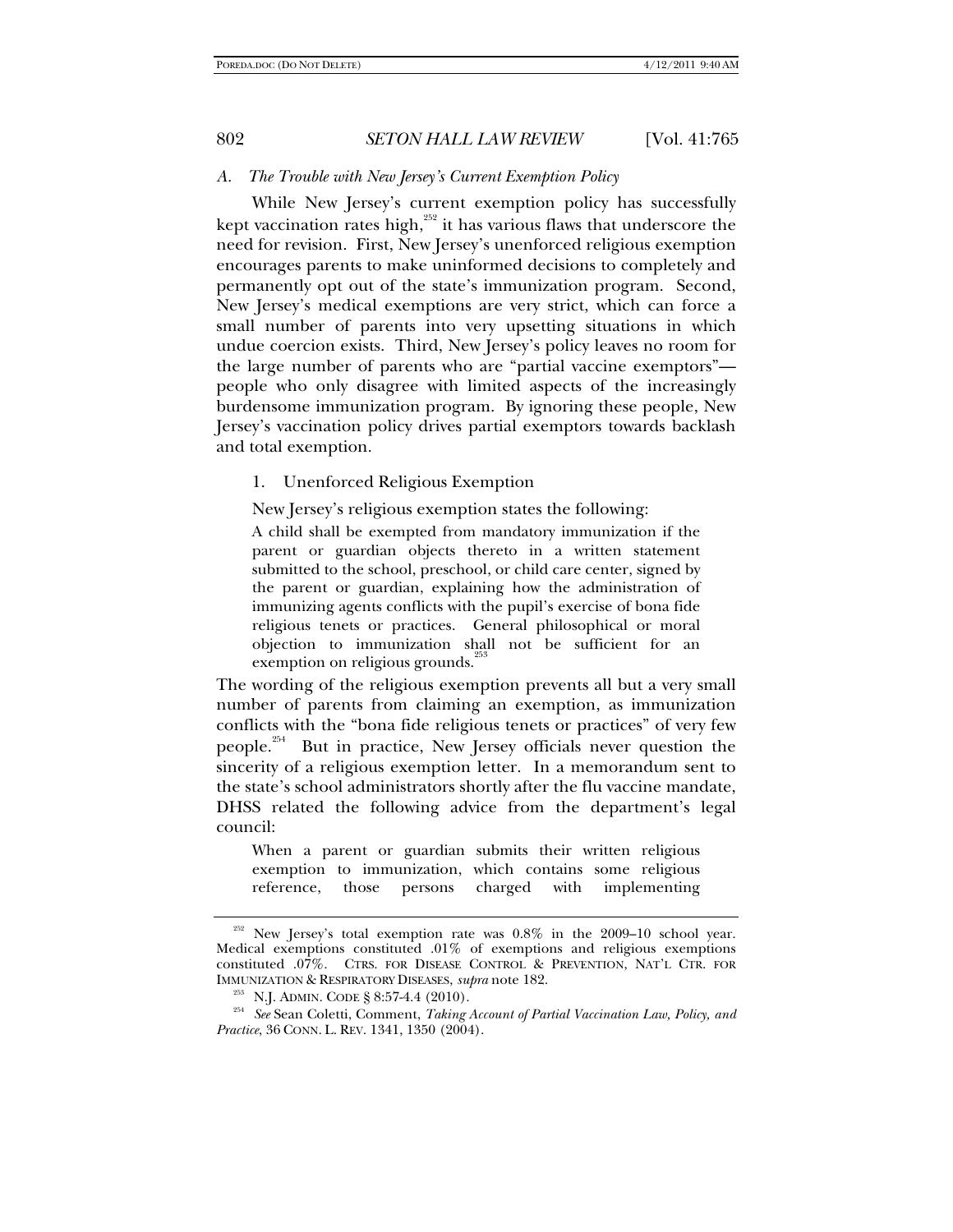### *A. The Trouble with New Jersey's Current Exemption Policy*

While New Jersey's current exemption policy has successfully kept vaccination rates high,[252] it has various flaws that underscore the need for revision. First, New Jersey's unenforced religious exemption encourages parents to make uninformed decisions to completely and permanently opt out of the state's immunization program. Second, New Jersey's medical exemptions are very strict, which can force a small number of parents into very upsetting situations in which undue coercion exists. Third, New Jersey's policy leaves no room for the large number of parents who are "partial vaccine exemptors"—people who only disagree with limited aspects of the increasingly burdensome immunization program. By ignoring these people, New Jersey's vaccination policy drives partial exemptors towards backlash and total exemption.

#### 1. Unenforced Religious Exemption

New Jersey's religious exemption states the following:

> A child shall be exempted from mandatory immunization if the parent or guardian objects thereto in a written statement submitted to the school, preschool, or child care center, signed by the parent or guardian, explaining how the administration of immunizing agents conflicts with the pupil's exercise of bona fide religious tenets or practices. General philosophical or moral objection to immunization shall not be sufficient for an exemption on religious grounds.[253]

The wording of the religious exemption prevents all but a very small number of parents from claiming an exemption, as immunization conflicts with the "bona fide religious tenets or practices" of very few people.[254] But in practice, New Jersey officials never question the sincerity of a religious exemption letter. In a memorandum sent to the state's school administrators shortly after the flu vaccine mandate, DHSS related the following advice from the department's legal council:

> When a parent or guardian submits their written religious exemption to immunization, which contains some religious reference, those persons charged with implementing

---

[252] New Jersey's total exemption rate was 0.8% in the 2009–10 school year. Medical exemptions constituted .01% of exemptions and religious exemptions constituted .07%. CTRS. FOR DISEASE CONTROL & PREVENTION, NAT'L CTR. FOR IMMUNIZATION & RESPIRATORY DISEASES, *supra* note 182.

[253] N.J. ADMIN. CODE § 8:57-4.4 (2010).

[254] *See* Sean Coletti, Comment, *Taking Account of Partial Vaccination Law, Policy, and Practice*, 36 CONN. L. REV. 1341, 1350 (2004).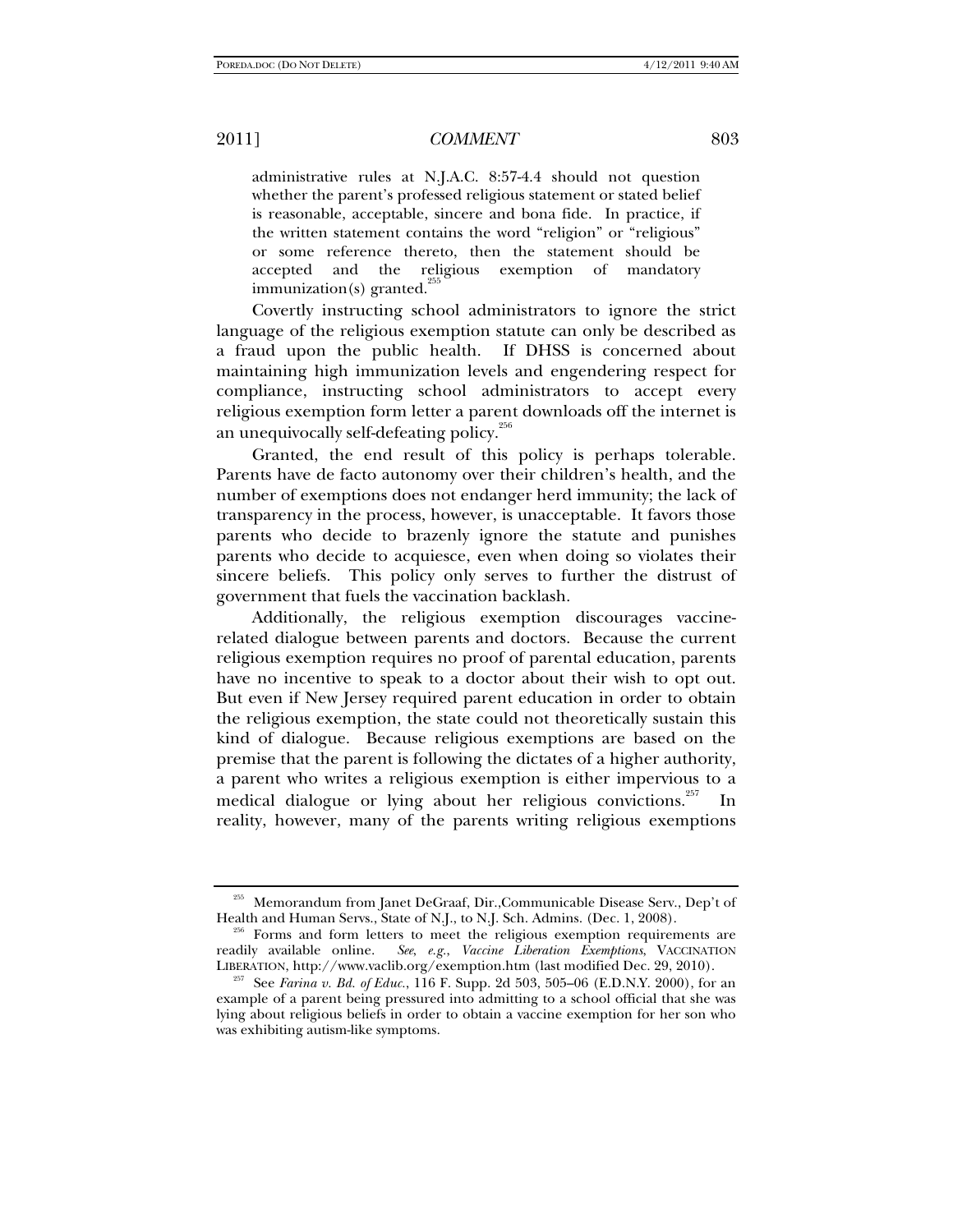> administrative rules at N.J.A.C. 8:57-4.4 should not question whether the parent's professed religious statement or stated belief is reasonable, acceptable, sincere and bona fide. In practice, if the written statement contains the word "religion" or "religious" or some reference thereto, then the statement should be accepted and the religious exemption of mandatory immunization(s) granted.[255]

Covertly instructing school administrators to ignore the strict language of the religious exemption statute can only be described as a fraud upon the public health. If DHSS is concerned about maintaining high immunization levels and engendering respect for compliance, instructing school administrators to accept every religious exemption form letter a parent downloads off the internet is an unequivocally self-defeating policy.[256]

Granted, the end result of this policy is perhaps tolerable. Parents have de facto autonomy over their children's health, and the number of exemptions does not endanger herd immunity; the lack of transparency in the process, however, is unacceptable. It favors those parents who decide to brazenly ignore the statute and punishes parents who decide to acquiesce, even when doing so violates their sincere beliefs. This policy only serves to further the distrust of government that fuels the vaccination backlash.

Additionally, the religious exemption discourages vaccine-related dialogue between parents and doctors. Because the current religious exemption requires no proof of parental education, parents have no incentive to speak to a doctor about their wish to opt out. But even if New Jersey required parent education in order to obtain the religious exemption, the state could not theoretically sustain this kind of dialogue. Because religious exemptions are based on the premise that the parent is following the dictates of a higher authority, a parent who writes a religious exemption is either impervious to a medical dialogue or lying about her religious convictions.[257] In reality, however, many of the parents writing religious exemptions

---

[255] Memorandum from Janet DeGraaf, Dir.,Communicable Disease Serv., Dep't of Health and Human Servs., State of N.J., to N.J. Sch. Admins. (Dec. 1, 2008).

[256] Forms and form letters to meet the religious exemption requirements are readily available online. *See, e.g.*, *Vaccine Liberation Exemptions*, VACCINATION LIBERATION, http://www.vaclib.org/exemption.htm (last modified Dec. 29, 2010).

[257] See *Farina v. Bd. of Educ.*, 116 F. Supp. 2d 503, 505–06 (E.D.N.Y. 2000), for an example of a parent being pressured into admitting to a school official that she was lying about religious beliefs in order to obtain a vaccine exemption for her son who was exhibiting autism-like symptoms.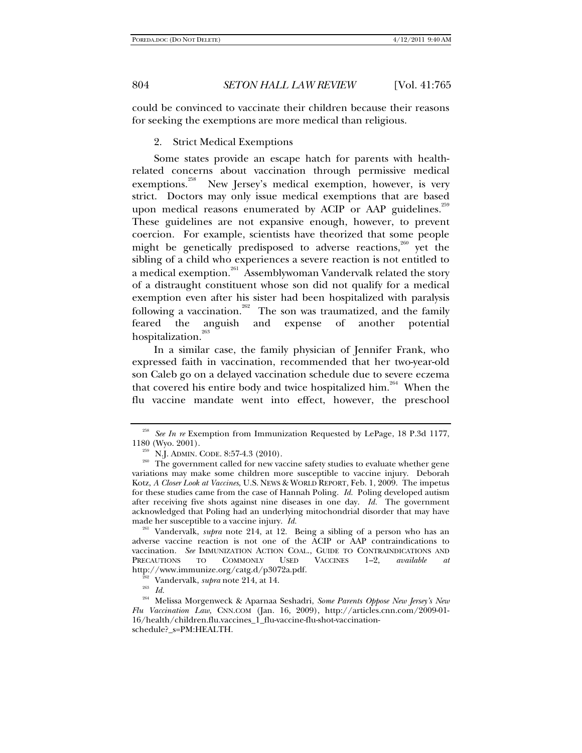could be convinced to vaccinate their children because their reasons for seeking the exemptions are more medical than religious.

2. Strict Medical Exemptions

Some states provide an escape hatch for parents with health-related concerns about vaccination through permissive medical exemptions.[258] New Jersey's medical exemption, however, is very strict. Doctors may only issue medical exemptions that are based upon medical reasons enumerated by ACIP or AAP guidelines.[259] These guidelines are not expansive enough, however, to prevent coercion. For example, scientists have theorized that some people might be genetically predisposed to adverse reactions,[260] yet the sibling of a child who experiences a severe reaction is not entitled to a medical exemption.[261] Assemblywoman Vandervalk related the story of a distraught constituent whose son did not qualify for a medical exemption even after his sister had been hospitalized with paralysis following a vaccination.[262] The son was traumatized, and the family feared the anguish and expense of another potential hospitalization.[263]

In a similar case, the family physician of Jennifer Frank, who expressed faith in vaccination, recommended that her two-year-old son Caleb go on a delayed vaccination schedule due to severe eczema that covered his entire body and twice hospitalized him.[264] When the flu vaccine mandate went into effect, however, the preschool

---

[258] *See In re* Exemption from Immunization Requested by LePage, 18 P.3d 1177, 1180 (Wyo. 2001).

[259] N.J. ADMIN. CODE. 8:57-4.3 (2010).

[260] The government called for new vaccine safety studies to evaluate whether gene variations may make some children more susceptible to vaccine injury. Deborah Kotz, *A Closer Look at Vaccines*, U.S. NEWS & WORLD REPORT, Feb. 1, 2009. The impetus for these studies came from the case of Hannah Poling. *Id.* Poling developed autism after receiving five shots against nine diseases in one day. *Id.* The government acknowledged that Poling had an underlying mitochondrial disorder that may have made her susceptible to a vaccine injury. *Id.*

[261] Vandervalk, *supra* note 214, at 12. Being a sibling of a person who has an adverse vaccine reaction is not one of the ACIP or AAP contraindications to vaccination. *See* IMMUNIZATION ACTION COAL., GUIDE TO CONTRAINDICATIONS AND PRECAUTIONS TO COMMONLY USED VACCINES 1–2, *available at* http://www.immunize.org/catg.d/p3072a.pdf.

[262] Vandervalk, *supra* note 214, at 14.

[263] *Id.*

[264] Melissa Morgenweck & Aparnaa Seshadri, *Some Parents Oppose New Jersey's New Flu Vaccination Law*, CNN.COM (Jan. 16, 2009), http://articles.cnn.com/2009-01-16/health/children.flu.vaccines_1_flu-vaccine-flu-shot-vaccination-schedule?_s=PM:HEALTH.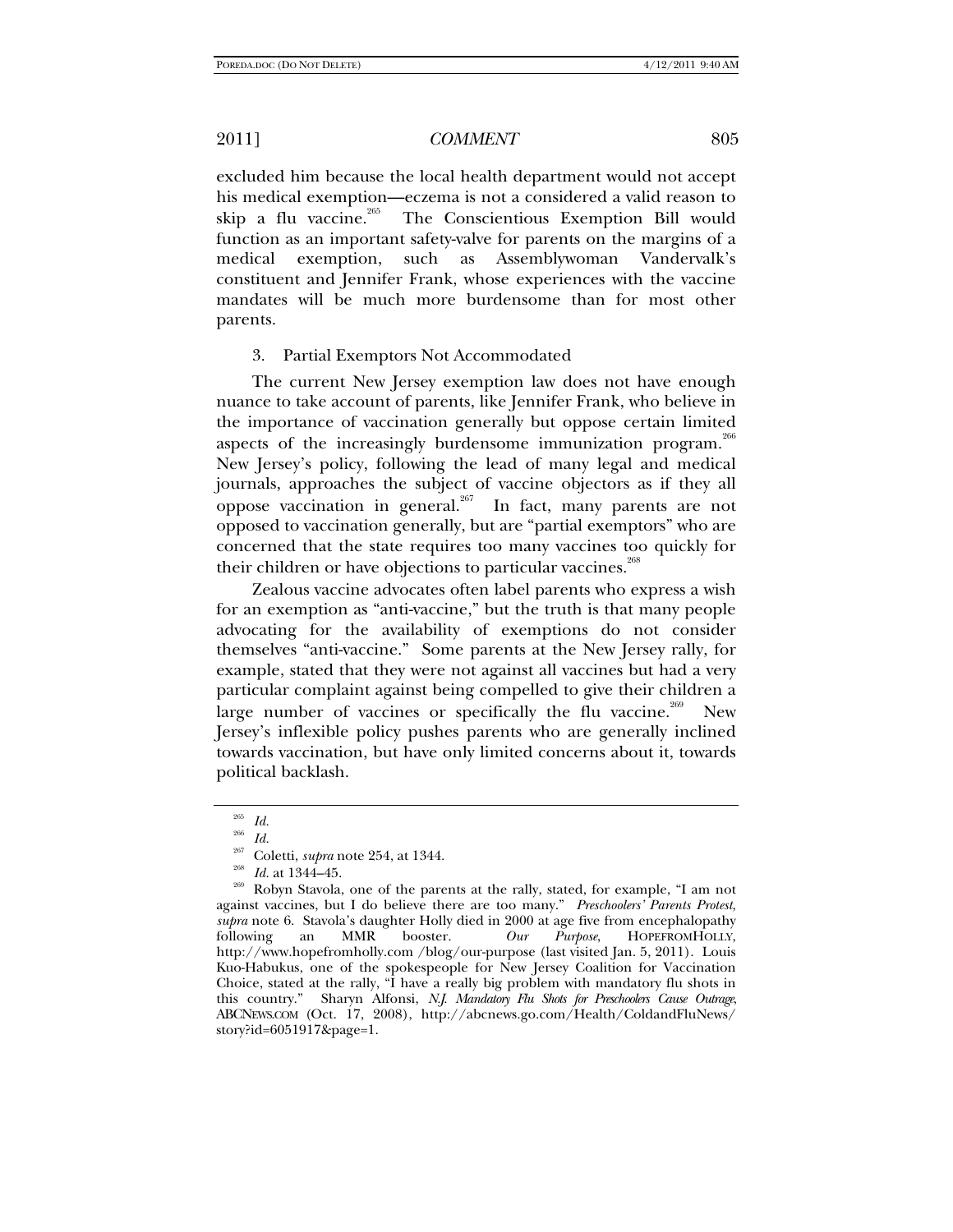excluded him because the local health department would not accept his medical exemption—eczema is not a considered a valid reason to skip a flu vaccine.[265] The Conscientious Exemption Bill would function as an important safety-valve for parents on the margins of a medical exemption, such as Assemblywoman Vandervalk's constituent and Jennifer Frank, whose experiences with the vaccine mandates will be much more burdensome than for most other parents.

3. Partial Exemptors Not Accommodated

The current New Jersey exemption law does not have enough nuance to take account of parents, like Jennifer Frank, who believe in the importance of vaccination generally but oppose certain limited aspects of the increasingly burdensome immunization program.[266] New Jersey's policy, following the lead of many legal and medical journals, approaches the subject of vaccine objectors as if they all oppose vaccination in general.[267] In fact, many parents are not opposed to vaccination generally, but are "partial exemptors" who are concerned that the state requires too many vaccines too quickly for their children or have objections to particular vaccines.[268]

Zealous vaccine advocates often label parents who express a wish for an exemption as "anti-vaccine," but the truth is that many people advocating for the availability of exemptions do not consider themselves "anti-vaccine." Some parents at the New Jersey rally, for example, stated that they were not against all vaccines but had a very particular complaint against being compelled to give their children a large number of vaccines or specifically the flu vaccine.[269] New Jersey's inflexible policy pushes parents who are generally inclined towards vaccination, but have only limited concerns about it, towards political backlash.

---

[265] *Id.*

[266] *Id.*

[267] Coletti, *supra* note 254, at 1344.

[268] *Id.* at 1344–45.

[269] Robyn Stavola, one of the parents at the rally, stated, for example, "I am not against vaccines, but I do believe there are too many." *Preschoolers' Parents Protest*, *supra* note 6. Stavola's daughter Holly died in 2000 at age five from encephalopathy following an MMR booster. *Our Purpose*, HOPEFROMHOLLY, http://www.hopefromholly.com /blog/our-purpose (last visited Jan. 5, 2011). Louis Kuo-Habukus, one of the spokespeople for New Jersey Coalition for Vaccination Choice, stated at the rally, "I have a really big problem with mandatory flu shots in this country." Sharyn Alfonsi, *N.J. Mandatory Flu Shots for Preschoolers Cause Outrage*, ABCNEWS.COM (Oct. 17, 2008), http://abcnews.go.com/Health/ColdandFluNews/ story?id=6051917&page=1.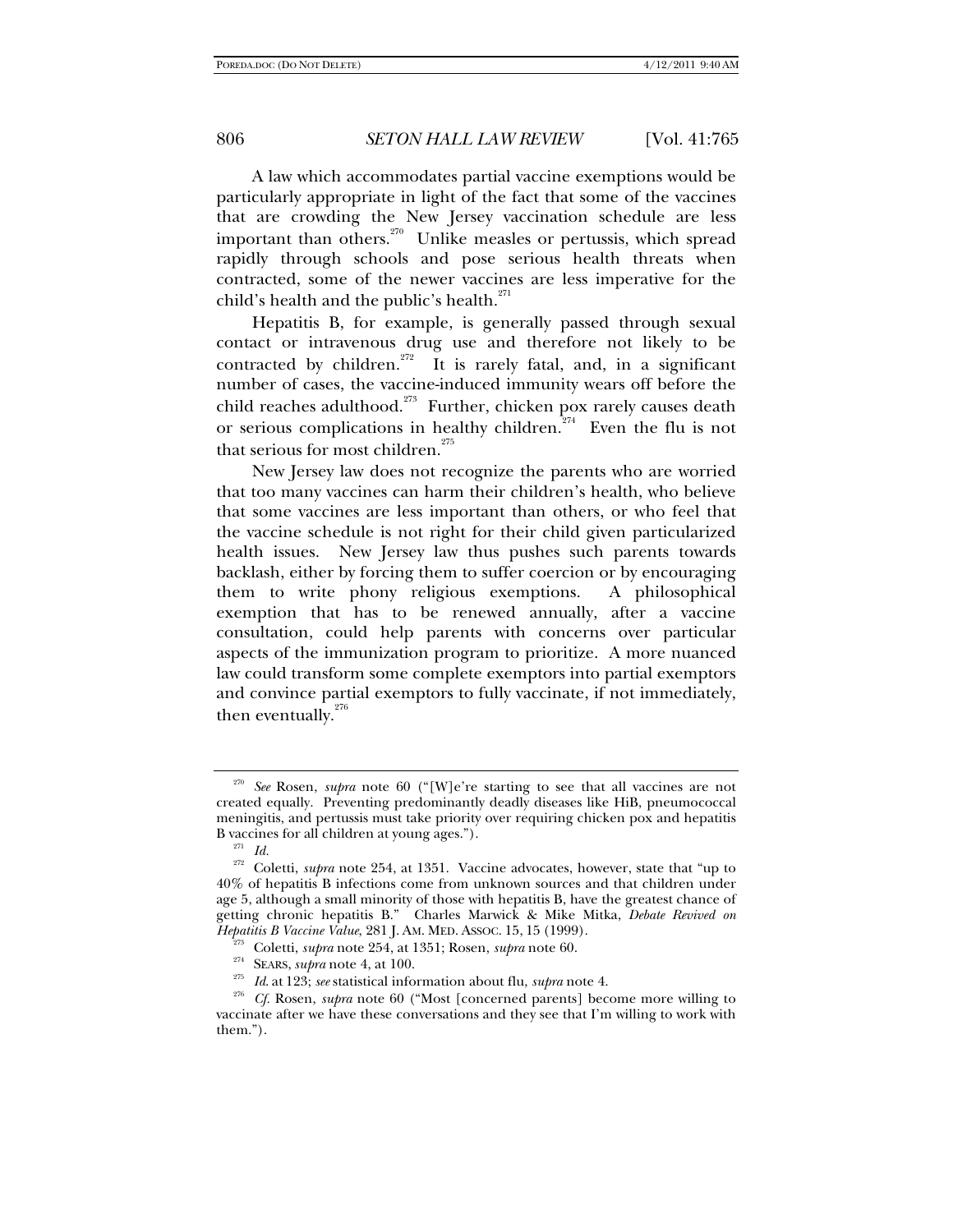A law which accommodates partial vaccine exemptions would be particularly appropriate in light of the fact that some of the vaccines that are crowding the New Jersey vaccination schedule are less important than others.[270] Unlike measles or pertussis, which spread rapidly through schools and pose serious health threats when contracted, some of the newer vaccines are less imperative for the child's health and the public's health.[271]

Hepatitis B, for example, is generally passed through sexual contact or intravenous drug use and therefore not likely to be contracted by children.[272] It is rarely fatal, and, in a significant number of cases, the vaccine-induced immunity wears off before the child reaches adulthood.[273] Further, chicken pox rarely causes death or serious complications in healthy children.[274] Even the flu is not that serious for most children.[275]

New Jersey law does not recognize the parents who are worried that too many vaccines can harm their children's health, who believe that some vaccines are less important than others, or who feel that the vaccine schedule is not right for their child given particularized health issues. New Jersey law thus pushes such parents towards backlash, either by forcing them to suffer coercion or by encouraging them to write phony religious exemptions. A philosophical exemption that has to be renewed annually, after a vaccine consultation, could help parents with concerns over particular aspects of the immunization program to prioritize. A more nuanced law could transform some complete exemptors into partial exemptors and convince partial exemptors to fully vaccinate, if not immediately, then eventually.[276]

---

[270] *See* Rosen, *supra* note 60 ("[W]e're starting to see that all vaccines are not created equally. Preventing predominantly deadly diseases like HiB, pneumococcal meningitis, and pertussis must take priority over requiring chicken pox and hepatitis B vaccines for all children at young ages.").

[271] *Id.*

[272] Coletti, *supra* note 254, at 1351. Vaccine advocates, however, state that "up to 40% of hepatitis B infections come from unknown sources and that children under age 5, although a small minority of those with hepatitis B, have the greatest chance of getting chronic hepatitis B." Charles Marwick & Mike Mitka, *Debate Revived on Hepatitis B Vaccine Value*, 281 J. AM. MED. ASSOC. 15, 15 (1999).

[273] Coletti, *supra* note 254, at 1351; Rosen, *supra* note 60.

[274] SEARS, *supra* note 4, at 100.

[275] *Id.* at 123; *see* statistical information about flu, *supra* note 4.

[276] *Cf.* Rosen, *supra* note 60 ("Most [concerned parents] become more willing to vaccinate after we have these conversations and they see that I'm willing to work with them.").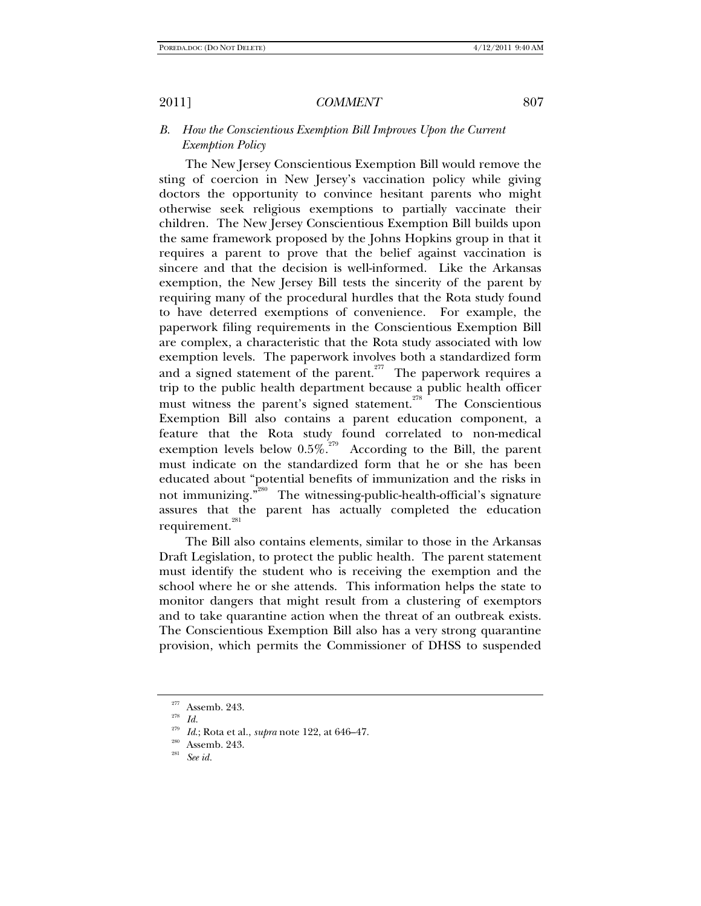### *B. How the Conscientious Exemption Bill Improves Upon the Current Exemption Policy*

The New Jersey Conscientious Exemption Bill would remove the sting of coercion in New Jersey's vaccination policy while giving doctors the opportunity to convince hesitant parents who might otherwise seek religious exemptions to partially vaccinate their children. The New Jersey Conscientious Exemption Bill builds upon the same framework proposed by the Johns Hopkins group in that it requires a parent to prove that the belief against vaccination is sincere and that the decision is well-informed. Like the Arkansas exemption, the New Jersey Bill tests the sincerity of the parent by requiring many of the procedural hurdles that the Rota study found to have deterred exemptions of convenience. For example, the paperwork filing requirements in the Conscientious Exemption Bill are complex, a characteristic that the Rota study associated with low exemption levels. The paperwork involves both a standardized form and a signed statement of the parent.[277] The paperwork requires a trip to the public health department because a public health officer must witness the parent's signed statement.[278] The Conscientious Exemption Bill also contains a parent education component, a feature that the Rota study found correlated to non-medical exemption levels below 0.5%.[279] According to the Bill, the parent must indicate on the standardized form that he or she has been educated about "potential benefits of immunization and the risks in not immunizing."[280] The witnessing-public-health-official's signature assures that the parent has actually completed the education requirement.[281]

The Bill also contains elements, similar to those in the Arkansas Draft Legislation, to protect the public health. The parent statement must identify the student who is receiving the exemption and the school where he or she attends. This information helps the state to monitor dangers that might result from a clustering of exemptors and to take quarantine action when the threat of an outbreak exists. The Conscientious Exemption Bill also has a very strong quarantine provision, which permits the Commissioner of DHSS to suspended

---

[277] Assemb. 243.

[278] *Id.*

[279] *Id.*; Rota et al., *supra* note 122, at 646–47.

[280] Assemb. 243.

[281] *See id.*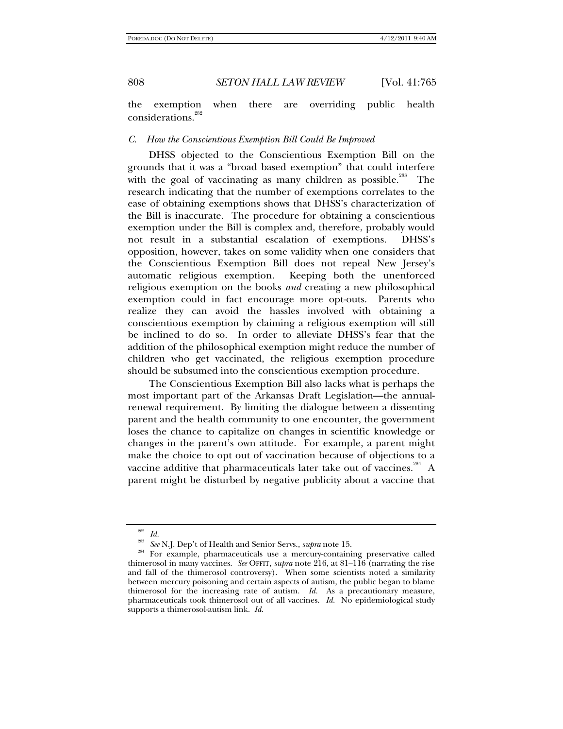the exemption when there are overriding public health considerations.[282]

### C. *How the Conscientious Exemption Bill Could Be Improved*

DHSS objected to the Conscientious Exemption Bill on the grounds that it was a "broad based exemption" that could interfere with the goal of vaccinating as many children as possible.[283] The research indicating that the number of exemptions correlates to the ease of obtaining exemptions shows that DHSS's characterization of the Bill is inaccurate. The procedure for obtaining a conscientious exemption under the Bill is complex and, therefore, probably would not result in a substantial escalation of exemptions. DHSS's opposition, however, takes on some validity when one considers that the Conscientious Exemption Bill does not repeal New Jersey's automatic religious exemption. Keeping both the unenforced religious exemption on the books *and* creating a new philosophical exemption could in fact encourage more opt-outs. Parents who realize they can avoid the hassles involved with obtaining a conscientious exemption by claiming a religious exemption will still be inclined to do so. In order to alleviate DHSS's fear that the addition of the philosophical exemption might reduce the number of children who get vaccinated, the religious exemption procedure should be subsumed into the conscientious exemption procedure.

The Conscientious Exemption Bill also lacks what is perhaps the most important part of the Arkansas Draft Legislation—the annual-renewal requirement. By limiting the dialogue between a dissenting parent and the health community to one encounter, the government loses the chance to capitalize on changes in scientific knowledge or changes in the parent's own attitude. For example, a parent might make the choice to opt out of vaccination because of objections to a vaccine additive that pharmaceuticals later take out of vaccines.[284] A parent might be disturbed by negative publicity about a vaccine that

---

[282] *Id.*

[283] *See* N.J. Dep't of Health and Senior Servs., *supra* note 15.

[284] For example, pharmaceuticals use a mercury-containing preservative called thimerosol in many vaccines. *See* OFFIT, *supra* note 216, at 81–116 (narrating the rise and fall of the thimerosol controversy). When some scientists noted a similarity between mercury poisoning and certain aspects of autism, the public began to blame thimerosol for the increasing rate of autism. *Id.* As a precautionary measure, pharmaceuticals took thimerosol out of all vaccines. *Id.* No epidemiological study supports a thimerosol-autism link. *Id.*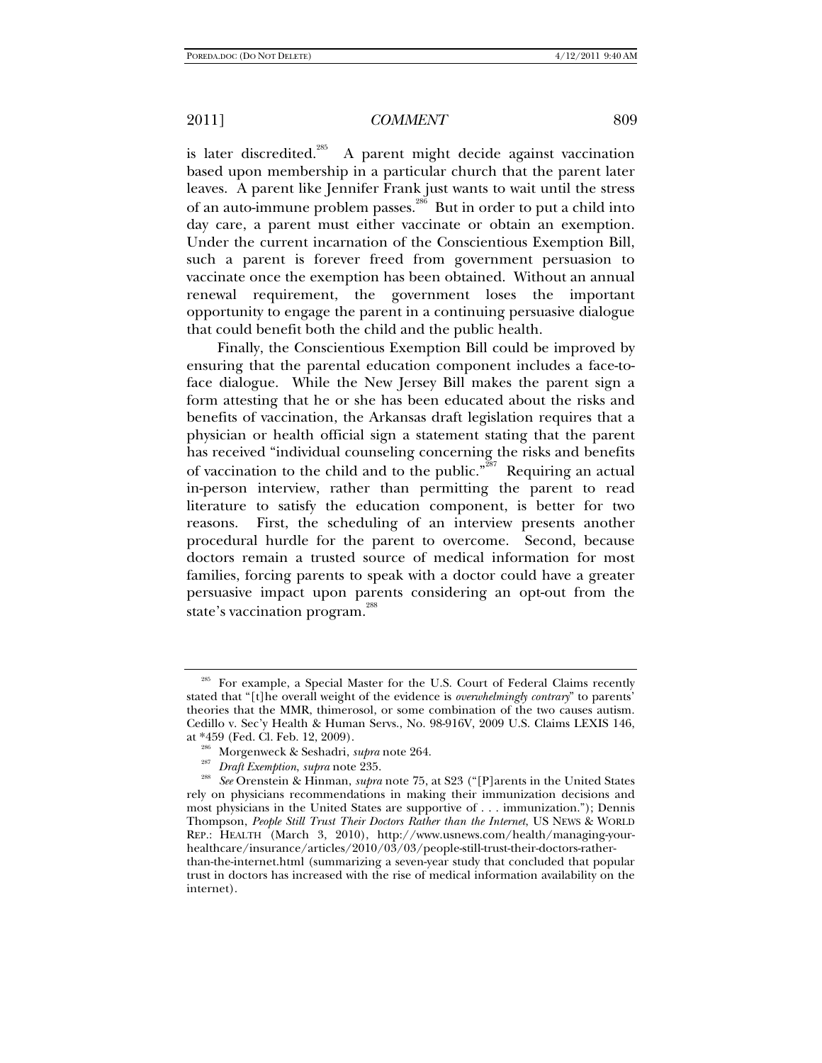is later discredited.[285] A parent might decide against vaccination based upon membership in a particular church that the parent later leaves. A parent like Jennifer Frank just wants to wait until the stress of an auto-immune problem passes.[286] But in order to put a child into day care, a parent must either vaccinate or obtain an exemption. Under the current incarnation of the Conscientious Exemption Bill, such a parent is forever freed from government persuasion to vaccinate once the exemption has been obtained. Without an annual renewal requirement, the government loses the important opportunity to engage the parent in a continuing persuasive dialogue that could benefit both the child and the public health.

Finally, the Conscientious Exemption Bill could be improved by ensuring that the parental education component includes a face-to-face dialogue. While the New Jersey Bill makes the parent sign a form attesting that he or she has been educated about the risks and benefits of vaccination, the Arkansas draft legislation requires that a physician or health official sign a statement stating that the parent has received "individual counseling concerning the risks and benefits of vaccination to the child and to the public."[287] Requiring an actual in-person interview, rather than permitting the parent to read literature to satisfy the education component, is better for two reasons. First, the scheduling of an interview presents another procedural hurdle for the parent to overcome. Second, because doctors remain a trusted source of medical information for most families, forcing parents to speak with a doctor could have a greater persuasive impact upon parents considering an opt-out from the state's vaccination program.[288]

---

[285] For example, a Special Master for the U.S. Court of Federal Claims recently stated that "[t]he overall weight of the evidence is *overwhelmingly contrary*" to parents' theories that the MMR, thimerosol, or some combination of the two causes autism. Cedillo v. Sec'y Health & Human Servs., No. 98-916V, 2009 U.S. Claims LEXIS 146, at *459 (Fed. Cl. Feb. 12, 2009).

[286] Morgenweck & Seshadri, *supra* note 264.

[287] *Draft Exemption*, *supra* note 235.

[288] *See* Orenstein & Hinman, *supra* note 75, at S23 ("[P]arents in the United States rely on physicians recommendations in making their immunization decisions and most physicians in the United States are supportive of . . . immunization."); Dennis Thompson, *People Still Trust Their Doctors Rather than the Internet*, US NEWS & WORLD REP.: HEALTH (March 3, 2010), http://www.usnews.com/health/managing-your-healthcare/insurance/articles/2010/03/03/people-still-trust-their-doctors-rather-than-the-internet.html (summarizing a seven-year study that concluded that popular trust in doctors has increased with the rise of medical information availability on the internet).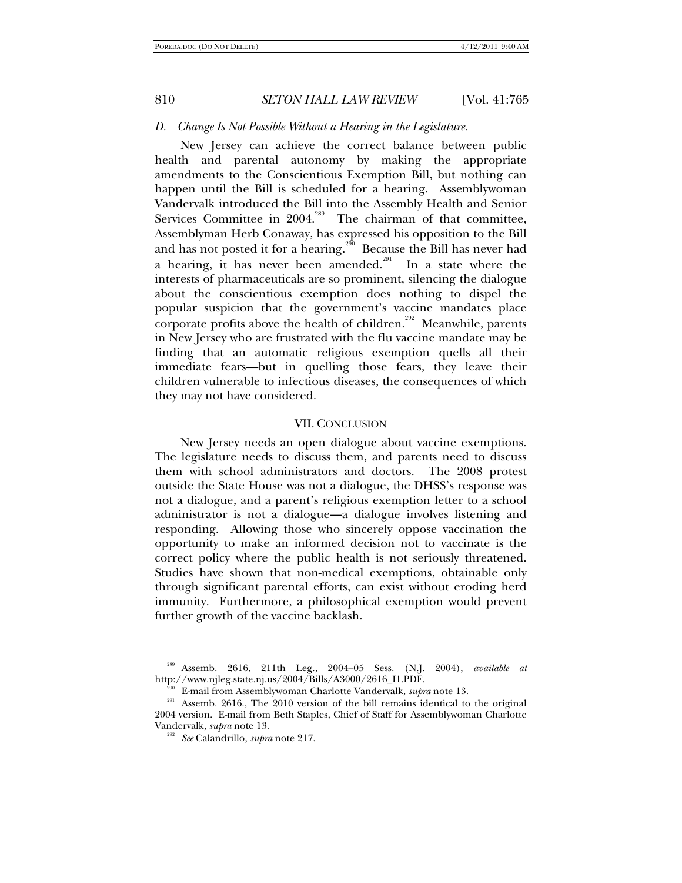### *D. Change Is Not Possible Without a Hearing in the Legislature.*

New Jersey can achieve the correct balance between public health and parental autonomy by making the appropriate amendments to the Conscientious Exemption Bill, but nothing can happen until the Bill is scheduled for a hearing. Assemblywoman Vandervalk introduced the Bill into the Assembly Health and Senior Services Committee in 2004.[289] The chairman of that committee, Assemblyman Herb Conaway, has expressed his opposition to the Bill and has not posted it for a hearing.[290] Because the Bill has never had a hearing, it has never been amended.[291] In a state where the interests of pharmaceuticals are so prominent, silencing the dialogue about the conscientious exemption does nothing to dispel the popular suspicion that the government's vaccine mandates place corporate profits above the health of children.[292] Meanwhile, parents in New Jersey who are frustrated with the flu vaccine mandate may be finding that an automatic religious exemption quells all their immediate fears—but in quelling those fears, they leave their children vulnerable to infectious diseases, the consequences of which they may not have considered.

## VII. CONCLUSION

New Jersey needs an open dialogue about vaccine exemptions. The legislature needs to discuss them, and parents need to discuss them with school administrators and doctors. The 2008 protest outside the State House was not a dialogue, the DHSS's response was not a dialogue, and a parent's religious exemption letter to a school administrator is not a dialogue—a dialogue involves listening and responding. Allowing those who sincerely oppose vaccination the opportunity to make an informed decision not to vaccinate is the correct policy where the public health is not seriously threatened. Studies have shown that non-medical exemptions, obtainable only through significant parental efforts, can exist without eroding herd immunity. Furthermore, a philosophical exemption would prevent further growth of the vaccine backlash.

---

[289] Assemb. 2616, 211th Leg., 2004–05 Sess. (N.J. 2004), *available at* http://www.njleg.state.nj.us/2004/Bills/A3000/2616_I1.PDF.

[290] E-mail from Assemblywoman Charlotte Vandervalk, *supra* note 13.

[291] Assemb. 2616., The 2010 version of the bill remains identical to the original 2004 version. E-mail from Beth Staples, Chief of Staff for Assemblywoman Charlotte Vandervalk, *supra* note 13.

[292] *See* Calandrillo, *supra* note 217.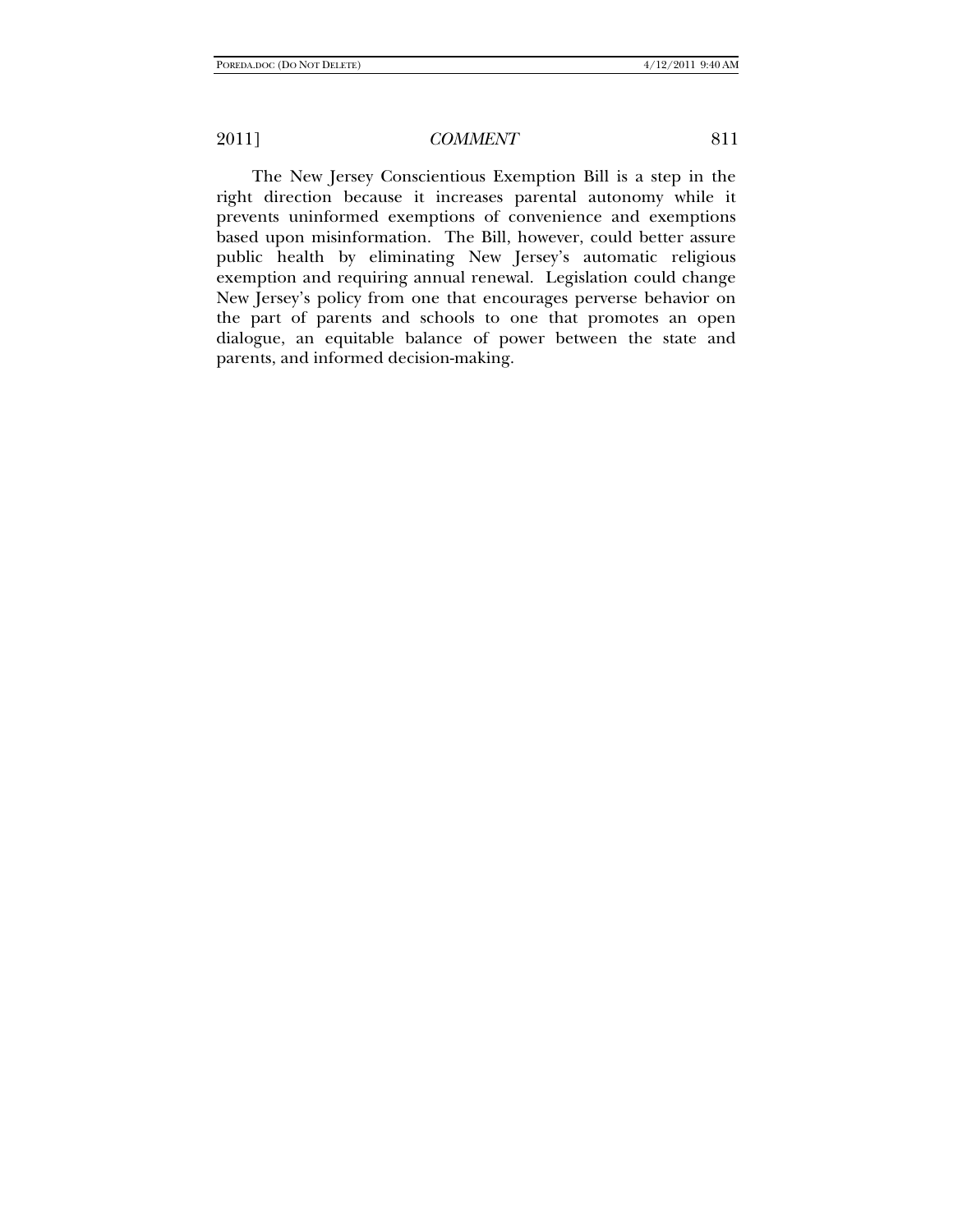The New Jersey Conscientious Exemption Bill is a step in the right direction because it increases parental autonomy while it prevents uninformed exemptions of convenience and exemptions based upon misinformation. The Bill, however, could better assure public health by eliminating New Jersey's automatic religious exemption and requiring annual renewal. Legislation could change New Jersey's policy from one that encourages perverse behavior on the part of parents and schools to one that promotes an open dialogue, an equitable balance of power between the state and parents, and informed decision-making.